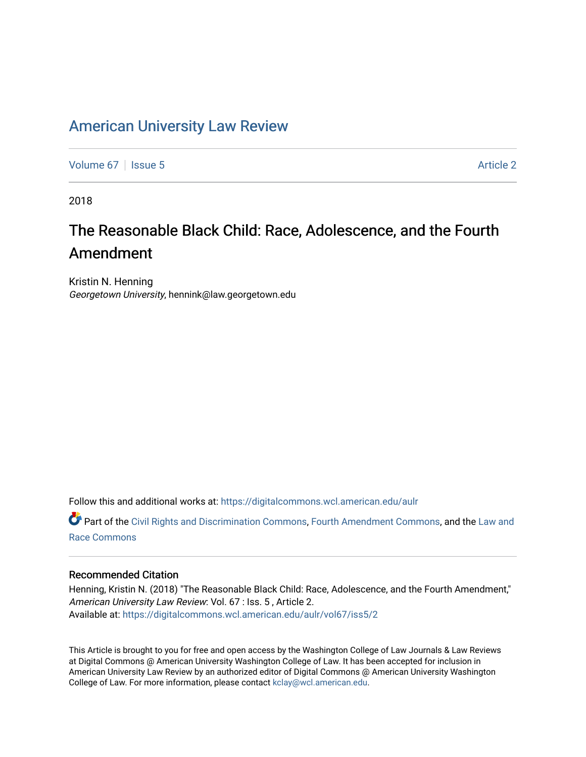# American University Law Review

Volume 67 | Issue 5 | Article 2

2018

## The Reasonable Black Child: Race, Adolescence, and the Fourth Amendment

Kristin N. Henning
*Georgetown University*, hennink@law.georgetown.edu

Follow this and additional works at: https://digitalcommons.wcl.american.edu/aulr

Part of the Civil Rights and Discrimination Commons, Fourth Amendment Commons, and the Law and Race Commons

### Recommended Citation

Henning, Kristin N. (2018) "The Reasonable Black Child: Race, Adolescence, and the Fourth Amendment," *American University Law Review*: Vol. 67 : Iss. 5 , Article 2.
Available at: https://digitalcommons.wcl.american.edu/aulr/vol67/iss5/2

This Article is brought to you for free and open access by the Washington College of Law Journals & Law Reviews at Digital Commons @ American University Washington College of Law. It has been accepted for inclusion in American University Law Review by an authorized editor of Digital Commons @ American University Washington College of Law. For more information, please contact kclay@wcl.american.edu.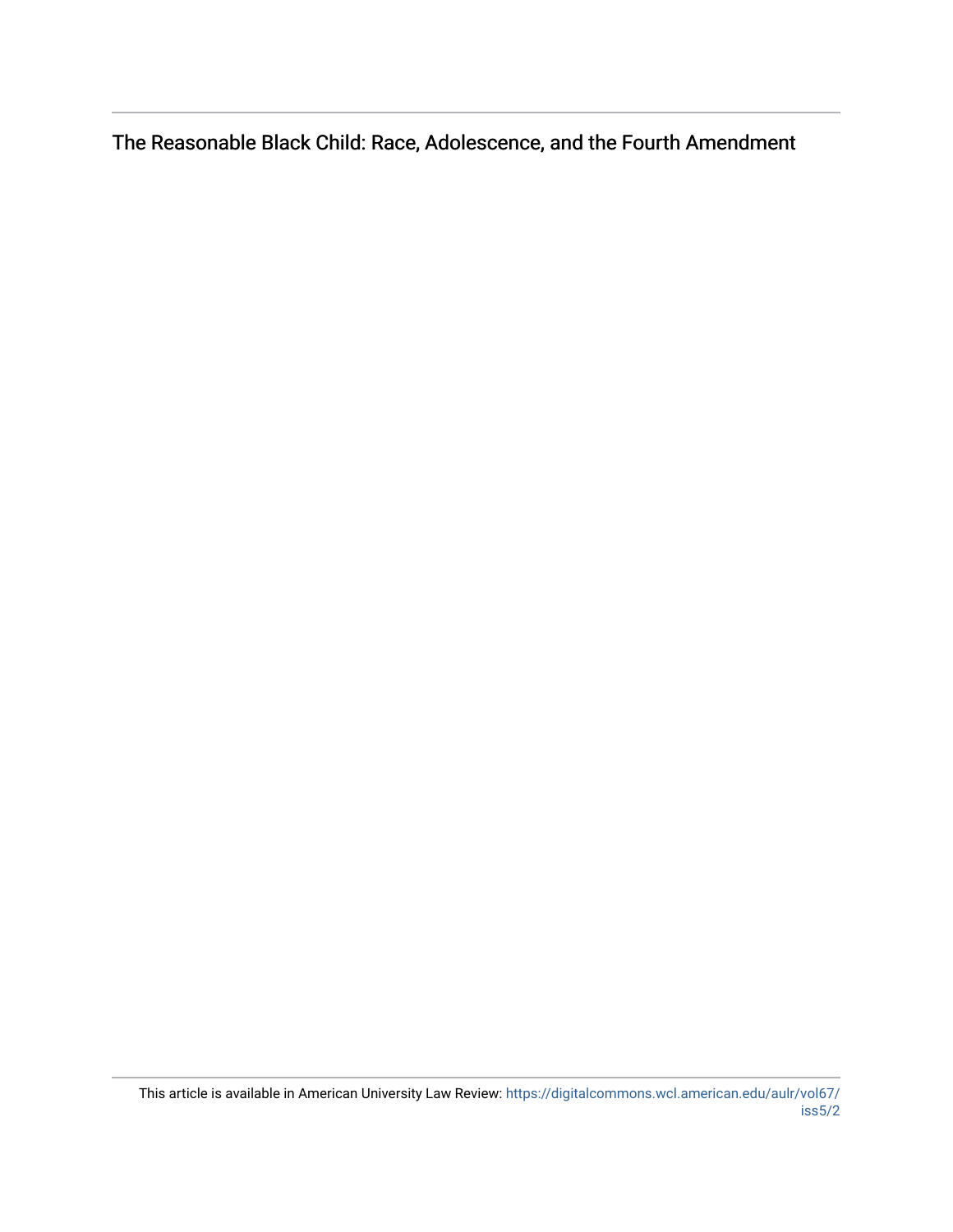# The Reasonable Black Child: Race, Adolescence, and the Fourth Amendment

This article is available in American University Law Review: https://digitalcommons.wcl.american.edu/aulr/vol67/iss5/2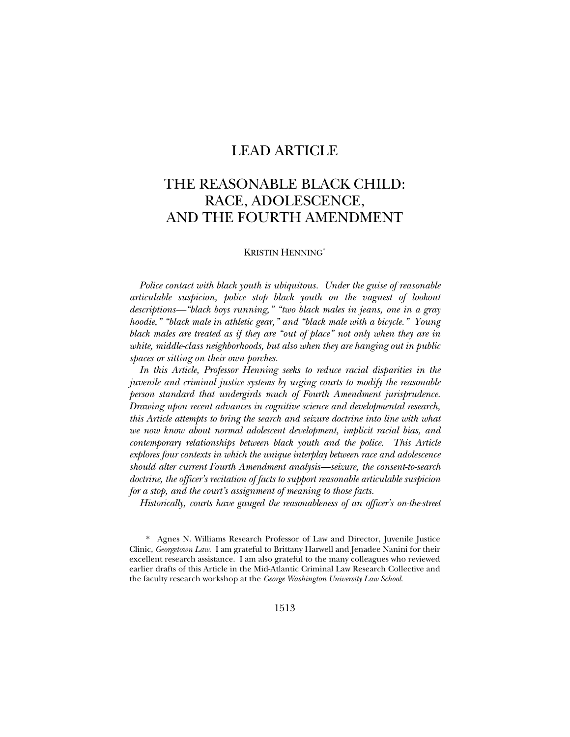# LEAD ARTICLE

# THE REASONABLE BLACK CHILD: RACE, ADOLESCENCE, AND THE FOURTH AMENDMENT

KRISTIN HENNING[*]

*Police contact with black youth is ubiquitous. Under the guise of reasonable articulable suspicion, police stop black youth on the vaguest of lookout descriptions—"black boys running," "two black males in jeans, one in a gray hoodie," "black male in athletic gear," and "black male with a bicycle." Young black males are treated as if they are "out of place" not only when they are in white, middle-class neighborhoods, but also when they are hanging out in public spaces or sitting on their own porches.*

*In this Article, Professor Henning seeks to reduce racial disparities in the juvenile and criminal justice systems by urging courts to modify the reasonable person standard that undergirds much of Fourth Amendment jurisprudence. Drawing upon recent advances in cognitive science and developmental research, this Article attempts to bring the search and seizure doctrine into line with what we now know about normal adolescent development, implicit racial bias, and contemporary relationships between black youth and the police. This Article explores four contexts in which the unique interplay between race and adolescence should alter current Fourth Amendment analysis—seizure, the consent-to-search doctrine, the officer's recitation of facts to support reasonable articulable suspicion for a stop, and the court's assignment of meaning to those facts.*

*Historically, courts have gauged the reasonableness of an officer's on-the-street*

---

[*] Agnes N. Williams Research Professor of Law and Director, Juvenile Justice Clinic, *Georgetown Law*. I am grateful to Brittany Harwell and Jenadee Nanini for their excellent research assistance. I am also grateful to the many colleagues who reviewed earlier drafts of this Article in the Mid-Atlantic Criminal Law Research Collective and the faculty research workshop at the *George Washington University Law School*.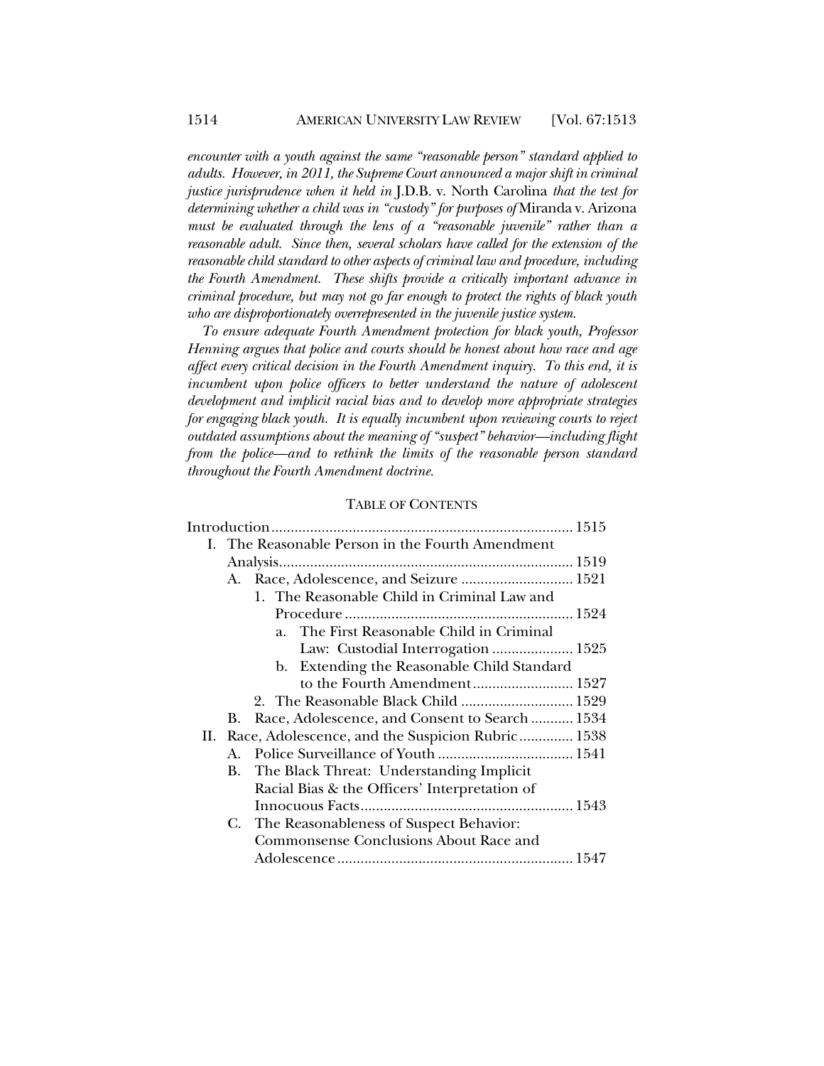*encounter with a youth against the same "reasonable person" standard applied to adults. However, in 2011, the Supreme Court announced a major shift in criminal justice jurisprudence when it held in* J.D.B. v. North Carolina *that the test for determining whether a child was in "custody" for purposes of* Miranda v. Arizona *must be evaluated through the lens of a "reasonable juvenile" rather than a reasonable adult. Since then, several scholars have called for the extension of the reasonable child standard to other aspects of criminal law and procedure, including the Fourth Amendment. These shifts provide a critically important advance in criminal procedure, but may not go far enough to protect the rights of black youth who are disproportionately overrepresented in the juvenile justice system.*

*To ensure adequate Fourth Amendment protection for black youth, Professor Henning argues that police and courts should be honest about how race and age affect every critical decision in the Fourth Amendment inquiry. To this end, it is incumbent upon police officers to better understand the nature of adolescent development and implicit racial bias and to develop more appropriate strategies for engaging black youth. It is equally incumbent upon reviewing courts to reject outdated assumptions about the meaning of "suspect" behavior—including flight from the police—and to rethink the limits of the reasonable person standard throughout the Fourth Amendment doctrine.*

TABLE OF CONTENTS

Introduction .................................................................... 1515
- I. The Reasonable Person in the Fourth Amendment Analysis ............................................................ 1519
  - A. Race, Adolescence, and Seizure ............................ 1521
    - 1. The Reasonable Child in Criminal Law and Procedure ........................................................ 1524
      - a. The First Reasonable Child in Criminal Law: Custodial Interrogation .................... 1525
      - b. Extending the Reasonable Child Standard to the Fourth Amendment ......................... 1527
    - 2. The Reasonable Black Child ............................ 1529
  - B. Race, Adolescence, and Consent to Search ........... 1534
- II. Race, Adolescence, and the Suspicion Rubric ............. 1538
  - A. Police Surveillance of Youth .................................. 1541
  - B. The Black Threat: Understanding Implicit Racial Bias & the Officers' Interpretation of Innocuous Facts ....................................................... 1543
  - C. The Reasonableness of Suspect Behavior: Commonsense Conclusions About Race and Adolescence ............................................................ 1547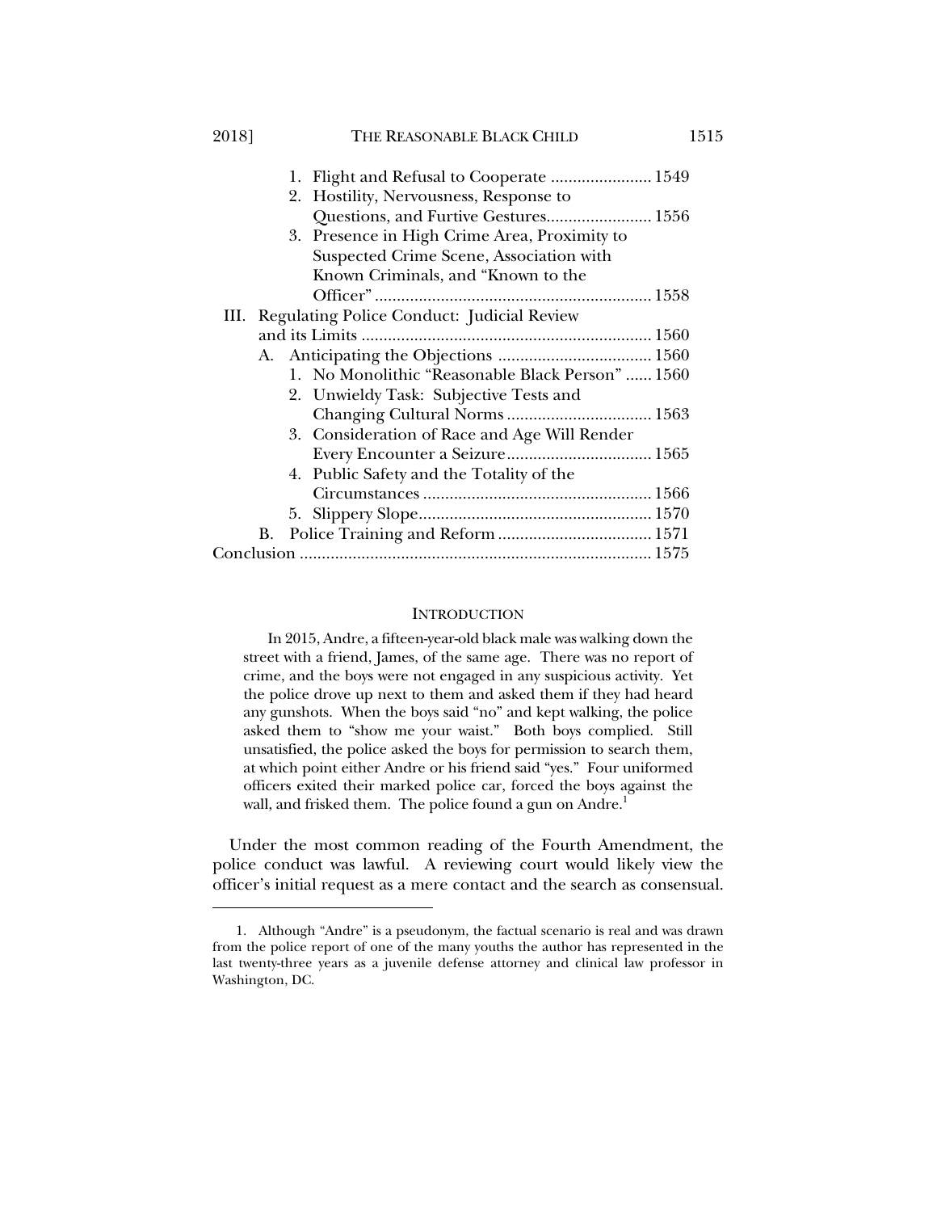1. Flight and Refusal to Cooperate ....................... 1549
2. Hostility, Nervousness, Response to Questions, and Furtive Gestures........................ 1556
3. Presence in High Crime Area, Proximity to Suspected Crime Scene, Association with Known Criminals, and "Known to the Officer" ............................................................... 1558

III. Regulating Police Conduct: Judicial Review and its Limits .................................................................. 1560

A. Anticipating the Objections .................................. 1560
1. No Monolithic "Reasonable Black Person" ...... 1560
2. Unwieldy Task: Subjective Tests and Changing Cultural Norms ................................. 1563
3. Consideration of Race and Age Will Render Every Encounter a Seizure................................. 1565
4. Public Safety and the Totality of the Circumstances .................................................... 1566
5. Slippery Slope..................................................... 1570

B. Police Training and Reform ................................... 1571

Conclusion ................................................................................ 1575

## INTRODUCTION

> In 2015, Andre, a fifteen-year-old black male was walking down the street with a friend, James, of the same age. There was no report of crime, and the boys were not engaged in any suspicious activity. Yet the police drove up next to them and asked them if they had heard any gunshots. When the boys said "no" and kept walking, the police asked them to "show me your waist." Both boys complied. Still unsatisfied, the police asked the boys for permission to search them, at which point either Andre or his friend said "yes." Four uniformed officers exited their marked police car, forced the boys against the wall, and frisked them. The police found a gun on Andre.[1]

Under the most common reading of the Fourth Amendment, the police conduct was lawful. A reviewing court would likely view the officer's initial request as a mere contact and the search as consensual.

---

1. Although "Andre" is a pseudonym, the factual scenario is real and was drawn from the police report of one of the many youths the author has represented in the last twenty-three years as a juvenile defense attorney and clinical law professor in Washington, DC.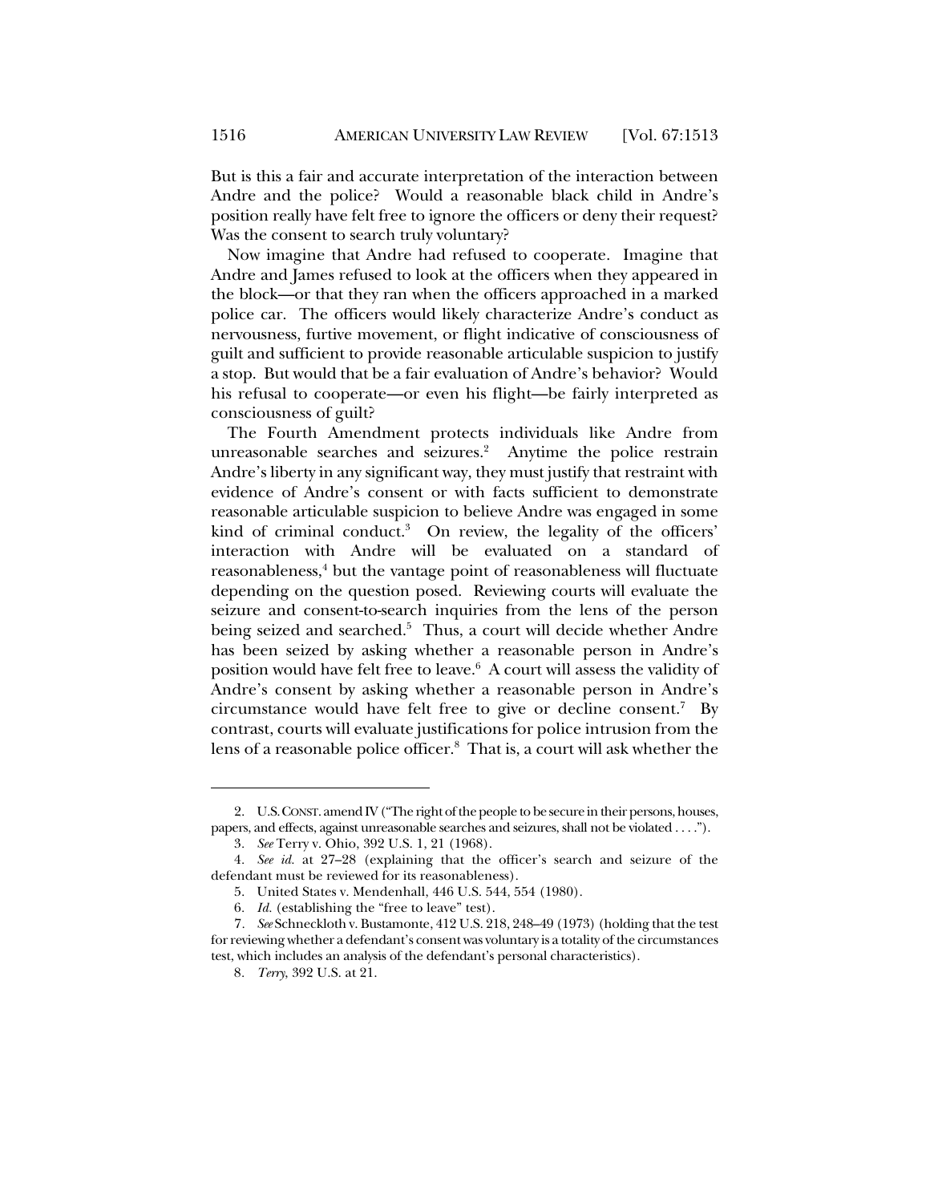But is this a fair and accurate interpretation of the interaction between Andre and the police? Would a reasonable black child in Andre's position really have felt free to ignore the officers or deny their request? Was the consent to search truly voluntary?

Now imagine that Andre had refused to cooperate. Imagine that Andre and James refused to look at the officers when they appeared in the block—or that they ran when the officers approached in a marked police car. The officers would likely characterize Andre's conduct as nervousness, furtive movement, or flight indicative of consciousness of guilt and sufficient to provide reasonable articulable suspicion to justify a stop. But would that be a fair evaluation of Andre's behavior? Would his refusal to cooperate—or even his flight—be fairly interpreted as consciousness of guilt?

The Fourth Amendment protects individuals like Andre from unreasonable searches and seizures.[2] Anytime the police restrain Andre's liberty in any significant way, they must justify that restraint with evidence of Andre's consent or with facts sufficient to demonstrate reasonable articulable suspicion to believe Andre was engaged in some kind of criminal conduct.[3] On review, the legality of the officers' interaction with Andre will be evaluated on a standard of reasonableness,[4] but the vantage point of reasonableness will fluctuate depending on the question posed. Reviewing courts will evaluate the seizure and consent-to-search inquiries from the lens of the person being seized and searched.[5] Thus, a court will decide whether Andre has been seized by asking whether a reasonable person in Andre's position would have felt free to leave.[6] A court will assess the validity of Andre's consent by asking whether a reasonable person in Andre's circumstance would have felt free to give or decline consent.[7] By contrast, courts will evaluate justifications for police intrusion from the lens of a reasonable police officer.[8] That is, a court will ask whether the

---

2. U.S. CONST. amend IV ("The right of the people to be secure in their persons, houses, papers, and effects, against unreasonable searches and seizures, shall not be violated . . . .").

3. *See* Terry v. Ohio, 392 U.S. 1, 21 (1968).

4. *See id.* at 27–28 (explaining that the officer's search and seizure of the defendant must be reviewed for its reasonableness).

5. United States v. Mendenhall, 446 U.S. 544, 554 (1980).

6. *Id.* (establishing the "free to leave" test).

7. *See* Schneckloth v. Bustamonte, 412 U.S. 218, 248–49 (1973) (holding that the test for reviewing whether a defendant's consent was voluntary is a totality of the circumstances test, which includes an analysis of the defendant's personal characteristics).

8. *Terry*, 392 U.S. at 21.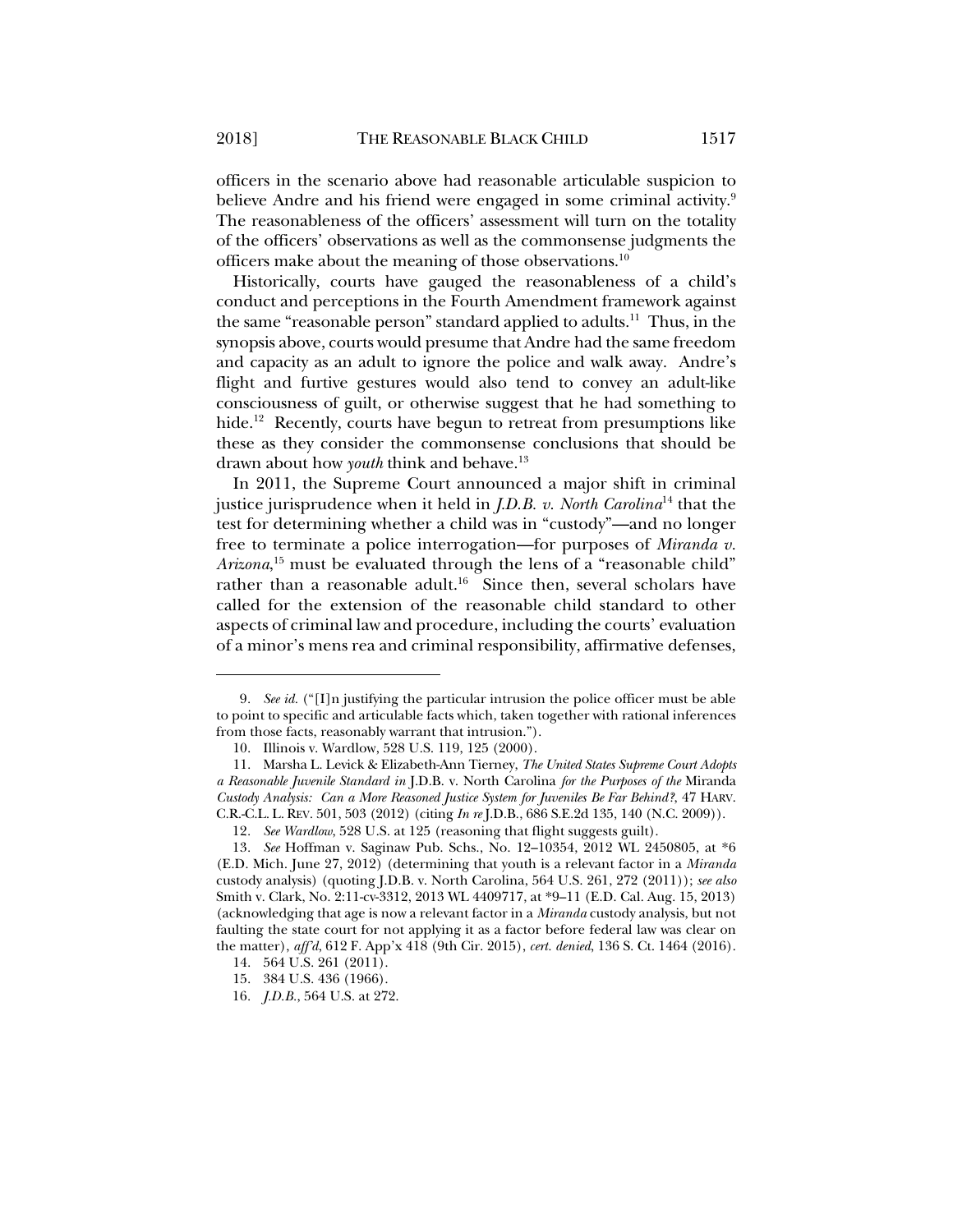officers in the scenario above had reasonable articulable suspicion to believe Andre and his friend were engaged in some criminal activity.[9] The reasonableness of the officers' assessment will turn on the totality of the officers' observations as well as the commonsense judgments the officers make about the meaning of those observations.[10]

Historically, courts have gauged the reasonableness of a child's conduct and perceptions in the Fourth Amendment framework against the same "reasonable person" standard applied to adults.[11] Thus, in the synopsis above, courts would presume that Andre had the same freedom and capacity as an adult to ignore the police and walk away. Andre's flight and furtive gestures would also tend to convey an adult-like consciousness of guilt, or otherwise suggest that he had something to hide.[12] Recently, courts have begun to retreat from presumptions like these as they consider the commonsense conclusions that should be drawn about how *youth* think and behave.[13]

In 2011, the Supreme Court announced a major shift in criminal justice jurisprudence when it held in *J.D.B. v. North Carolina*[14] that the test for determining whether a child was in "custody"—and no longer free to terminate a police interrogation—for purposes of *Miranda v. Arizona*,[15] must be evaluated through the lens of a "reasonable child" rather than a reasonable adult.[16] Since then, several scholars have called for the extension of the reasonable child standard to other aspects of criminal law and procedure, including the courts' evaluation of a minor's mens rea and criminal responsibility, affirmative defenses,

---

9. *See id.* ("[I]n justifying the particular intrusion the police officer must be able to point to specific and articulable facts which, taken together with rational inferences from those facts, reasonably warrant that intrusion.").

10. Illinois v. Wardlow, 528 U.S. 119, 125 (2000).

11. Marsha L. Levick & Elizabeth-Ann Tierney, *The United States Supreme Court Adopts a Reasonable Juvenile Standard in* J.D.B. v. North Carolina *for the Purposes of the* Miranda *Custody Analysis: Can a More Reasoned Justice System for Juveniles Be Far Behind?*, 47 HARV. C.R.-C.L. L. REV. 501, 503 (2012) (citing *In re* J.D.B., 686 S.E.2d 135, 140 (N.C. 2009)).

12. *See Wardlow*, 528 U.S. at 125 (reasoning that flight suggests guilt).

13. *See* Hoffman v. Saginaw Pub. Schs., No. 12–10354, 2012 WL 2450805, at *6 (E.D. Mich. June 27, 2012) (determining that youth is a relevant factor in a *Miranda* custody analysis) (quoting J.D.B. v. North Carolina, 564 U.S. 261, 272 (2011)); *see also* Smith v. Clark, No. 2:11-cv-3312, 2013 WL 4409717, at *9–11 (E.D. Cal. Aug. 15, 2013) (acknowledging that age is now a relevant factor in a *Miranda* custody analysis, but not faulting the state court for not applying it as a factor before federal law was clear on the matter), *aff'd*, 612 F. App'x 418 (9th Cir. 2015), *cert. denied*, 136 S. Ct. 1464 (2016).

14. 564 U.S. 261 (2011).

15. 384 U.S. 436 (1966).

16. *J.D.B.*, 564 U.S. at 272.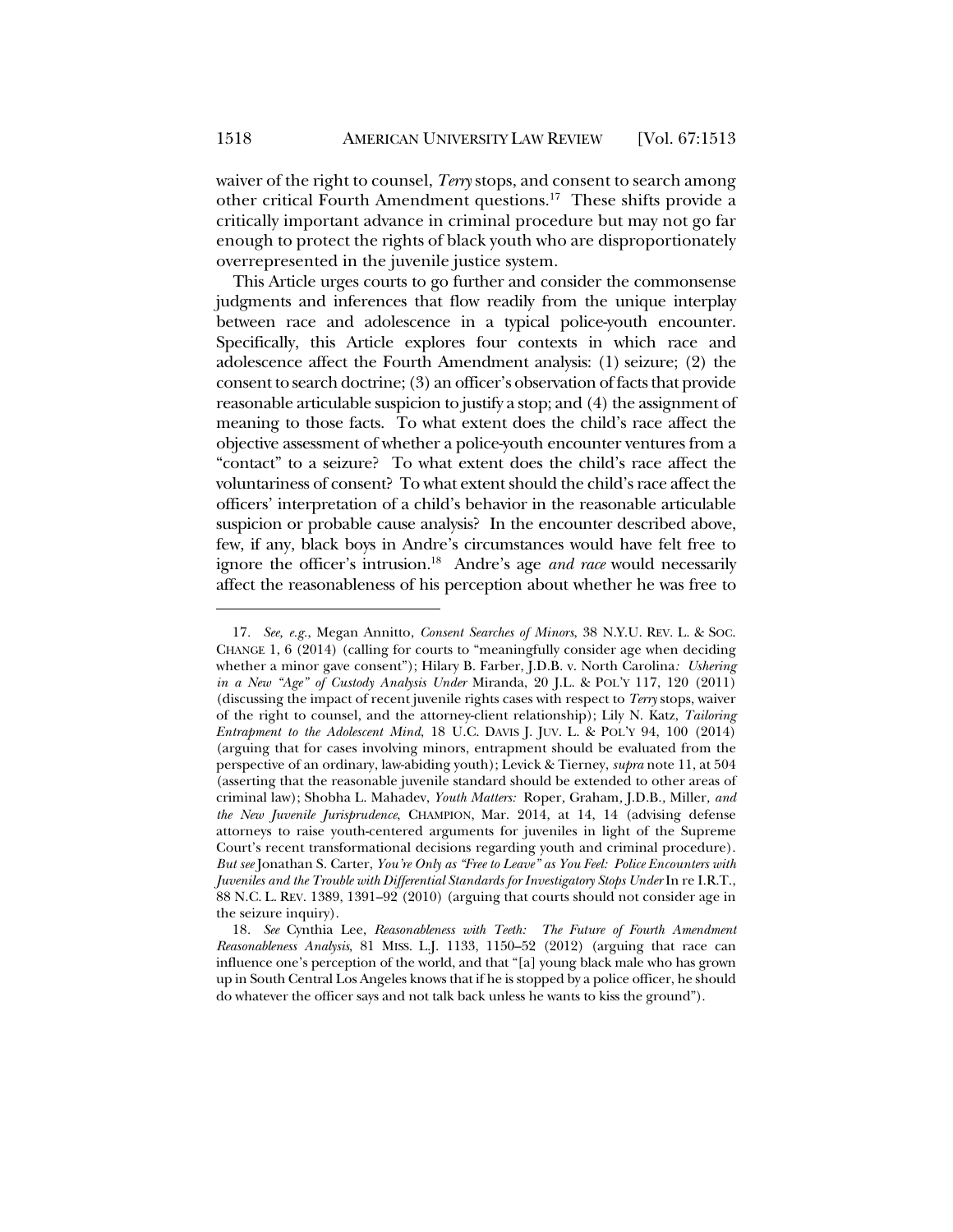waiver of the right to counsel, *Terry* stops, and consent to search among other critical Fourth Amendment questions.[17] These shifts provide a critically important advance in criminal procedure but may not go far enough to protect the rights of black youth who are disproportionately overrepresented in the juvenile justice system.

This Article urges courts to go further and consider the commonsense judgments and inferences that flow readily from the unique interplay between race and adolescence in a typical police-youth encounter. Specifically, this Article explores four contexts in which race and adolescence affect the Fourth Amendment analysis: (1) seizure; (2) the consent to search doctrine; (3) an officer's observation of facts that provide reasonable articulable suspicion to justify a stop; and (4) the assignment of meaning to those facts. To what extent does the child's race affect the objective assessment of whether a police-youth encounter ventures from a "contact" to a seizure? To what extent does the child's race affect the voluntariness of consent? To what extent should the child's race affect the officers' interpretation of a child's behavior in the reasonable articulable suspicion or probable cause analysis? In the encounter described above, few, if any, black boys in Andre's circumstances would have felt free to ignore the officer's intrusion.[18] Andre's age *and race* would necessarily affect the reasonableness of his perception about whether he was free to

---

17. *See, e.g.*, Megan Annitto, *Consent Searches of Minors*, 38 N.Y.U. REV. L. & SOC. CHANGE 1, 6 (2014) (calling for courts to "meaningfully consider age when deciding whether a minor gave consent"); Hilary B. Farber, J.D.B. v. North Carolina*: Ushering in a New "Age" of Custody Analysis Under* Miranda, 20 J.L. & POL'Y 117, 120 (2011) (discussing the impact of recent juvenile rights cases with respect to *Terry* stops, waiver of the right to counsel, and the attorney-client relationship); Lily N. Katz, *Tailoring Entrapment to the Adolescent Mind*, 18 U.C. DAVIS J. JUV. L. & POL'Y 94, 100 (2014) (arguing that for cases involving minors, entrapment should be evaluated from the perspective of an ordinary, law-abiding youth); Levick & Tierney, *supra* note 11, at 504 (asserting that the reasonable juvenile standard should be extended to other areas of criminal law); Shobha L. Mahadev, *Youth Matters:* Roper*,* Graham*,* J.D.B.*,* Miller*, and the New Juvenile Jurisprudence*, CHAMPION, Mar. 2014, at 14, 14 (advising defense attorneys to raise youth-centered arguments for juveniles in light of the Supreme Court's recent transformational decisions regarding youth and criminal procedure). *But see* Jonathan S. Carter, *You're Only as "Free to Leave" as You Feel: Police Encounters with Juveniles and the Trouble with Differential Standards for Investigatory Stops Under* In re I.R.T., 88 N.C. L. REV. 1389, 1391–92 (2010) (arguing that courts should not consider age in the seizure inquiry).

18. *See* Cynthia Lee, *Reasonableness with Teeth: The Future of Fourth Amendment Reasonableness Analysis*, 81 MISS. L.J. 1133, 1150–52 (2012) (arguing that race can influence one's perception of the world, and that "[a] young black male who has grown up in South Central Los Angeles knows that if he is stopped by a police officer, he should do whatever the officer says and not talk back unless he wants to kiss the ground").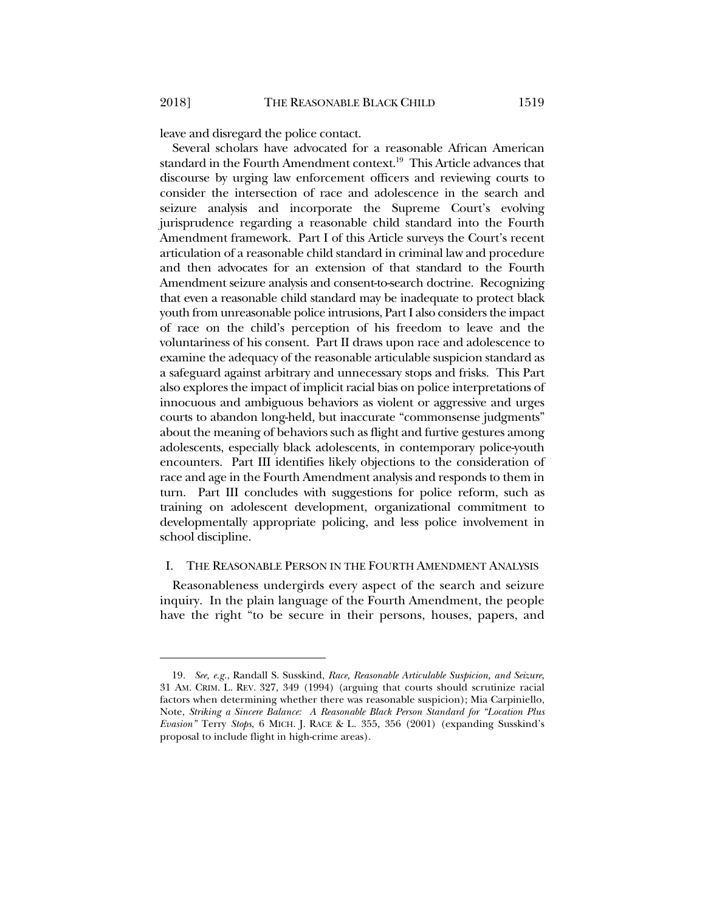leave and disregard the police contact.

Several scholars have advocated for a reasonable African American standard in the Fourth Amendment context.[19] This Article advances that discourse by urging law enforcement officers and reviewing courts to consider the intersection of race and adolescence in the search and seizure analysis and incorporate the Supreme Court's evolving jurisprudence regarding a reasonable child standard into the Fourth Amendment framework. Part I of this Article surveys the Court's recent articulation of a reasonable child standard in criminal law and procedure and then advocates for an extension of that standard to the Fourth Amendment seizure analysis and consent-to-search doctrine. Recognizing that even a reasonable child standard may be inadequate to protect black youth from unreasonable police intrusions, Part I also considers the impact of race on the child's perception of his freedom to leave and the voluntariness of his consent. Part II draws upon race and adolescence to examine the adequacy of the reasonable articulable suspicion standard as a safeguard against arbitrary and unnecessary stops and frisks. This Part also explores the impact of implicit racial bias on police interpretations of innocuous and ambiguous behaviors as violent or aggressive and urges courts to abandon long-held, but inaccurate "commonsense judgments" about the meaning of behaviors such as flight and furtive gestures among adolescents, especially black adolescents, in contemporary police-youth encounters. Part III identifies likely objections to the consideration of race and age in the Fourth Amendment analysis and responds to them in turn. Part III concludes with suggestions for police reform, such as training on adolescent development, organizational commitment to developmentally appropriate policing, and less police involvement in school discipline.

## I. THE REASONABLE PERSON IN THE FOURTH AMENDMENT ANALYSIS

Reasonableness undergirds every aspect of the search and seizure inquiry. In the plain language of the Fourth Amendment, the people have the right "to be secure in their persons, houses, papers, and

---

19. *See, e.g.*, Randall S. Susskind, *Race, Reasonable Articulable Suspicion, and Seizure*, 31 AM. CRIM. L. REV. 327, 349 (1994) (arguing that courts should scrutinize racial factors when determining whether there was reasonable suspicion); Mia Carpiniello, Note, *Striking a Sincere Balance: A Reasonable Black Person Standard for "Location Plus Evasion"* Terry *Stops*, 6 MICH. J. RACE & L. 355, 356 (2001) (expanding Susskind's proposal to include flight in high-crime areas).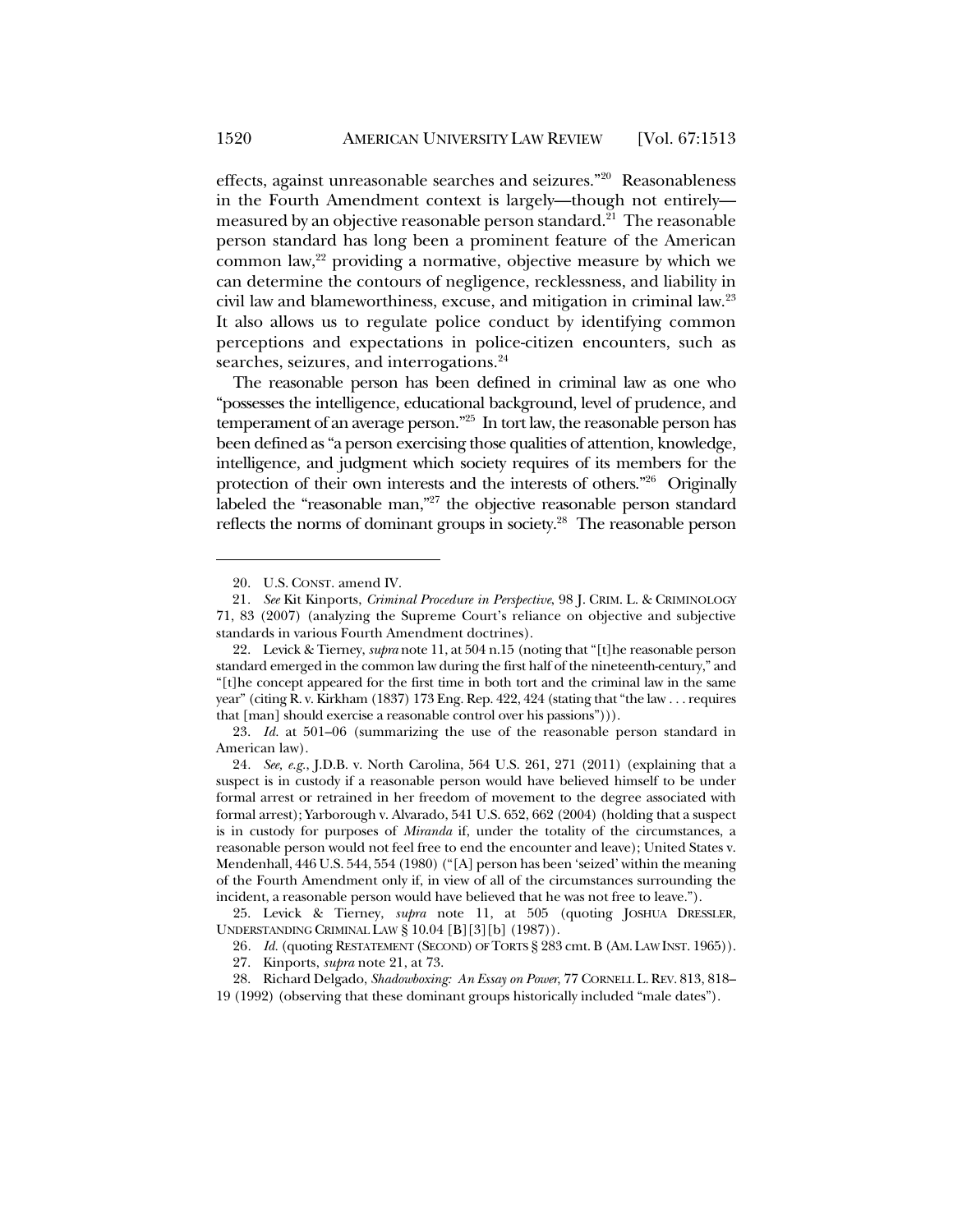effects, against unreasonable searches and seizures."[20] Reasonableness in the Fourth Amendment context is largely—though not entirely—measured by an objective reasonable person standard.[21] The reasonable person standard has long been a prominent feature of the American common law,[22] providing a normative, objective measure by which we can determine the contours of negligence, recklessness, and liability in civil law and blameworthiness, excuse, and mitigation in criminal law.[23] It also allows us to regulate police conduct by identifying common perceptions and expectations in police-citizen encounters, such as searches, seizures, and interrogations.[24]

The reasonable person has been defined in criminal law as one who "possesses the intelligence, educational background, level of prudence, and temperament of an average person."[25] In tort law, the reasonable person has been defined as "a person exercising those qualities of attention, knowledge, intelligence, and judgment which society requires of its members for the protection of their own interests and the interests of others."[26] Originally labeled the "reasonable man,"[27] the objective reasonable person standard reflects the norms of dominant groups in society.[28] The reasonable person

---

20. U.S. CONST. amend IV.

21. *See* Kit Kinports, *Criminal Procedure in Perspective*, 98 J. CRIM. L. & CRIMINOLOGY 71, 83 (2007) (analyzing the Supreme Court's reliance on objective and subjective standards in various Fourth Amendment doctrines).

22. Levick & Tierney, *supra* note 11, at 504 n.15 (noting that "[t]he reasonable person standard emerged in the common law during the first half of the nineteenth-century," and "[t]he concept appeared for the first time in both tort and the criminal law in the same year" (citing R. v. Kirkham (1837) 173 Eng. Rep. 422, 424 (stating that "the law . . . requires that [man] should exercise a reasonable control over his passions"))).

23. *Id.* at 501–06 (summarizing the use of the reasonable person standard in American law).

24. *See, e.g.*, J.D.B. v. North Carolina, 564 U.S. 261, 271 (2011) (explaining that a suspect is in custody if a reasonable person would have believed himself to be under formal arrest or retrained in her freedom of movement to the degree associated with formal arrest); Yarborough v. Alvarado, 541 U.S. 652, 662 (2004) (holding that a suspect is in custody for purposes of *Miranda* if, under the totality of the circumstances, a reasonable person would not feel free to end the encounter and leave); United States v. Mendenhall, 446 U.S. 544, 554 (1980) ("[A] person has been 'seized' within the meaning of the Fourth Amendment only if, in view of all of the circumstances surrounding the incident, a reasonable person would have believed that he was not free to leave.").

25. Levick & Tierney, *supra* note 11, at 505 (quoting JOSHUA DRESSLER, UNDERSTANDING CRIMINAL LAW § 10.04 [B][3][b] (1987)).

26. *Id.* (quoting RESTATEMENT (SECOND) OF TORTS § 283 cmt. B (AM. LAW INST. 1965)).

27. Kinports, *supra* note 21, at 73.

28. Richard Delgado, *Shadowboxing: An Essay on Power*, 77 CORNELL L. REV. 813, 818–19 (1992) (observing that these dominant groups historically included "male dates").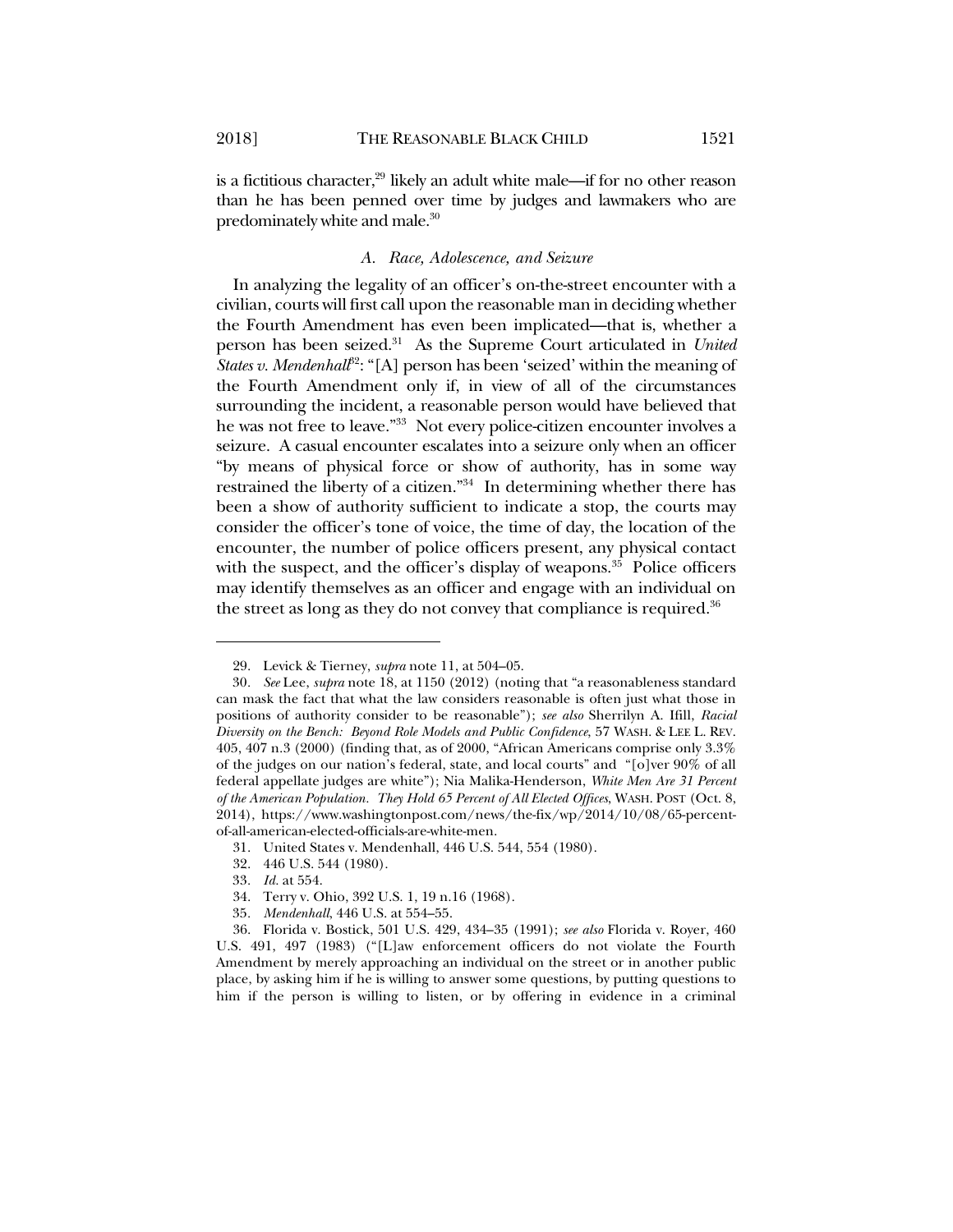is a fictitious character,[29] likely an adult white male—if for no other reason than he has been penned over time by judges and lawmakers who are predominately white and male.[30]

### *A. Race, Adolescence, and Seizure*

In analyzing the legality of an officer's on-the-street encounter with a civilian, courts will first call upon the reasonable man in deciding whether the Fourth Amendment has even been implicated—that is, whether a person has been seized.[31] As the Supreme Court articulated in *United States v. Mendenhall*[32]: "[A] person has been 'seized' within the meaning of the Fourth Amendment only if, in view of all of the circumstances surrounding the incident, a reasonable person would have believed that he was not free to leave."[33] Not every police-citizen encounter involves a seizure. A casual encounter escalates into a seizure only when an officer "by means of physical force or show of authority, has in some way restrained the liberty of a citizen."[34] In determining whether there has been a show of authority sufficient to indicate a stop, the courts may consider the officer's tone of voice, the time of day, the location of the encounter, the number of police officers present, any physical contact with the suspect, and the officer's display of weapons.[35] Police officers may identify themselves as an officer and engage with an individual on the street as long as they do not convey that compliance is required.[36]

---

29. Levick & Tierney, *supra* note 11, at 504–05.

30. *See* Lee, *supra* note 18, at 1150 (2012) (noting that "a reasonableness standard can mask the fact that what the law considers reasonable is often just what those in positions of authority consider to be reasonable"); *see also* Sherrilyn A. Ifill, *Racial Diversity on the Bench: Beyond Role Models and Public Confidence*, 57 WASH. & LEE L. REV. 405, 407 n.3 (2000) (finding that, as of 2000, "African Americans comprise only 3.3% of the judges on our nation's federal, state, and local courts" and "[o]ver 90% of all federal appellate judges are white"); Nia Malika-Henderson, *White Men Are 31 Percent of the American Population. They Hold 65 Percent of All Elected Offices*, WASH. POST (Oct. 8, 2014), https://www.washingtonpost.com/news/the-fix/wp/2014/10/08/65-percent-of-all-american-elected-officials-are-white-men.

31. United States v. Mendenhall, 446 U.S. 544, 554 (1980).

32. 446 U.S. 544 (1980).

33. *Id.* at 554.

34. Terry v. Ohio, 392 U.S. 1, 19 n.16 (1968).

35. *Mendenhall*, 446 U.S. at 554–55.

36. Florida v. Bostick, 501 U.S. 429, 434–35 (1991); *see also* Florida v. Royer, 460 U.S. 491, 497 (1983) ("[L]aw enforcement officers do not violate the Fourth Amendment by merely approaching an individual on the street or in another public place, by asking him if he is willing to answer some questions, by putting questions to him if the person is willing to listen, or by offering in evidence in a criminal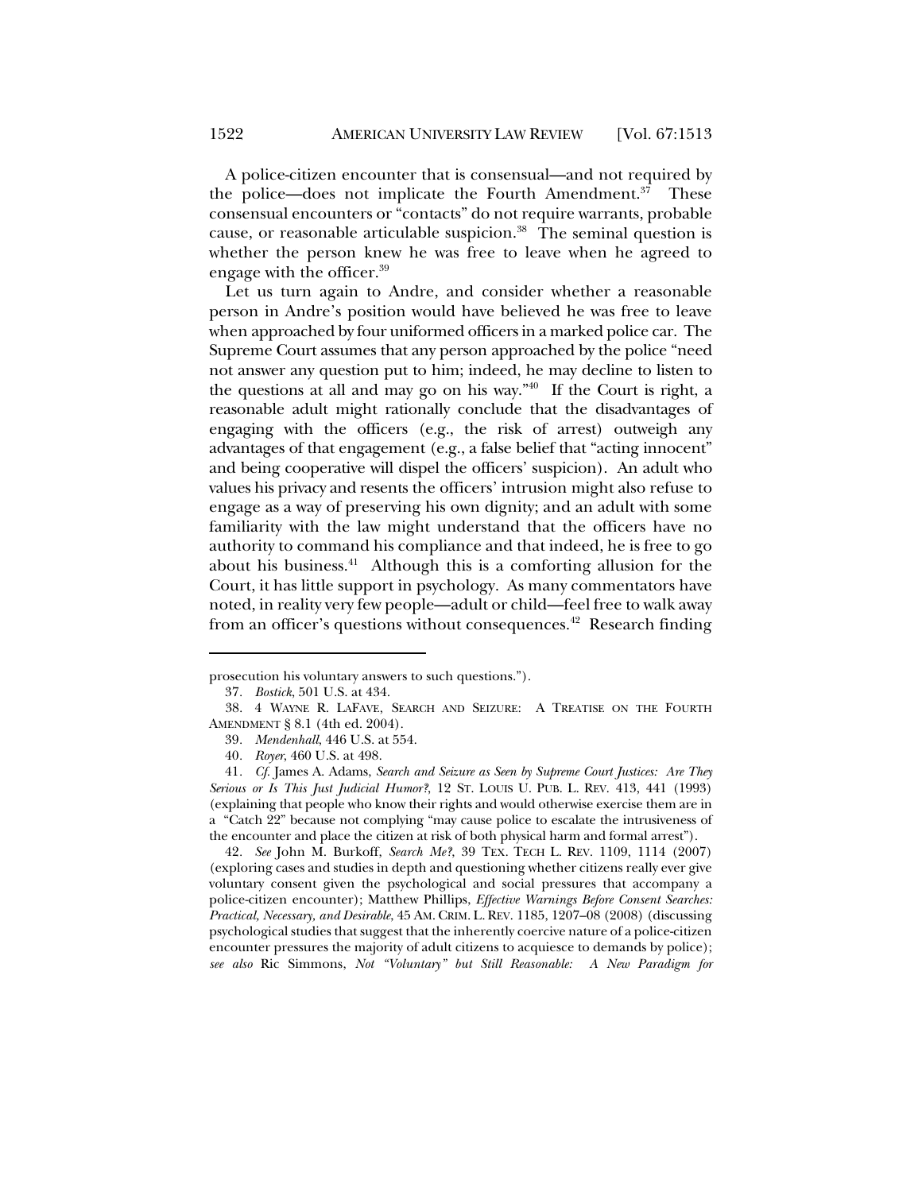A police-citizen encounter that is consensual—and not required by the police—does not implicate the Fourth Amendment.[37] These consensual encounters or "contacts" do not require warrants, probable cause, or reasonable articulable suspicion.[38] The seminal question is whether the person knew he was free to leave when he agreed to engage with the officer.[39]

Let us turn again to Andre, and consider whether a reasonable person in Andre's position would have believed he was free to leave when approached by four uniformed officers in a marked police car. The Supreme Court assumes that any person approached by the police "need not answer any question put to him; indeed, he may decline to listen to the questions at all and may go on his way."[40] If the Court is right, a reasonable adult might rationally conclude that the disadvantages of engaging with the officers (e.g., the risk of arrest) outweigh any advantages of that engagement (e.g., a false belief that "acting innocent" and being cooperative will dispel the officers' suspicion). An adult who values his privacy and resents the officers' intrusion might also refuse to engage as a way of preserving his own dignity; and an adult with some familiarity with the law might understand that the officers have no authority to command his compliance and that indeed, he is free to go about his business.[41] Although this is a comforting allusion for the Court, it has little support in psychology. As many commentators have noted, in reality very few people—adult or child—feel free to walk away from an officer's questions without consequences.[42] Research finding

---

prosecution his voluntary answers to such questions.").

37. *Bostick*, 501 U.S. at 434.

38. 4 WAYNE R. LAFAVE, SEARCH AND SEIZURE: A TREATISE ON THE FOURTH AMENDMENT § 8.1 (4th ed. 2004).

39. *Mendenhall*, 446 U.S. at 554.

40. *Royer*, 460 U.S. at 498.

41. *Cf.* James A. Adams, *Search and Seizure as Seen by Supreme Court Justices: Are They Serious or Is This Just Judicial Humor?*, 12 ST. LOUIS U. PUB. L. REV. 413, 441 (1993) (explaining that people who know their rights and would otherwise exercise them are in a "Catch 22" because not complying "may cause police to escalate the intrusiveness of the encounter and place the citizen at risk of both physical harm and formal arrest").

42. *See* John M. Burkoff, *Search Me?*, 39 TEX. TECH L. REV. 1109, 1114 (2007) (exploring cases and studies in depth and questioning whether citizens really ever give voluntary consent given the psychological and social pressures that accompany a police-citizen encounter); Matthew Phillips, *Effective Warnings Before Consent Searches: Practical, Necessary, and Desirable*, 45 AM. CRIM. L. REV. 1185, 1207–08 (2008) (discussing psychological studies that suggest that the inherently coercive nature of a police-citizen encounter pressures the majority of adult citizens to acquiesce to demands by police); *see also* Ric Simmons, *Not "Voluntary" but Still Reasonable: A New Paradigm for*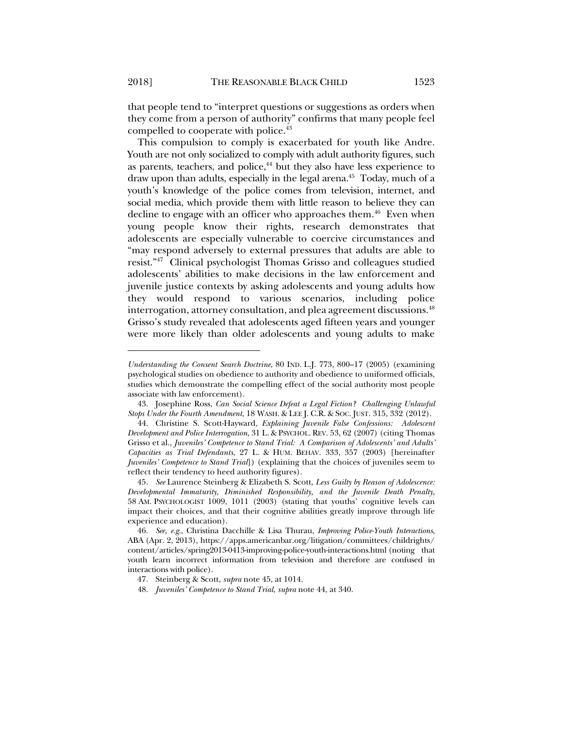that people tend to "interpret questions or suggestions as orders when they come from a person of authority" confirms that many people feel compelled to cooperate with police.[43]

This compulsion to comply is exacerbated for youth like Andre. Youth are not only socialized to comply with adult authority figures, such as parents, teachers, and police,[44] but they also have less experience to draw upon than adults, especially in the legal arena.[45] Today, much of a youth's knowledge of the police comes from television, internet, and social media, which provide them with little reason to believe they can decline to engage with an officer who approaches them.[46] Even when young people know their rights, research demonstrates that adolescents are especially vulnerable to coercive circumstances and "may respond adversely to external pressures that adults are able to resist."[47] Clinical psychologist Thomas Grisso and colleagues studied adolescents' abilities to make decisions in the law enforcement and juvenile justice contexts by asking adolescents and young adults how they would respond to various scenarios, including police interrogation, attorney consultation, and plea agreement discussions.[48] Grisso's study revealed that adolescents aged fifteen years and younger were more likely than older adolescents and young adults to make

---

*Understanding the Consent Search Doctrine*, 80 IND. L.J. 773, 800–17 (2005) (examining psychological studies on obedience to authority and obedience to uniformed officials, studies which demonstrate the compelling effect of the social authority most people associate with law enforcement).

43. Josephine Ross, *Can Social Science Defeat a Legal Fiction? Challenging Unlawful Stops Under the Fourth Amendment*, 18 WASH. & LEE J. C.R. & SOC. JUST. 315, 332 (2012).

44. Christine S. Scott-Hayward, *Explaining Juvenile False Confessions: Adolescent Development and Police Interrogation*, 31 L. & PSYCHOL. REV. 53, 62 (2007) (citing Thomas Grisso et al., *Juveniles' Competence to Stand Trial: A Comparison of Adolescents' and Adults' Capacities as Trial Defendants*, 27 L. & HUM. BEHAV. 333, 357 (2003) [hereinafter *Juveniles' Competence to Stand Trial*]) (explaining that the choices of juveniles seem to reflect their tendency to heed authority figures).

45. *See* Laurence Steinberg & Elizabeth S. Scott, *Less Guilty by Reason of Adolescence: Developmental Immaturity, Diminished Responsibility, and the Juvenile Death Penalty*, 58 AM. PSYCHOLOGIST 1009, 1011 (2003) (stating that youths' cognitive levels can impact their choices, and that their cognitive abilities greatly improve through life experience and education).

46. *See, e.g.*, Christina Dacchille & Lisa Thurau, *Improving Police-Youth Interactions*, ABA (Apr. 2, 2013), https://apps.americanbar.org/litigation/committees/childrights/content/articles/spring2013-0413-improving-police-youth-interactions.html (noting that youth learn incorrect information from television and therefore are confused in interactions with police).

47. Steinberg & Scott, *supra* note 45, at 1014.

48. *Juveniles' Competence to Stand Trial*, *supra* note 44, at 340.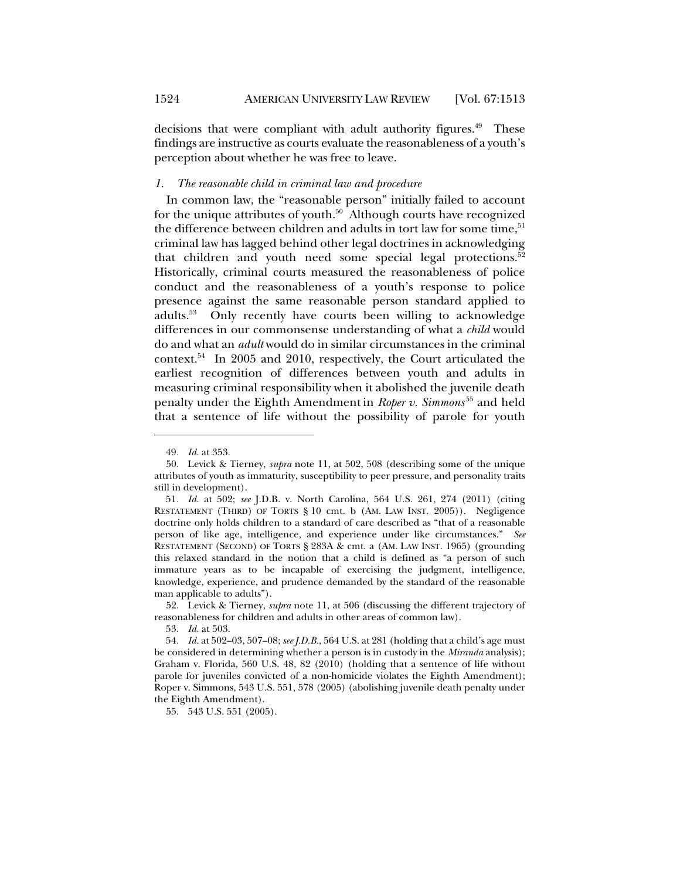decisions that were compliant with adult authority figures.[49] These findings are instructive as courts evaluate the reasonableness of a youth's perception about whether he was free to leave.

### *1. The reasonable child in criminal law and procedure*

In common law, the "reasonable person" initially failed to account for the unique attributes of youth.[50] Although courts have recognized the difference between children and adults in tort law for some time,[51] criminal law has lagged behind other legal doctrines in acknowledging that children and youth need some special legal protections.[52] Historically, criminal courts measured the reasonableness of police conduct and the reasonableness of a youth's response to police presence against the same reasonable person standard applied to adults.[53] Only recently have courts been willing to acknowledge differences in our commonsense understanding of what a *child* would do and what an *adult* would do in similar circumstances in the criminal context.[54] In 2005 and 2010, respectively, the Court articulated the earliest recognition of differences between youth and adults in measuring criminal responsibility when it abolished the juvenile death penalty under the Eighth Amendment in *Roper v. Simmons*[55] and held that a sentence of life without the possibility of parole for youth

---

49. *Id.* at 353.

50. Levick & Tierney, *supra* note 11, at 502, 508 (describing some of the unique attributes of youth as immaturity, susceptibility to peer pressure, and personality traits still in development).

51. *Id.* at 502; *see* J.D.B. v. North Carolina, 564 U.S. 261, 274 (2011) (citing RESTATEMENT (THIRD) OF TORTS § 10 cmt. b (AM. LAW INST. 2005)). Negligence doctrine only holds children to a standard of care described as "that of a reasonable person of like age, intelligence, and experience under like circumstances." *See* RESTATEMENT (SECOND) OF TORTS § 283A & cmt. a (AM. LAW INST. 1965) (grounding this relaxed standard in the notion that a child is defined as "a person of such immature years as to be incapable of exercising the judgment, intelligence, knowledge, experience, and prudence demanded by the standard of the reasonable man applicable to adults").

52. Levick & Tierney, *supra* note 11, at 506 (discussing the different trajectory of reasonableness for children and adults in other areas of common law).

53. *Id.* at 503.

54. *Id.* at 502–03, 507–08; *see J.D.B.*, 564 U.S. at 281 (holding that a child's age must be considered in determining whether a person is in custody in the *Miranda* analysis); Graham v. Florida, 560 U.S. 48, 82 (2010) (holding that a sentence of life without parole for juveniles convicted of a non-homicide violates the Eighth Amendment); Roper v. Simmons, 543 U.S. 551, 578 (2005) (abolishing juvenile death penalty under the Eighth Amendment).

55. 543 U.S. 551 (2005).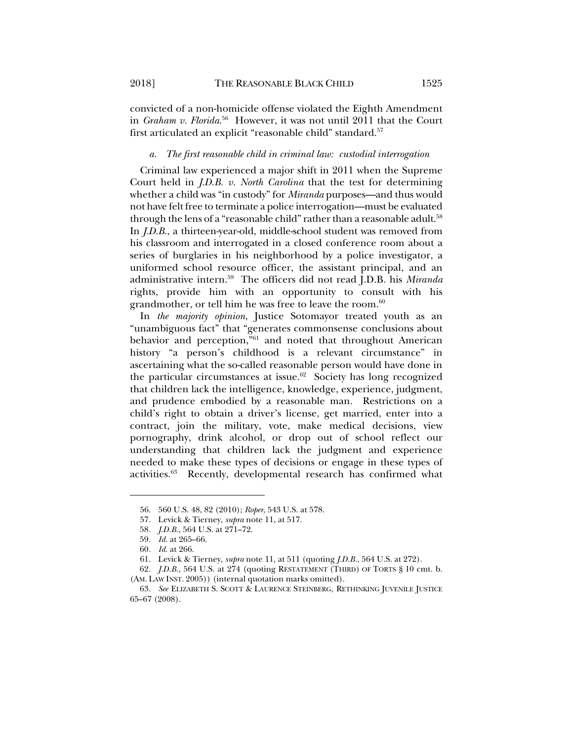convicted of a non-homicide offense violated the Eighth Amendment in *Graham v. Florida*.[56] However, it was not until 2011 that the Court first articulated an explicit "reasonable child" standard.[57]

#### *a. The first reasonable child in criminal law: custodial interrogation*

Criminal law experienced a major shift in 2011 when the Supreme Court held in *J.D.B. v. North Carolina* that the test for determining whether a child was "in custody" for *Miranda* purposes—and thus would not have felt free to terminate a police interrogation—must be evaluated through the lens of a "reasonable child" rather than a reasonable adult.[58] In *J.D.B.*, a thirteen-year-old, middle-school student was removed from his classroom and interrogated in a closed conference room about a series of burglaries in his neighborhood by a police investigator, a uniformed school resource officer, the assistant principal, and an administrative intern.[59] The officers did not read J.D.B. his *Miranda* rights, provide him with an opportunity to consult with his grandmother, or tell him he was free to leave the room.[60]

In *the majority opinion*, Justice Sotomayor treated youth as an "unambiguous fact" that "generates commonsense conclusions about behavior and perception,"[61] and noted that throughout American history "a person's childhood is a relevant circumstance" in ascertaining what the so-called reasonable person would have done in the particular circumstances at issue.[62] Society has long recognized that children lack the intelligence, knowledge, experience, judgment, and prudence embodied by a reasonable man. Restrictions on a child's right to obtain a driver's license, get married, enter into a contract, join the military, vote, make medical decisions, view pornography, drink alcohol, or drop out of school reflect our understanding that children lack the judgment and experience needed to make these types of decisions or engage in these types of activities.[63] Recently, developmental research has confirmed what

---

56. 560 U.S. 48, 82 (2010); *Roper*, 543 U.S. at 578.

57. Levick & Tierney, *supra* note 11, at 517.

58. *J.D.B.*, 564 U.S. at 271–72.

59. *Id.* at 265–66.

60. *Id.* at 266.

61. Levick & Tierney, *supra* note 11, at 511 (quoting *J.D.B.*, 564 U.S. at 272).

62. *J.D.B.*, 564 U.S. at 274 (quoting RESTATEMENT (THIRD) OF TORTS § 10 cmt. b. (AM. LAW INST. 2005)) (internal quotation marks omitted).

63. *See* ELIZABETH S. SCOTT & LAURENCE STEINBERG, RETHINKING JUVENILE JUSTICE 65–67 (2008).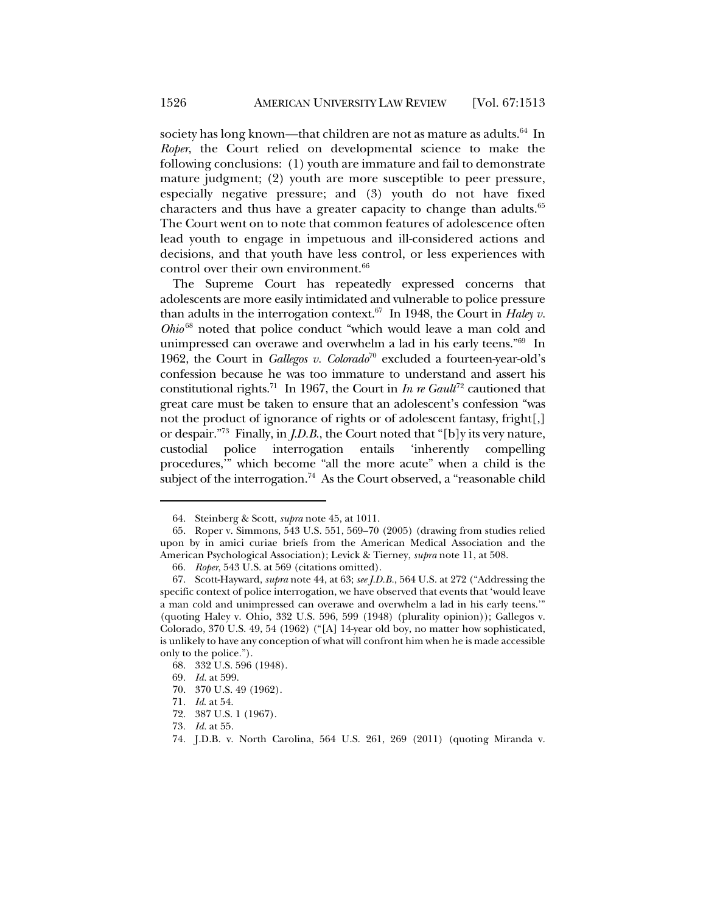society has long known—that children are not as mature as adults.[64] In *Roper*, the Court relied on developmental science to make the following conclusions: (1) youth are immature and fail to demonstrate mature judgment; (2) youth are more susceptible to peer pressure, especially negative pressure; and (3) youth do not have fixed characters and thus have a greater capacity to change than adults.[65] The Court went on to note that common features of adolescence often lead youth to engage in impetuous and ill-considered actions and decisions, and that youth have less control, or less experiences with control over their own environment.[66]

The Supreme Court has repeatedly expressed concerns that adolescents are more easily intimidated and vulnerable to police pressure than adults in the interrogation context.[67] In 1948, the Court in *Haley v. Ohio*[68] noted that police conduct "which would leave a man cold and unimpressed can overawe and overwhelm a lad in his early teens."[69] In 1962, the Court in *Gallegos v. Colorado*[70] excluded a fourteen-year-old's confession because he was too immature to understand and assert his constitutional rights.[71] In 1967, the Court in *In re Gault*[72] cautioned that great care must be taken to ensure that an adolescent's confession "was not the product of ignorance of rights or of adolescent fantasy, fright[,] or despair."[73] Finally, in *J.D.B.*, the Court noted that "[b]y its very nature, custodial police interrogation entails 'inherently compelling procedures,'" which become "all the more acute" when a child is the subject of the interrogation.[74] As the Court observed, a "reasonable child

---

64. Steinberg & Scott, *supra* note 45, at 1011.

65. Roper v. Simmons, 543 U.S. 551, 569–70 (2005) (drawing from studies relied upon by in amici curiae briefs from the American Medical Association and the American Psychological Association); Levick & Tierney, *supra* note 11, at 508.

66. *Roper*, 543 U.S. at 569 (citations omitted).

67. Scott-Hayward, *supra* note 44, at 63; *see J.D.B.*, 564 U.S. at 272 ("Addressing the specific context of police interrogation, we have observed that events that 'would leave a man cold and unimpressed can overawe and overwhelm a lad in his early teens.'" (quoting Haley v. Ohio, 332 U.S. 596, 599 (1948) (plurality opinion)); Gallegos v. Colorado, 370 U.S. 49, 54 (1962) ("[A] 14-year old boy, no matter how sophisticated, is unlikely to have any conception of what will confront him when he is made accessible only to the police.").

68. 332 U.S. 596 (1948).

69. *Id.* at 599.

70. 370 U.S. 49 (1962).

71. *Id.* at 54.

72. 387 U.S. 1 (1967).

73. *Id.* at 55.

74. J.D.B. v. North Carolina, 564 U.S. 261, 269 (2011) (quoting Miranda v.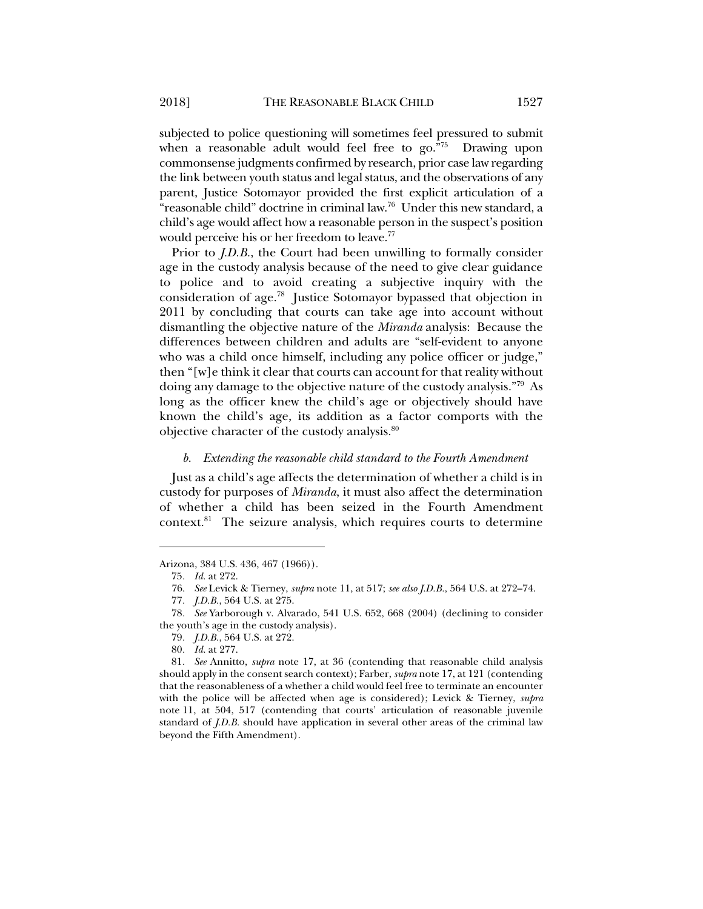subjected to police questioning will sometimes feel pressured to submit when a reasonable adult would feel free to go."[75] Drawing upon commonsense judgments confirmed by research, prior case law regarding the link between youth status and legal status, and the observations of any parent, Justice Sotomayor provided the first explicit articulation of a "reasonable child" doctrine in criminal law.[76] Under this new standard, a child's age would affect how a reasonable person in the suspect's position would perceive his or her freedom to leave.[77]

Prior to *J.D.B.*, the Court had been unwilling to formally consider age in the custody analysis because of the need to give clear guidance to police and to avoid creating a subjective inquiry with the consideration of age.[78] Justice Sotomayor bypassed that objection in 2011 by concluding that courts can take age into account without dismantling the objective nature of the *Miranda* analysis: Because the differences between children and adults are "self-evident to anyone who was a child once himself, including any police officer or judge," then "[w]e think it clear that courts can account for that reality without doing any damage to the objective nature of the custody analysis."[79] As long as the officer knew the child's age or objectively should have known the child's age, its addition as a factor comports with the objective character of the custody analysis.[80]

*b. Extending the reasonable child standard to the Fourth Amendment*

Just as a child's age affects the determination of whether a child is in custody for purposes of *Miranda*, it must also affect the determination of whether a child has been seized in the Fourth Amendment context.[81] The seizure analysis, which requires courts to determine

---

Arizona, 384 U.S. 436, 467 (1966)).

75. *Id.* at 272.

76. *See* Levick & Tierney, *supra* note 11, at 517; *see also J.D.B.*, 564 U.S. at 272–74.

77. *J.D.B.*, 564 U.S. at 275.

78. *See* Yarborough v. Alvarado, 541 U.S. 652, 668 (2004) (declining to consider the youth's age in the custody analysis).

79. *J.D.B.*, 564 U.S. at 272.

80. *Id.* at 277.

81. *See* Annitto, *supra* note 17, at 36 (contending that reasonable child analysis should apply in the consent search context); Farber, *supra* note 17, at 121 (contending that the reasonableness of a whether a child would feel free to terminate an encounter with the police will be affected when age is considered); Levick & Tierney, *supra* note 11, at 504, 517 (contending that courts' articulation of reasonable juvenile standard of *J.D.B.* should have application in several other areas of the criminal law beyond the Fifth Amendment).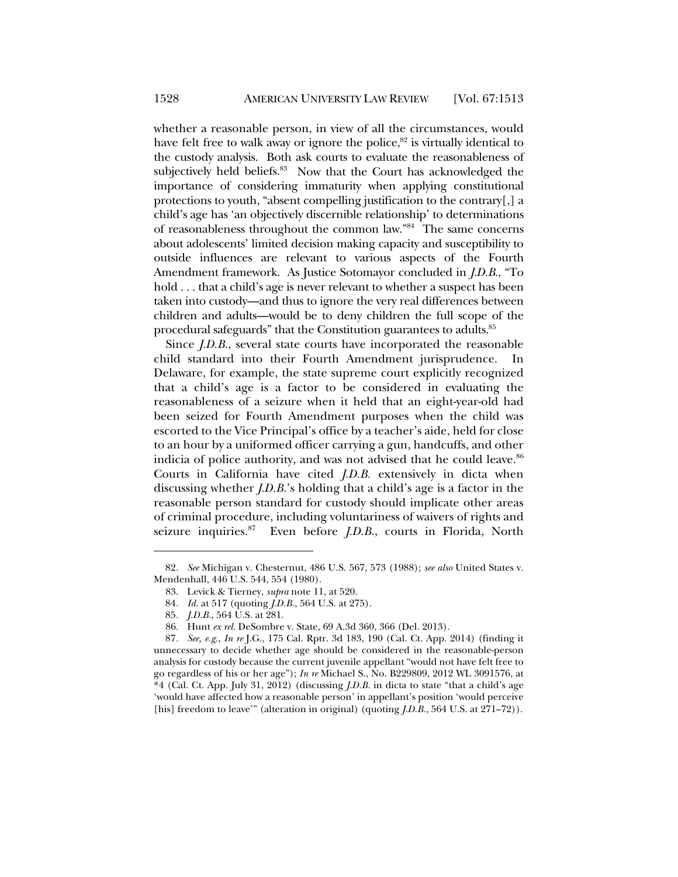whether a reasonable person, in view of all the circumstances, would have felt free to walk away or ignore the police,[82] is virtually identical to the custody analysis. Both ask courts to evaluate the reasonableness of subjectively held beliefs.[83] Now that the Court has acknowledged the importance of considering immaturity when applying constitutional protections to youth, "absent compelling justification to the contrary[,] a child's age has 'an objectively discernible relationship' to determinations of reasonableness throughout the common law."[84] The same concerns about adolescents' limited decision making capacity and susceptibility to outside influences are relevant to various aspects of the Fourth Amendment framework. As Justice Sotomayor concluded in *J.D.B.*, "To hold . . . that a child's age is never relevant to whether a suspect has been taken into custody—and thus to ignore the very real differences between children and adults—would be to deny children the full scope of the procedural safeguards" that the Constitution guarantees to adults.[85]

Since *J.D.B.*, several state courts have incorporated the reasonable child standard into their Fourth Amendment jurisprudence. In Delaware, for example, the state supreme court explicitly recognized that a child's age is a factor to be considered in evaluating the reasonableness of a seizure when it held that an eight-year-old had been seized for Fourth Amendment purposes when the child was escorted to the Vice Principal's office by a teacher's aide, held for close to an hour by a uniformed officer carrying a gun, handcuffs, and other indicia of police authority, and was not advised that he could leave.[86] Courts in California have cited *J.D.B.* extensively in dicta when discussing whether *J.D.B.*'s holding that a child's age is a factor in the reasonable person standard for custody should implicate other areas of criminal procedure, including voluntariness of waivers of rights and seizure inquiries.[87] Even before *J.D.B.*, courts in Florida, North

---

82. *See* Michigan v. Chesternut, 486 U.S. 567, 573 (1988); *see also* United States v. Mendenhall, 446 U.S. 544, 554 (1980).

83. Levick & Tierney, *supra* note 11, at 520.

84. *Id.* at 517 (quoting *J.D.B.*, 564 U.S. at 275).

85. *J.D.B.*, 564 U.S. at 281.

86. Hunt *ex rel.* DeSombre v. State, 69 A.3d 360, 366 (Del. 2013).

87. *See, e.g.*, *In re* J.G., 175 Cal. Rptr. 3d 183, 190 (Cal. Ct. App. 2014) (finding it unnecessary to decide whether age should be considered in the reasonable-person analysis for custody because the current juvenile appellant "would not have felt free to go regardless of his or her age"); *In re* Michael S., No. B229809, 2012 WL 3091576, at *4 (Cal. Ct. App. July 31, 2012) (discussing *J.D.B.* in dicta to state "that a child's age 'would have affected how a reasonable person' in appellant's position 'would perceive [his] freedom to leave'" (alteration in original) (quoting *J.D.B.*, 564 U.S. at 271–72)).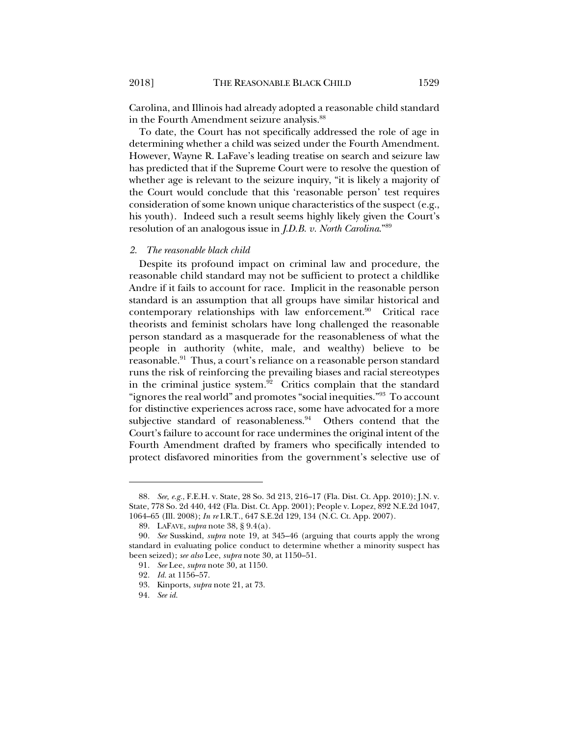Carolina, and Illinois had already adopted a reasonable child standard in the Fourth Amendment seizure analysis.[88]

To date, the Court has not specifically addressed the role of age in determining whether a child was seized under the Fourth Amendment. However, Wayne R. LaFave's leading treatise on search and seizure law has predicted that if the Supreme Court were to resolve the question of whether age is relevant to the seizure inquiry, "it is likely a majority of the Court would conclude that this 'reasonable person' test requires consideration of some known unique characteristics of the suspect (e.g., his youth). Indeed such a result seems highly likely given the Court's resolution of an analogous issue in *J.D.B. v. North Carolina*."[89]

### *2. The reasonable black child*

Despite its profound impact on criminal law and procedure, the reasonable child standard may not be sufficient to protect a childlike Andre if it fails to account for race. Implicit in the reasonable person standard is an assumption that all groups have similar historical and contemporary relationships with law enforcement.[90] Critical race theorists and feminist scholars have long challenged the reasonable person standard as a masquerade for the reasonableness of what the people in authority (white, male, and wealthy) believe to be reasonable.[91] Thus, a court's reliance on a reasonable person standard runs the risk of reinforcing the prevailing biases and racial stereotypes in the criminal justice system.[92] Critics complain that the standard "ignores the real world" and promotes "social inequities."[93] To account for distinctive experiences across race, some have advocated for a more subjective standard of reasonableness.[94] Others contend that the Court's failure to account for race undermines the original intent of the Fourth Amendment drafted by framers who specifically intended to protect disfavored minorities from the government's selective use of

---

88. *See, e.g.*, F.E.H. v. State, 28 So. 3d 213, 216–17 (Fla. Dist. Ct. App. 2010); J.N. v. State, 778 So. 2d 440, 442 (Fla. Dist. Ct. App. 2001); People v. Lopez, 892 N.E.2d 1047, 1064–65 (Ill. 2008); *In re* I.R.T., 647 S.E.2d 129, 134 (N.C. Ct. App. 2007).

89. LAFAVE, *supra* note 38, § 9.4(a).

90. *See* Susskind, *supra* note 19, at 345–46 (arguing that courts apply the wrong standard in evaluating police conduct to determine whether a minority suspect has been seized); *see also* Lee, *supra* note 30, at 1150–51.

91. *See* Lee, *supra* note 30, at 1150.

92. *Id.* at 1156–57.

93. Kinports, *supra* note 21, at 73.

94. *See id.*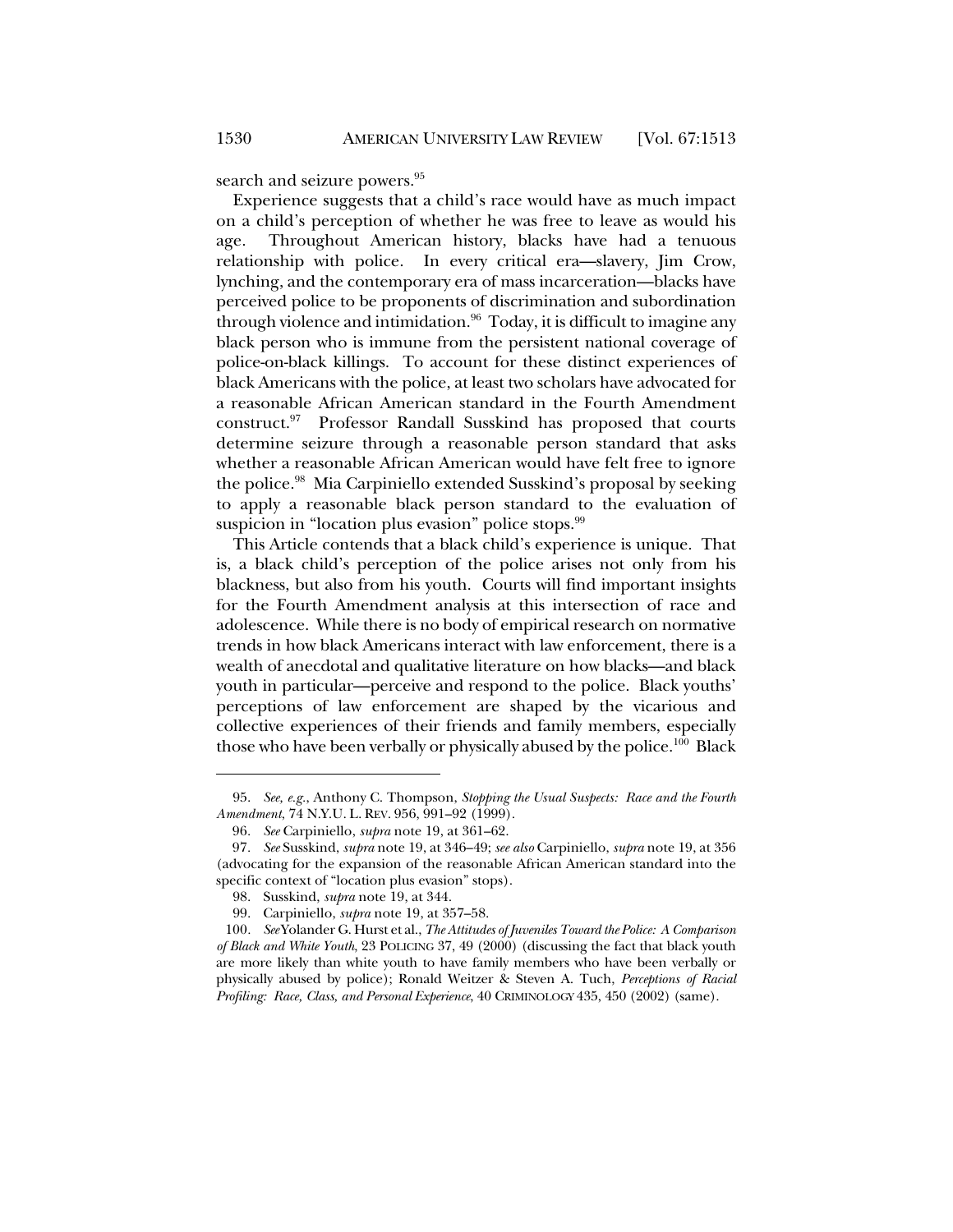search and seizure powers.[95]

Experience suggests that a child's race would have as much impact on a child's perception of whether he was free to leave as would his age. Throughout American history, blacks have had a tenuous relationship with police. In every critical era—slavery, Jim Crow, lynching, and the contemporary era of mass incarceration—blacks have perceived police to be proponents of discrimination and subordination through violence and intimidation.[96] Today, it is difficult to imagine any black person who is immune from the persistent national coverage of police-on-black killings. To account for these distinct experiences of black Americans with the police, at least two scholars have advocated for a reasonable African American standard in the Fourth Amendment construct.[97] Professor Randall Susskind has proposed that courts determine seizure through a reasonable person standard that asks whether a reasonable African American would have felt free to ignore the police.[98] Mia Carpiniello extended Susskind's proposal by seeking to apply a reasonable black person standard to the evaluation of suspicion in "location plus evasion" police stops.[99]

This Article contends that a black child's experience is unique. That is, a black child's perception of the police arises not only from his blackness, but also from his youth. Courts will find important insights for the Fourth Amendment analysis at this intersection of race and adolescence. While there is no body of empirical research on normative trends in how black Americans interact with law enforcement, there is a wealth of anecdotal and qualitative literature on how blacks—and black youth in particular—perceive and respond to the police. Black youths' perceptions of law enforcement are shaped by the vicarious and collective experiences of their friends and family members, especially those who have been verbally or physically abused by the police.[100] Black

---

95. *See, e.g.*, Anthony C. Thompson, *Stopping the Usual Suspects: Race and the Fourth Amendment*, 74 N.Y.U. L. REV. 956, 991–92 (1999).

96. *See* Carpiniello, *supra* note 19, at 361–62.

97. *See* Susskind, *supra* note 19, at 346–49; *see also* Carpiniello, *supra* note 19, at 356 (advocating for the expansion of the reasonable African American standard into the specific context of "location plus evasion" stops).

98. Susskind, *supra* note 19, at 344.

99. Carpiniello, *supra* note 19, at 357–58.

100. *See* Yolander G. Hurst et al., *The Attitudes of Juveniles Toward the Police: A Comparison of Black and White Youth*, 23 POLICING 37, 49 (2000) (discussing the fact that black youth are more likely than white youth to have family members who have been verbally or physically abused by police); Ronald Weitzer & Steven A. Tuch, *Perceptions of Racial Profiling: Race, Class, and Personal Experience*, 40 CRIMINOLOGY 435, 450 (2002) (same).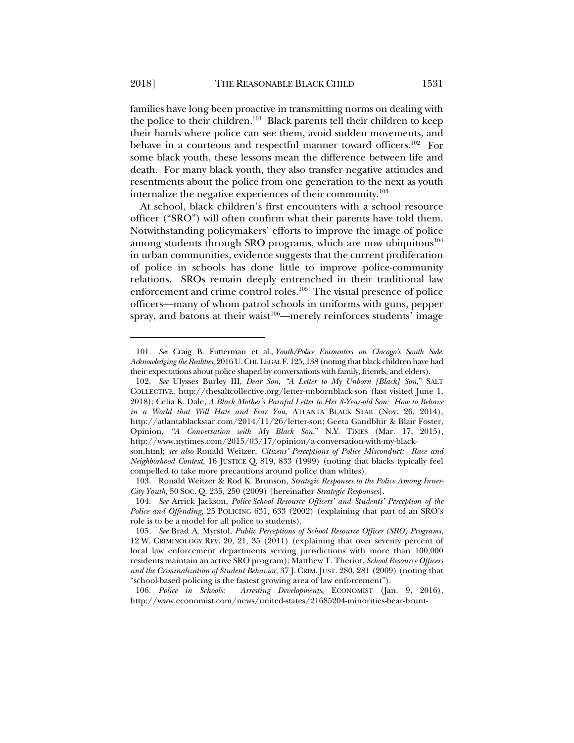families have long been proactive in transmitting norms on dealing with the police to their children.[101] Black parents tell their children to keep their hands where police can see them, avoid sudden movements, and behave in a courteous and respectful manner toward officers.[102] For some black youth, these lessons mean the difference between life and death. For many black youth, they also transfer negative attitudes and resentments about the police from one generation to the next as youth internalize the negative experiences of their community.[103]

At school, black children's first encounters with a school resource officer ("SRO") will often confirm what their parents have told them. Notwithstanding policymakers' efforts to improve the image of police among students through SRO programs, which are now ubiquitous[104] in urban communities, evidence suggests that the current proliferation of police in schools has done little to improve police-community relations. SROs remain deeply entrenched in their traditional law enforcement and crime control roles.[105] The visual presence of police officers—many of whom patrol schools in uniforms with guns, pepper spray, and batons at their waist[106]—merely reinforces students' image

---

101. *See* Craig B. Futterman et al., *Youth/Police Encounters on Chicago's South Side: Acknowledging the Realities*, 2016 U. CHI. LEGAL F. 125, 138 (noting that black children have had their expectations about police shaped by conversations with family, friends, and elders).

102. *See* Ulysses Burley III, *Dear Son, "A Letter to My Unborn [Black] Son*," SALT COLLECTIVE, http://thesaltcollective.org/letter-unbornblack-son (last visited June 1, 2018); Celia K. Dale, *A Black Mother's Painful Letter to Her 8-Year-old Son: How to Behave in a World that Will Hate and Fear You*, ATLANTA BLACK STAR (Nov. 26, 2014), http://atlantablackstar.com/2014/11/26/letter-son; Geeta Gandbhir & Blair Foster, Opinion, *"A Conversation with My Black Son*," N.Y. TIMES (Mar. 17, 2015), http://www.nytimes.com/2015/03/17/opinion/a-conversation-with-my-black-son.html; *see also* Ronald Weitzer, *Citizens' Perceptions of Police Misconduct: Race and Neighborhood Context*, 16 JUSTICE Q. 819, 833 (1999) (noting that blacks typically feel compelled to take more precautions around police than whites).

103. Ronald Weitzer & Rod K. Brunson, *Strategic Responses to the Police Among Inner-City Youth*, 50 SOC. Q. 235, 250 (2009) [hereinafter *Strategic Responses*].

104. *See* Arrick Jackson, *Police-School Resource Officers' and Students' Perception of the Police and Offending*, 25 POLICING 631, 633 (2002) (explaining that part of an SRO's role is to be a model for all police to students).

105. *See* Brad A. Myrstol, *Public Perceptions of School Resource Officer (SRO) Programs*, 12 W. CRIMINOLOGY REV. 20, 21, 35 (2011) (explaining that over seventy percent of local law enforcement departments serving jurisdictions with more than 100,000 residents maintain an active SRO program); Matthew T. Theriot, *School Resource Officers and the Criminalization of Student Behavior*, 37 J. CRIM. JUST. 280, 281 (2009) (noting that "school-based policing is the fastest growing area of law enforcement").

106. *Police in Schools: Arresting Developments*, ECONOMIST (Jan. 9, 2016), http://www.economist.com/news/united-states/21685204-minorities-bear-brunt-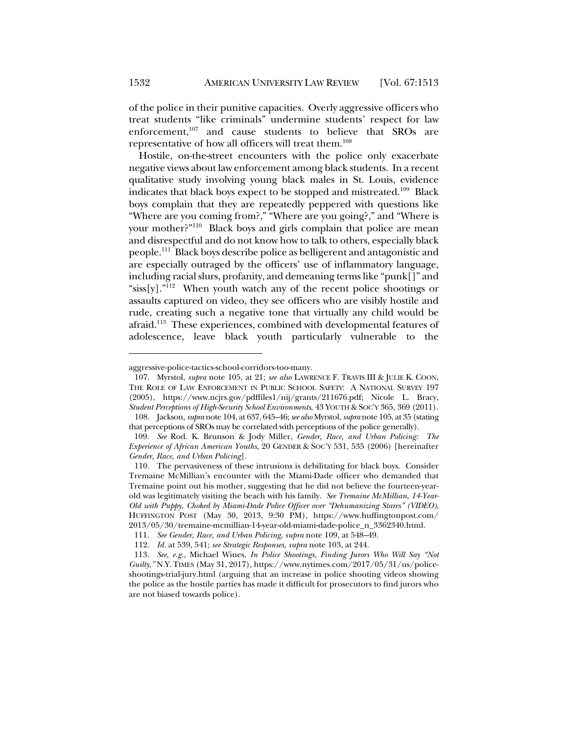of the police in their punitive capacities. Overly aggressive officers who treat students "like criminals" undermine students' respect for law enforcement,[107] and cause students to believe that SROs are representative of how all officers will treat them.[108]

Hostile, on-the-street encounters with the police only exacerbate negative views about law enforcement among black students. In a recent qualitative study involving young black males in St. Louis, evidence indicates that black boys expect to be stopped and mistreated.[109] Black boys complain that they are repeatedly peppered with questions like "Where are you coming from?," "Where are you going?," and "Where is your mother?"[110] Black boys and girls complain that police are mean and disrespectful and do not know how to talk to others, especially black people.[111] Black boys describe police as belligerent and antagonistic and are especially outraged by the officers' use of inflammatory language, including racial slurs, profanity, and demeaning terms like "punk[]" and "siss[y]."[112] When youth watch any of the recent police shootings or assaults captured on video, they see officers who are visibly hostile and rude, creating such a negative tone that virtually any child would be afraid.[113] These experiences, combined with developmental features of adolescence, leave black youth particularly vulnerable to the

---

aggressive-police-tactics-school-corridors-too-many.

107. Myrstol, *supra* note 105, at 21; *see also* LAWRENCE F. TRAVIS III & JULIE K. COON, THE ROLE OF LAW ENFORCEMENT IN PUBLIC SCHOOL SAFETY: A NATIONAL SURVEY 197 (2005), https://www.ncjrs.gov/pdffiles1/nij/grants/211676.pdf; Nicole L. Bracy, *Student Perceptions of High-Security School Environments*, 43 YOUTH & SOC'Y 365, 369 (2011).

108. Jackson, *supra* note 104, at 637, 645–46; *see also* Myrstol, *supra* note 105, at 35 (stating that perceptions of SROs may be correlated with perceptions of the police generally).

109. *See* Rod. K. Brunson & Jody Miller, *Gender, Race, and Urban Policing: The Experience of African American Youths*, 20 GENDER & SOC'Y 531, 535 (2006) [hereinafter *Gender, Race, and Urban Policing*].

110. The pervasiveness of these intrusions is debilitating for black boys. Consider Tremaine McMillian's encounter with the Miami-Dade officer who demanded that Tremaine point out his mother, suggesting that he did not believe the fourteen-year-old was legitimately visiting the beach with his family. *See Tremaine McMillian, 14-Year-Old with Puppy, Choked by Miami-Dade Police Officer over "Dehumanizing Stares" (VIDEO)*, HUFFINGTON POST (May 30, 2013, 9:30 PM), https://www.huffingtonpost.com/2013/05/30/tremaine-mcmillian-14-year-old-miami-dade-police_n_3362340.html.

111. *See Gender, Race, and Urban Policing*, *supra* note 109, at 548–49.

112. *Id.* at 539, 541; *see Strategic Responses*, *supra* note 103, at 244.

113. *See, e.g.*, Michael Wines, *In Police Shootings, Finding Jurors Who Will Say "Not Guilty*,*"* N.Y. TIMES (May 31, 2017), https://www.nytimes.com/2017/05/31/us/police-shootings-trial-jury.html (arguing that an increase in police shooting videos showing the police as the hostile parties has made it difficult for prosecutors to find jurors who are not biased towards police).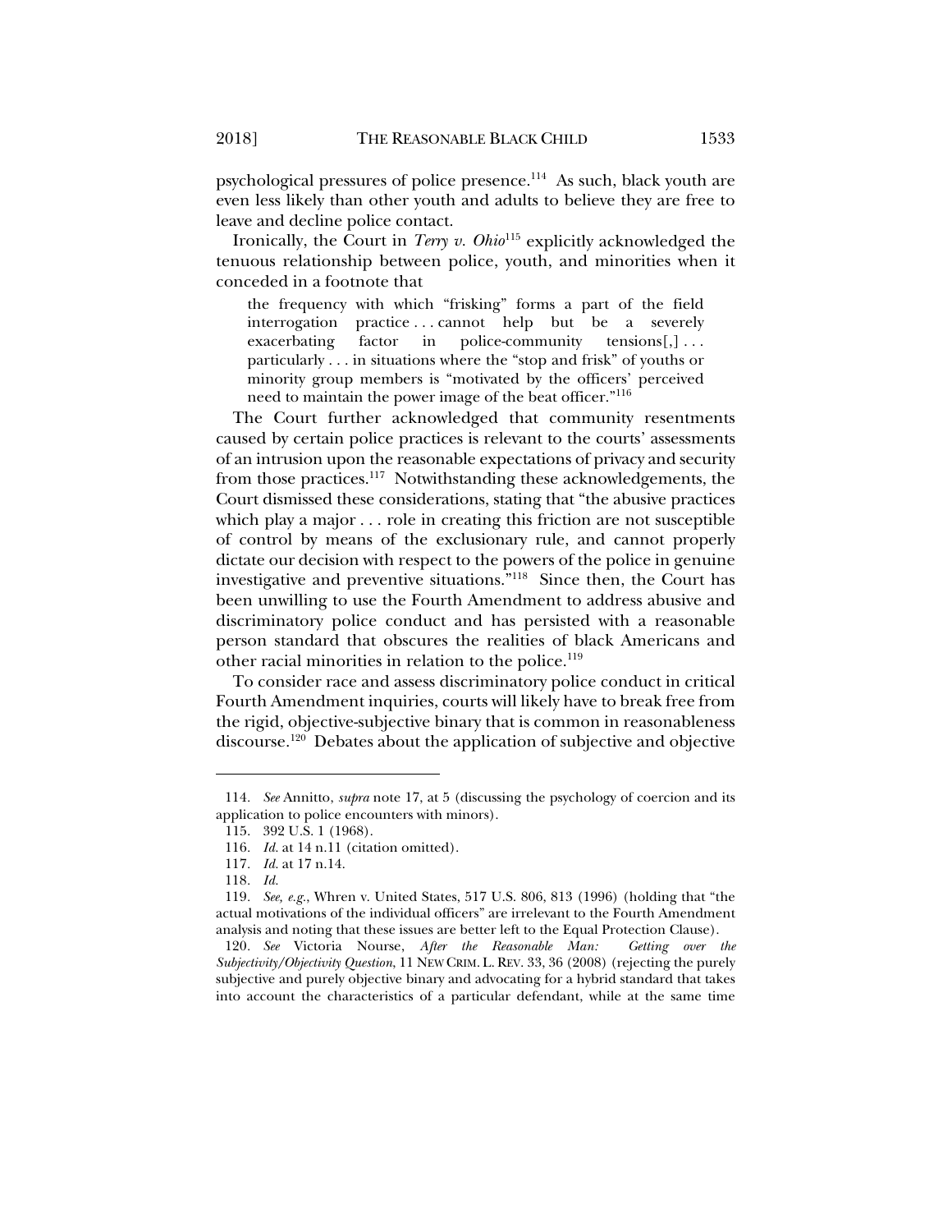psychological pressures of police presence.[114] As such, black youth are even less likely than other youth and adults to believe they are free to leave and decline police contact.

Ironically, the Court in *Terry v. Ohio*[115] explicitly acknowledged the tenuous relationship between police, youth, and minorities when it conceded in a footnote that

> the frequency with which "frisking" forms a part of the field interrogation practice . . . cannot help but be a severely exacerbating factor in police-community tensions[,] . . . particularly . . . in situations where the "stop and frisk" of youths or minority group members is "motivated by the officers' perceived need to maintain the power image of the beat officer."[116]

The Court further acknowledged that community resentments caused by certain police practices is relevant to the courts' assessments of an intrusion upon the reasonable expectations of privacy and security from those practices.[117] Notwithstanding these acknowledgements, the Court dismissed these considerations, stating that "the abusive practices which play a major . . . role in creating this friction are not susceptible of control by means of the exclusionary rule, and cannot properly dictate our decision with respect to the powers of the police in genuine investigative and preventive situations."[118] Since then, the Court has been unwilling to use the Fourth Amendment to address abusive and discriminatory police conduct and has persisted with a reasonable person standard that obscures the realities of black Americans and other racial minorities in relation to the police.[119]

To consider race and assess discriminatory police conduct in critical Fourth Amendment inquiries, courts will likely have to break free from the rigid, objective-subjective binary that is common in reasonableness discourse.[120] Debates about the application of subjective and objective

---

114. *See* Annitto, *supra* note 17, at 5 (discussing the psychology of coercion and its application to police encounters with minors).

115. 392 U.S. 1 (1968).

116. *Id.* at 14 n.11 (citation omitted).

117. *Id.* at 17 n.14.

118. *Id.*

119. *See, e.g.*, Whren v. United States, 517 U.S. 806, 813 (1996) (holding that "the actual motivations of the individual officers" are irrelevant to the Fourth Amendment analysis and noting that these issues are better left to the Equal Protection Clause).

120. *See* Victoria Nourse, *After the Reasonable Man: Getting over the Subjectivity/Objectivity Question*, 11 NEW CRIM. L. REV. 33, 36 (2008) (rejecting the purely subjective and purely objective binary and advocating for a hybrid standard that takes into account the characteristics of a particular defendant, while at the same time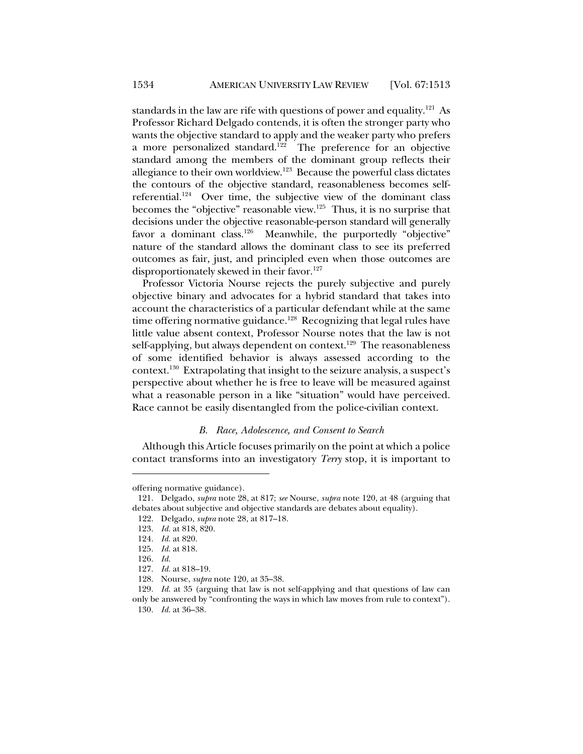standards in the law are rife with questions of power and equality.[121] As Professor Richard Delgado contends, it is often the stronger party who wants the objective standard to apply and the weaker party who prefers a more personalized standard.[122] The preference for an objective standard among the members of the dominant group reflects their allegiance to their own worldview.[123] Because the powerful class dictates the contours of the objective standard, reasonableness becomes self-referential.[124] Over time, the subjective view of the dominant class becomes the "objective" reasonable view.[125] Thus, it is no surprise that decisions under the objective reasonable-person standard will generally favor a dominant class.[126] Meanwhile, the purportedly "objective" nature of the standard allows the dominant class to see its preferred outcomes as fair, just, and principled even when those outcomes are disproportionately skewed in their favor.[127]

Professor Victoria Nourse rejects the purely subjective and purely objective binary and advocates for a hybrid standard that takes into account the characteristics of a particular defendant while at the same time offering normative guidance.[128] Recognizing that legal rules have little value absent context, Professor Nourse notes that the law is not self-applying, but always dependent on context.[129] The reasonableness of some identified behavior is always assessed according to the context.[130] Extrapolating that insight to the seizure analysis, a suspect's perspective about whether he is free to leave will be measured against what a reasonable person in a like "situation" would have perceived. Race cannot be easily disentangled from the police-civilian context.

### *B. Race, Adolescence, and Consent to Search*

Although this Article focuses primarily on the point at which a police contact transforms into an investigatory *Terry* stop, it is important to

---

offering normative guidance).

121. Delgado, *supra* note 28, at 817; *see* Nourse, *supra* note 120, at 48 (arguing that debates about subjective and objective standards are debates about equality).

122. Delgado, *supra* note 28, at 817–18.

123. *Id.* at 818, 820.

124. *Id.* at 820.

125. *Id.* at 818.

126. *Id.*

127. *Id.* at 818–19.

128. Nourse, *supra* note 120, at 35–38.

129. *Id.* at 35 (arguing that law is not self-applying and that questions of law can only be answered by "confronting the ways in which law moves from rule to context").

130. *Id.* at 36–38.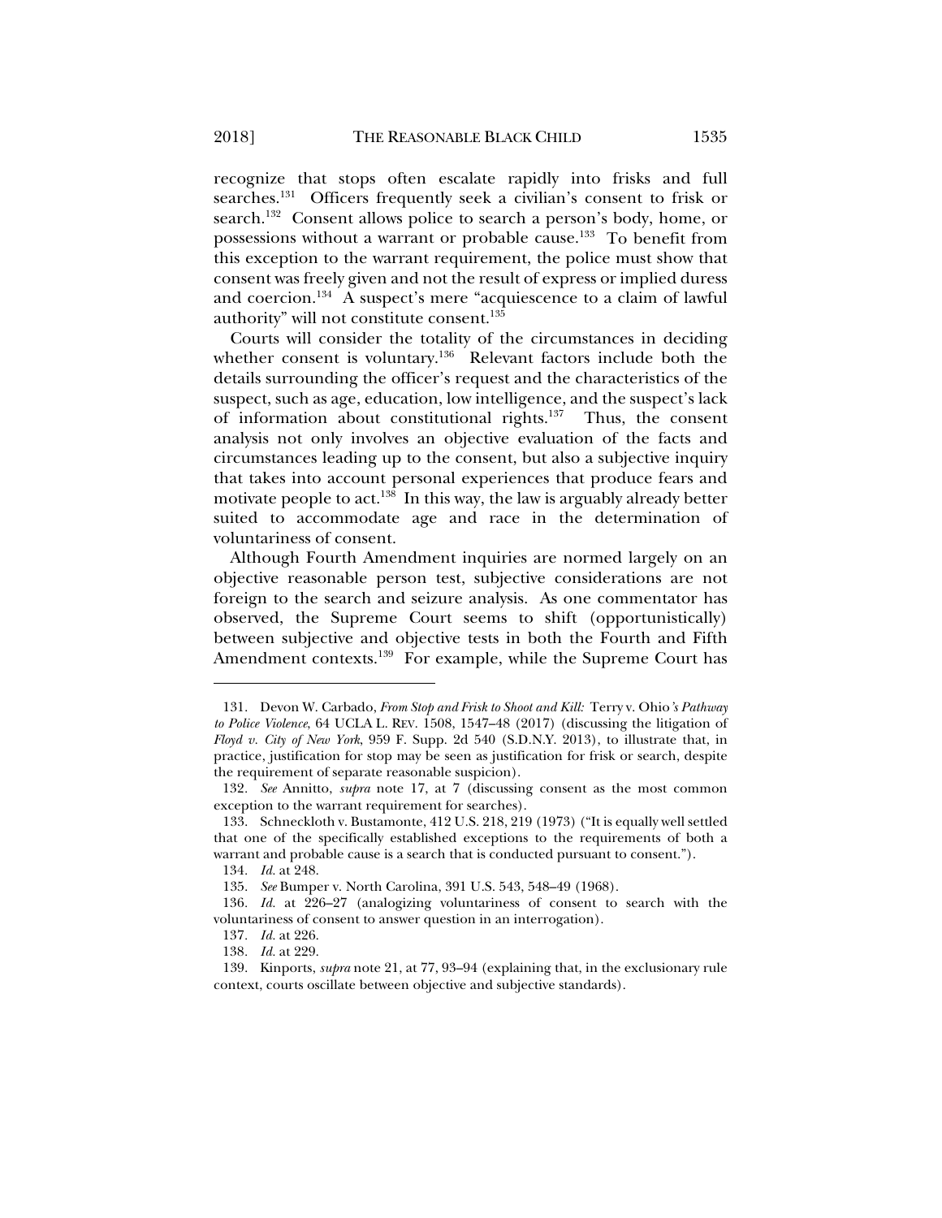recognize that stops often escalate rapidly into frisks and full searches.[131] Officers frequently seek a civilian's consent to frisk or search.[132] Consent allows police to search a person's body, home, or possessions without a warrant or probable cause.[133] To benefit from this exception to the warrant requirement, the police must show that consent was freely given and not the result of express or implied duress and coercion.[134] A suspect's mere "acquiescence to a claim of lawful authority" will not constitute consent.[135]

Courts will consider the totality of the circumstances in deciding whether consent is voluntary.[136] Relevant factors include both the details surrounding the officer's request and the characteristics of the suspect, such as age, education, low intelligence, and the suspect's lack of information about constitutional rights.[137] Thus, the consent analysis not only involves an objective evaluation of the facts and circumstances leading up to the consent, but also a subjective inquiry that takes into account personal experiences that produce fears and motivate people to act.[138] In this way, the law is arguably already better suited to accommodate age and race in the determination of voluntariness of consent.

Although Fourth Amendment inquiries are normed largely on an objective reasonable person test, subjective considerations are not foreign to the search and seizure analysis. As one commentator has observed, the Supreme Court seems to shift (opportunistically) between subjective and objective tests in both the Fourth and Fifth Amendment contexts.[139] For example, while the Supreme Court has

---

131. Devon W. Carbado, *From Stop and Frisk to Shoot and Kill:* Terry v. Ohio*'s Pathway to Police Violence*, 64 UCLA L. REV. 1508, 1547–48 (2017) (discussing the litigation of *Floyd v. City of New York*, 959 F. Supp. 2d 540 (S.D.N.Y. 2013), to illustrate that, in practice, justification for stop may be seen as justification for frisk or search, despite the requirement of separate reasonable suspicion).

132. *See* Annitto, *supra* note 17, at 7 (discussing consent as the most common exception to the warrant requirement for searches).

133. Schneckloth v. Bustamonte, 412 U.S. 218, 219 (1973) ("It is equally well settled that one of the specifically established exceptions to the requirements of both a warrant and probable cause is a search that is conducted pursuant to consent.").

134. *Id.* at 248.

135. *See* Bumper v. North Carolina, 391 U.S. 543, 548–49 (1968).

136. *Id.* at 226–27 (analogizing voluntariness of consent to search with the voluntariness of consent to answer question in an interrogation).

137. *Id.* at 226.

138. *Id.* at 229.

139. Kinports, *supra* note 21, at 77, 93–94 (explaining that, in the exclusionary rule context, courts oscillate between objective and subjective standards).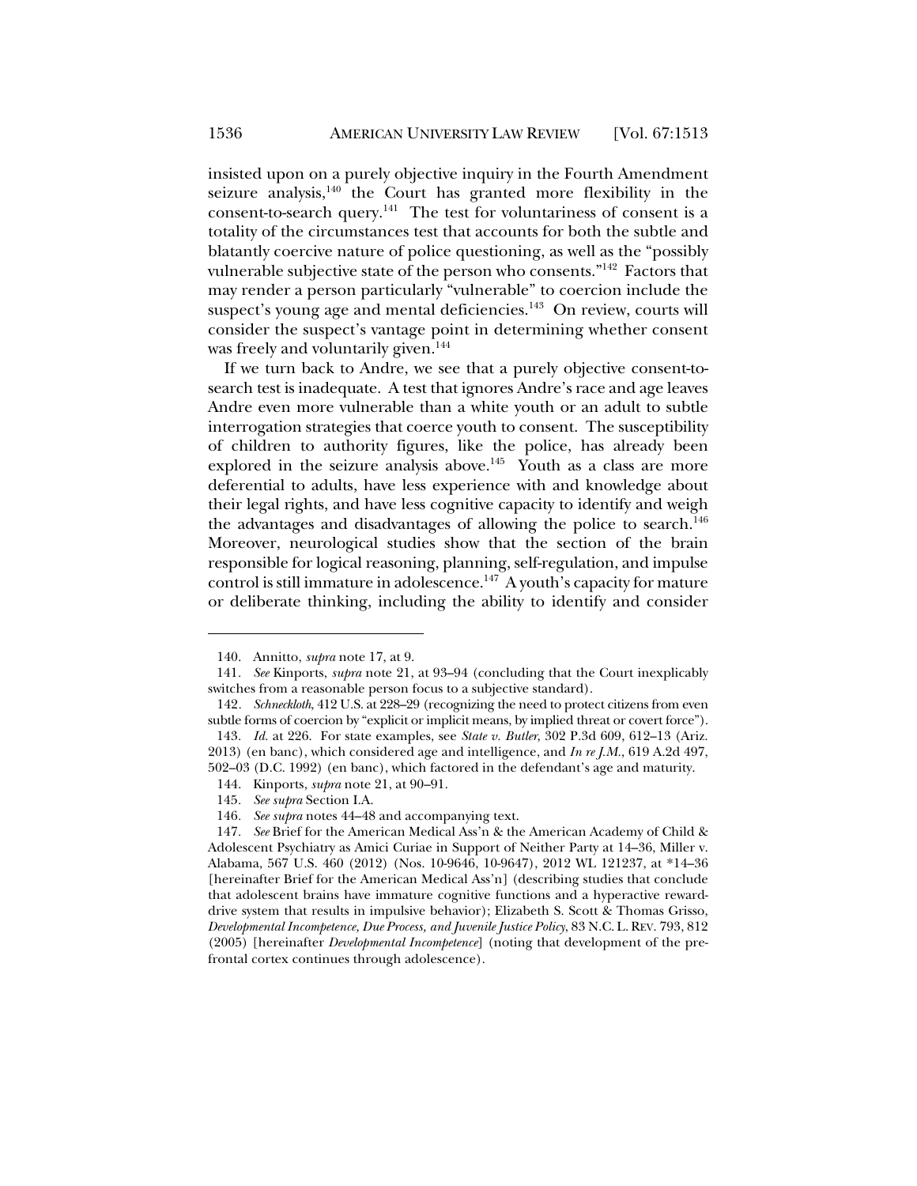insisted upon on a purely objective inquiry in the Fourth Amendment seizure analysis,[140] the Court has granted more flexibility in the consent-to-search query.[141] The test for voluntariness of consent is a totality of the circumstances test that accounts for both the subtle and blatantly coercive nature of police questioning, as well as the "possibly vulnerable subjective state of the person who consents."[142] Factors that may render a person particularly "vulnerable" to coercion include the suspect's young age and mental deficiencies.[143] On review, courts will consider the suspect's vantage point in determining whether consent was freely and voluntarily given.[144]

If we turn back to Andre, we see that a purely objective consent-to-search test is inadequate. A test that ignores Andre's race and age leaves Andre even more vulnerable than a white youth or an adult to subtle interrogation strategies that coerce youth to consent. The susceptibility of children to authority figures, like the police, has already been explored in the seizure analysis above.[145] Youth as a class are more deferential to adults, have less experience with and knowledge about their legal rights, and have less cognitive capacity to identify and weigh the advantages and disadvantages of allowing the police to search.[146] Moreover, neurological studies show that the section of the brain responsible for logical reasoning, planning, self-regulation, and impulse control is still immature in adolescence.[147] A youth's capacity for mature or deliberate thinking, including the ability to identify and consider

---

140. Annitto, *supra* note 17, at 9.

141. *See* Kinports, *supra* note 21, at 93–94 (concluding that the Court inexplicably switches from a reasonable person focus to a subjective standard).

142. *Schneckloth*, 412 U.S. at 228–29 (recognizing the need to protect citizens from even subtle forms of coercion by "explicit or implicit means, by implied threat or covert force").

143. *Id.* at 226. For state examples, see *State v. Butler*, 302 P.3d 609, 612–13 (Ariz. 2013) (en banc), which considered age and intelligence, and *In re J.M.*, 619 A.2d 497, 502–03 (D.C. 1992) (en banc), which factored in the defendant's age and maturity.

144. Kinports, *supra* note 21, at 90–91.

145. *See supra* Section I.A.

146. *See supra* notes 44–48 and accompanying text.

147. *See* Brief for the American Medical Ass'n & the American Academy of Child & Adolescent Psychiatry as Amici Curiae in Support of Neither Party at 14–36, Miller v. Alabama, 567 U.S. 460 (2012) (Nos. 10-9646, 10-9647), 2012 WL 121237, at *14–36 [hereinafter Brief for the American Medical Ass'n] (describing studies that conclude that adolescent brains have immature cognitive functions and a hyperactive reward-drive system that results in impulsive behavior); Elizabeth S. Scott & Thomas Grisso, *Developmental Incompetence, Due Process, and Juvenile Justice Policy*, 83 N.C. L. REV. 793, 812 (2005) [hereinafter *Developmental Incompetence*] (noting that development of the pre-frontal cortex continues through adolescence).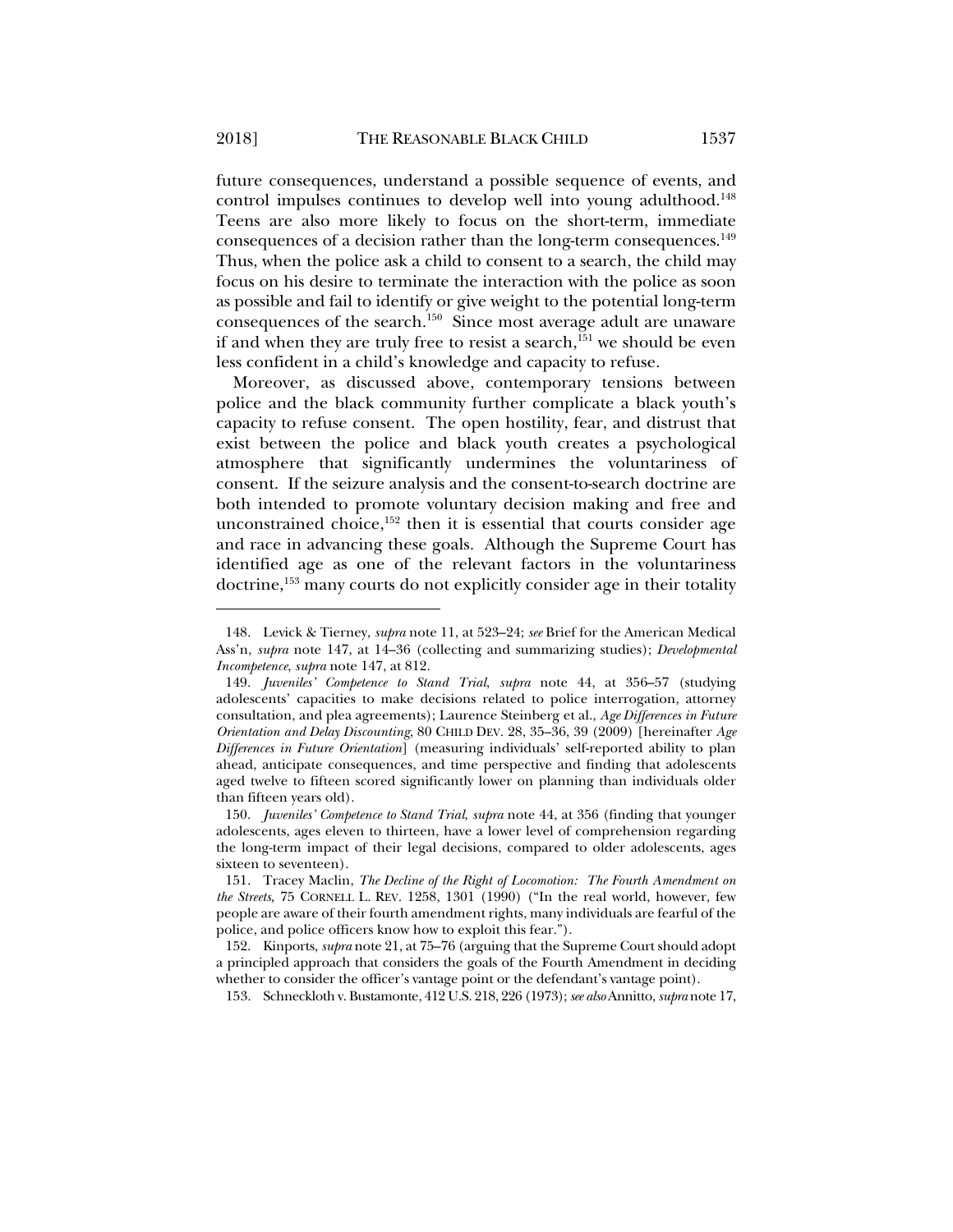future consequences, understand a possible sequence of events, and control impulses continues to develop well into young adulthood.[148] Teens are also more likely to focus on the short-term, immediate consequences of a decision rather than the long-term consequences.[149] Thus, when the police ask a child to consent to a search, the child may focus on his desire to terminate the interaction with the police as soon as possible and fail to identify or give weight to the potential long-term consequences of the search.[150] Since most average adult are unaware if and when they are truly free to resist a search,[151] we should be even less confident in a child's knowledge and capacity to refuse.

Moreover, as discussed above, contemporary tensions between police and the black community further complicate a black youth's capacity to refuse consent. The open hostility, fear, and distrust that exist between the police and black youth creates a psychological atmosphere that significantly undermines the voluntariness of consent. If the seizure analysis and the consent-to-search doctrine are both intended to promote voluntary decision making and free and unconstrained choice,[152] then it is essential that courts consider age and race in advancing these goals. Although the Supreme Court has identified age as one of the relevant factors in the voluntariness doctrine,[153] many courts do not explicitly consider age in their totality

---

148. Levick & Tierney, *supra* note 11, at 523–24; *see* Brief for the American Medical Ass'n, *supra* note 147, at 14–36 (collecting and summarizing studies); *Developmental Incompetence*, *supra* note 147, at 812.

149. *Juveniles' Competence to Stand Trial*, *supra* note 44, at 356–57 (studying adolescents' capacities to make decisions related to police interrogation, attorney consultation, and plea agreements); Laurence Steinberg et al., *Age Differences in Future Orientation and Delay Discounting*, 80 CHILD DEV. 28, 35–36, 39 (2009) [hereinafter *Age Differences in Future Orientation*] (measuring individuals' self-reported ability to plan ahead, anticipate consequences, and time perspective and finding that adolescents aged twelve to fifteen scored significantly lower on planning than individuals older than fifteen years old).

150. *Juveniles' Competence to Stand Trial*, *supra* note 44, at 356 (finding that younger adolescents, ages eleven to thirteen, have a lower level of comprehension regarding the long-term impact of their legal decisions, compared to older adolescents, ages sixteen to seventeen).

151. Tracey Maclin, *The Decline of the Right of Locomotion: The Fourth Amendment on the Streets*, 75 CORNELL L. REV. 1258, 1301 (1990) ("In the real world, however, few people are aware of their fourth amendment rights, many individuals are fearful of the police, and police officers know how to exploit this fear.").

152. Kinports, *supra* note 21, at 75–76 (arguing that the Supreme Court should adopt a principled approach that considers the goals of the Fourth Amendment in deciding whether to consider the officer's vantage point or the defendant's vantage point).

153. Schneckloth v. Bustamonte, 412 U.S. 218, 226 (1973); *see also* Annitto, *supra* note 17,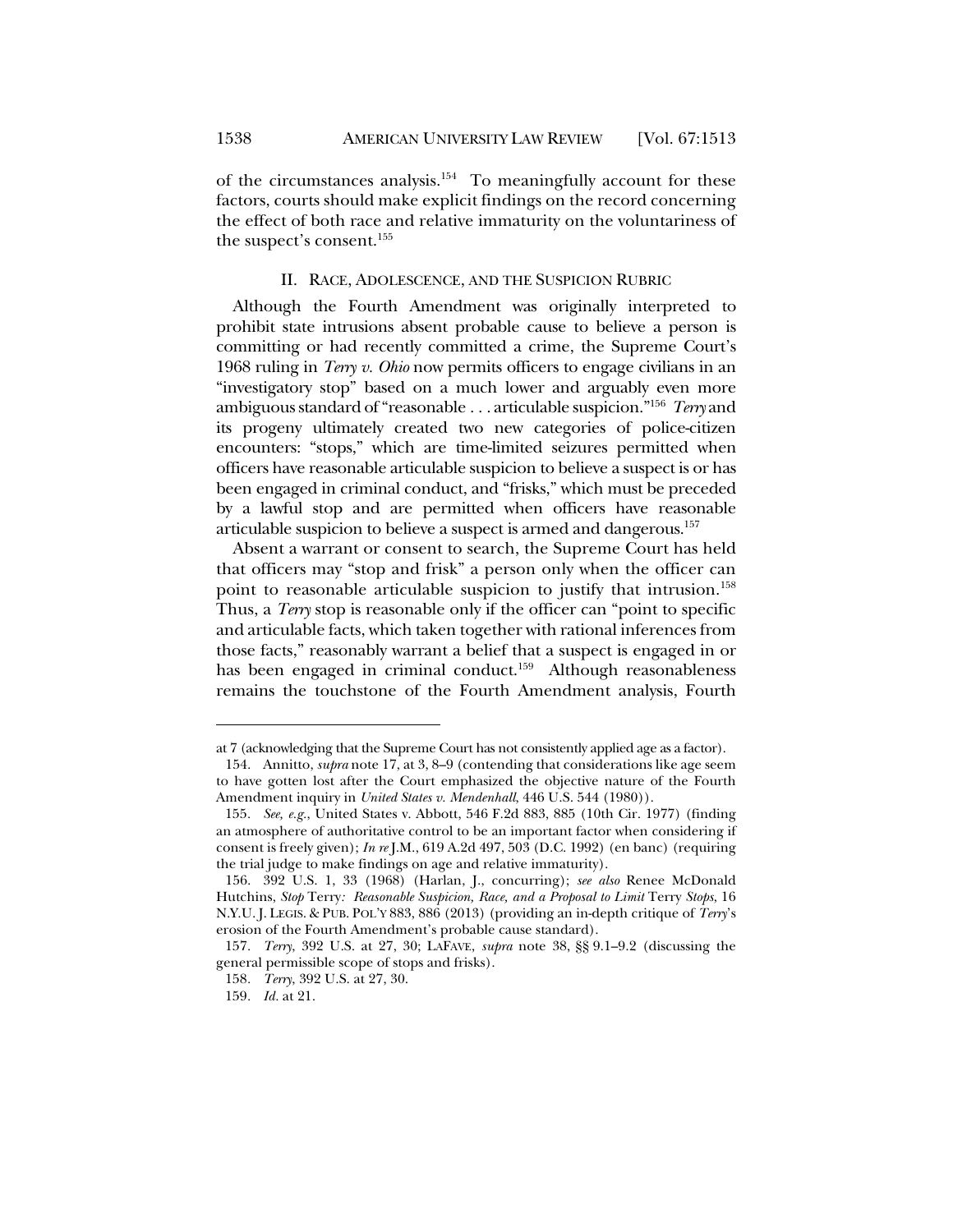of the circumstances analysis.[154] To meaningfully account for these factors, courts should make explicit findings on the record concerning the effect of both race and relative immaturity on the voluntariness of the suspect's consent.[155]

## II. RACE, ADOLESCENCE, AND THE SUSPICION RUBRIC

Although the Fourth Amendment was originally interpreted to prohibit state intrusions absent probable cause to believe a person is committing or had recently committed a crime, the Supreme Court's 1968 ruling in *Terry v. Ohio* now permits officers to engage civilians in an "investigatory stop" based on a much lower and arguably even more ambiguous standard of "reasonable . . . articulable suspicion."[156] *Terry* and its progeny ultimately created two new categories of police-citizen encounters: "stops," which are time-limited seizures permitted when officers have reasonable articulable suspicion to believe a suspect is or has been engaged in criminal conduct, and "frisks," which must be preceded by a lawful stop and are permitted when officers have reasonable articulable suspicion to believe a suspect is armed and dangerous.[157]

Absent a warrant or consent to search, the Supreme Court has held that officers may "stop and frisk" a person only when the officer can point to reasonable articulable suspicion to justify that intrusion.[158] Thus, a *Terry* stop is reasonable only if the officer can "point to specific and articulable facts, which taken together with rational inferences from those facts," reasonably warrant a belief that a suspect is engaged in or has been engaged in criminal conduct.[159] Although reasonableness remains the touchstone of the Fourth Amendment analysis, Fourth

---

at 7 (acknowledging that the Supreme Court has not consistently applied age as a factor).

154. Annitto, *supra* note 17, at 3, 8–9 (contending that considerations like age seem to have gotten lost after the Court emphasized the objective nature of the Fourth Amendment inquiry in *United States v. Mendenhall*, 446 U.S. 544 (1980)).

155. *See, e.g.*, United States v. Abbott, 546 F.2d 883, 885 (10th Cir. 1977) (finding an atmosphere of authoritative control to be an important factor when considering if consent is freely given); *In re* J.M., 619 A.2d 497, 503 (D.C. 1992) (en banc) (requiring the trial judge to make findings on age and relative immaturity).

156. 392 U.S. 1, 33 (1968) (Harlan, J., concurring); *see also* Renee McDonald Hutchins, *Stop* Terry*: Reasonable Suspicion, Race, and a Proposal to Limit* Terry *Stops*, 16 N.Y.U. J. LEGIS. & PUB. POL'Y 883, 886 (2013) (providing an in-depth critique of *Terry*'s erosion of the Fourth Amendment's probable cause standard).

157. *Terry*, 392 U.S. at 27, 30; LAFAVE, *supra* note 38, §§ 9.1–9.2 (discussing the general permissible scope of stops and frisks).

158. *Terry*, 392 U.S. at 27, 30.

159. *Id.* at 21.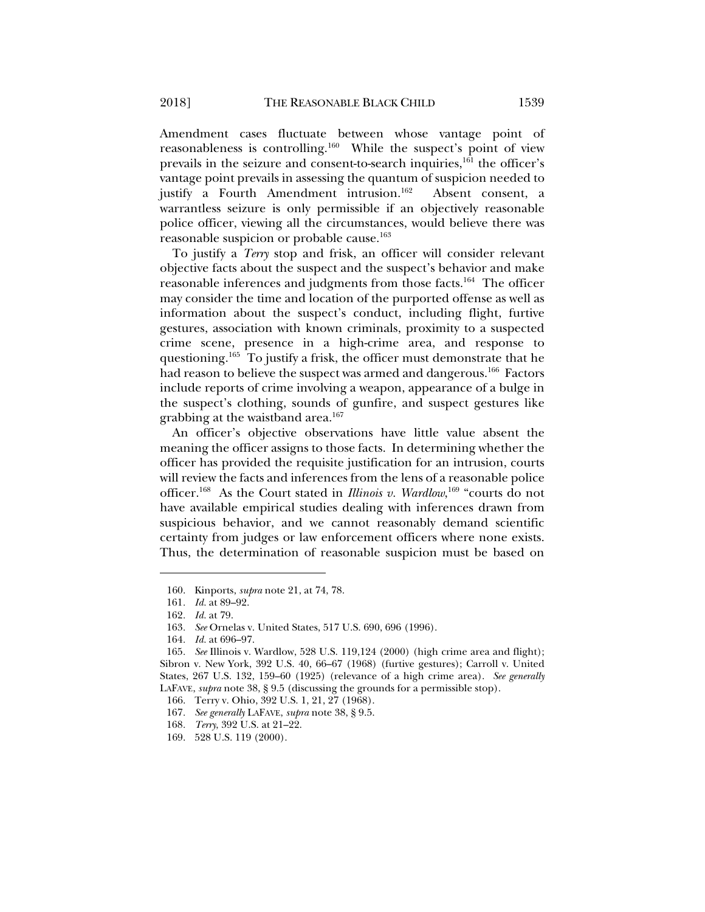Amendment cases fluctuate between whose vantage point of reasonableness is controlling.[160] While the suspect's point of view prevails in the seizure and consent-to-search inquiries,[161] the officer's vantage point prevails in assessing the quantum of suspicion needed to justify a Fourth Amendment intrusion.[162] Absent consent, a warrantless seizure is only permissible if an objectively reasonable police officer, viewing all the circumstances, would believe there was reasonable suspicion or probable cause.[163]

To justify a *Terry* stop and frisk, an officer will consider relevant objective facts about the suspect and the suspect's behavior and make reasonable inferences and judgments from those facts.[164] The officer may consider the time and location of the purported offense as well as information about the suspect's conduct, including flight, furtive gestures, association with known criminals, proximity to a suspected crime scene, presence in a high-crime area, and response to questioning.[165] To justify a frisk, the officer must demonstrate that he had reason to believe the suspect was armed and dangerous.[166] Factors include reports of crime involving a weapon, appearance of a bulge in the suspect's clothing, sounds of gunfire, and suspect gestures like grabbing at the waistband area.[167]

An officer's objective observations have little value absent the meaning the officer assigns to those facts. In determining whether the officer has provided the requisite justification for an intrusion, courts will review the facts and inferences from the lens of a reasonable police officer.[168] As the Court stated in *Illinois v. Wardlow*,[169] "courts do not have available empirical studies dealing with inferences drawn from suspicious behavior, and we cannot reasonably demand scientific certainty from judges or law enforcement officers where none exists. Thus, the determination of reasonable suspicion must be based on

---

160. Kinports, *supra* note 21, at 74, 78.

161. *Id.* at 89–92.

162. *Id.* at 79.

163. *See* Ornelas v. United States, 517 U.S. 690, 696 (1996).

164. *Id.* at 696–97.

165. *See* Illinois v. Wardlow, 528 U.S. 119,124 (2000) (high crime area and flight); Sibron v. New York, 392 U.S. 40, 66–67 (1968) (furtive gestures); Carroll v. United States, 267 U.S. 132, 159–60 (1925) (relevance of a high crime area). *See generally* LAFAVE, *supra* note 38, § 9.5 (discussing the grounds for a permissible stop).

166. Terry v. Ohio, 392 U.S. 1, 21, 27 (1968).

167. *See generally* LAFAVE, *supra* note 38, § 9.5.

168. *Terry*, 392 U.S. at 21–22.

169. 528 U.S. 119 (2000).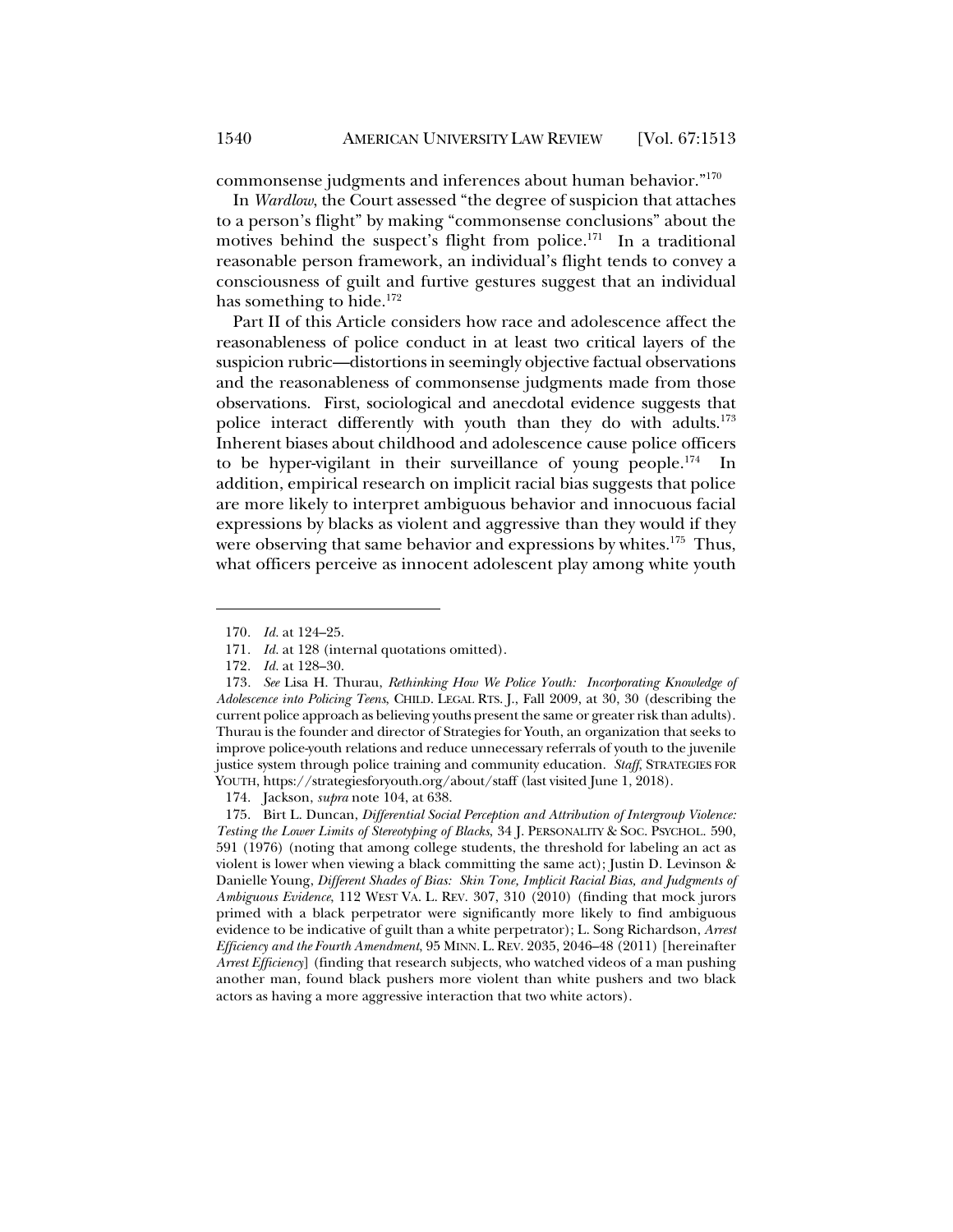commonsense judgments and inferences about human behavior."[170]

In *Wardlow*, the Court assessed "the degree of suspicion that attaches to a person's flight" by making "commonsense conclusions" about the motives behind the suspect's flight from police.[171] In a traditional reasonable person framework, an individual's flight tends to convey a consciousness of guilt and furtive gestures suggest that an individual has something to hide.[172]

Part II of this Article considers how race and adolescence affect the reasonableness of police conduct in at least two critical layers of the suspicion rubric—distortions in seemingly objective factual observations and the reasonableness of commonsense judgments made from those observations. First, sociological and anecdotal evidence suggests that police interact differently with youth than they do with adults.[173] Inherent biases about childhood and adolescence cause police officers to be hyper-vigilant in their surveillance of young people.[174] In addition, empirical research on implicit racial bias suggests that police are more likely to interpret ambiguous behavior and innocuous facial expressions by blacks as violent and aggressive than they would if they were observing that same behavior and expressions by whites.[175] Thus, what officers perceive as innocent adolescent play among white youth

---

170. *Id.* at 124–25.

171. *Id.* at 128 (internal quotations omitted).

172. *Id.* at 128–30.

173. *See* Lisa H. Thurau, *Rethinking How We Police Youth: Incorporating Knowledge of Adolescence into Policing Teens*, CHILD. LEGAL RTS. J., Fall 2009, at 30, 30 (describing the current police approach as believing youths present the same or greater risk than adults). Thurau is the founder and director of Strategies for Youth, an organization that seeks to improve police-youth relations and reduce unnecessary referrals of youth to the juvenile justice system through police training and community education. *Staff*, STRATEGIES FOR YOUTH, https://strategiesforyouth.org/about/staff (last visited June 1, 2018).

174. Jackson, *supra* note 104, at 638.

175. Birt L. Duncan, *Differential Social Perception and Attribution of Intergroup Violence: Testing the Lower Limits of Stereotyping of Blacks*, 34 J. PERSONALITY & SOC. PSYCHOL. 590, 591 (1976) (noting that among college students, the threshold for labeling an act as violent is lower when viewing a black committing the same act); Justin D. Levinson & Danielle Young, *Different Shades of Bias: Skin Tone, Implicit Racial Bias, and Judgments of Ambiguous Evidence*, 112 WEST VA. L. REV. 307, 310 (2010) (finding that mock jurors primed with a black perpetrator were significantly more likely to find ambiguous evidence to be indicative of guilt than a white perpetrator); L. Song Richardson, *Arrest Efficiency and the Fourth Amendment*, 95 MINN. L. REV. 2035, 2046–48 (2011) [hereinafter *Arrest Efficiency*] (finding that research subjects, who watched videos of a man pushing another man, found black pushers more violent than white pushers and two black actors as having a more aggressive interaction that two white actors).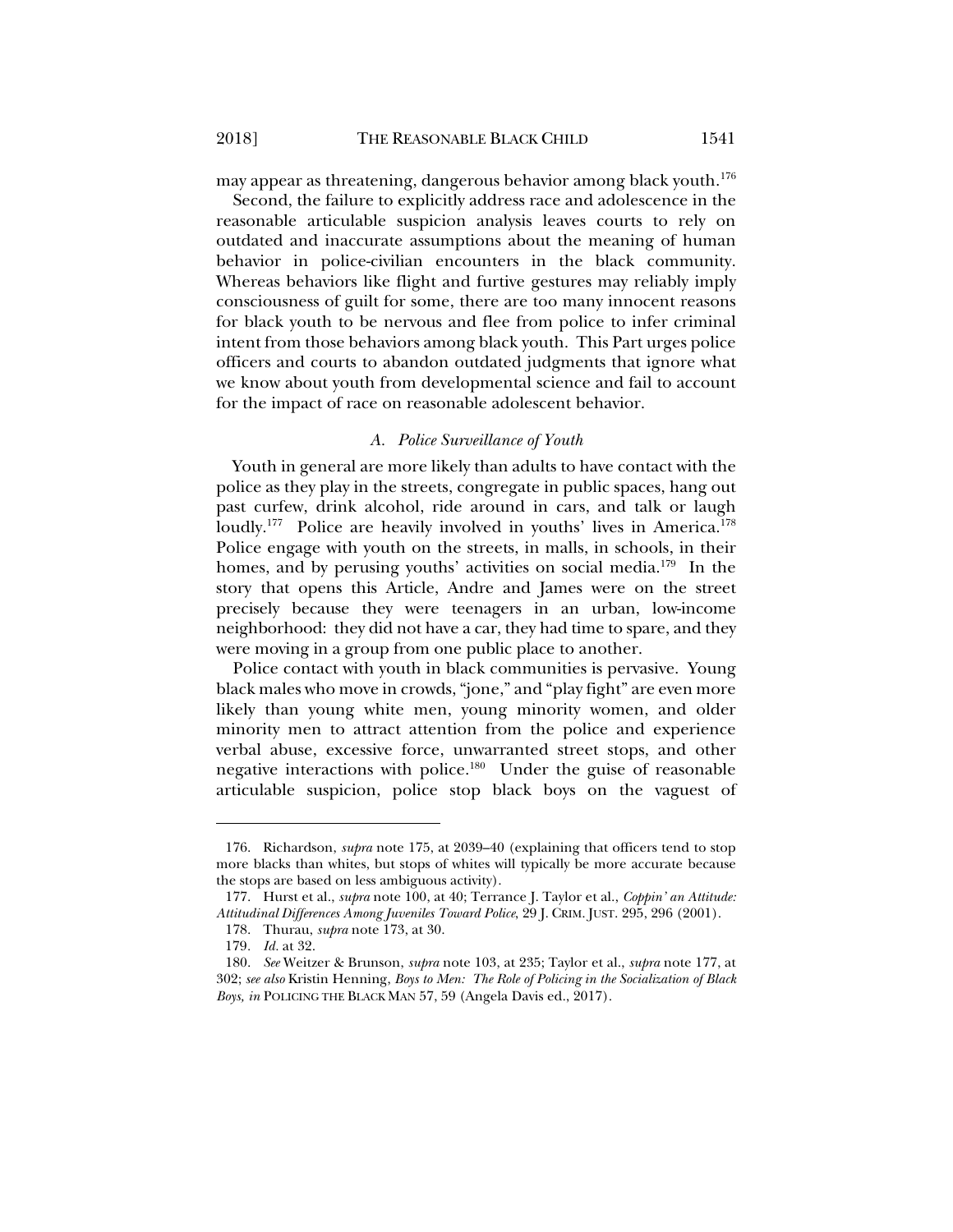may appear as threatening, dangerous behavior among black youth.[176]

Second, the failure to explicitly address race and adolescence in the reasonable articulable suspicion analysis leaves courts to rely on outdated and inaccurate assumptions about the meaning of human behavior in police-civilian encounters in the black community. Whereas behaviors like flight and furtive gestures may reliably imply consciousness of guilt for some, there are too many innocent reasons for black youth to be nervous and flee from police to infer criminal intent from those behaviors among black youth. This Part urges police officers and courts to abandon outdated judgments that ignore what we know about youth from developmental science and fail to account for the impact of race on reasonable adolescent behavior.

### *A. Police Surveillance of Youth*

Youth in general are more likely than adults to have contact with the police as they play in the streets, congregate in public spaces, hang out past curfew, drink alcohol, ride around in cars, and talk or laugh loudly.[177] Police are heavily involved in youths' lives in America.[178] Police engage with youth on the streets, in malls, in schools, in their homes, and by perusing youths' activities on social media.[179] In the story that opens this Article, Andre and James were on the street precisely because they were teenagers in an urban, low-income neighborhood: they did not have a car, they had time to spare, and they were moving in a group from one public place to another.

Police contact with youth in black communities is pervasive. Young black males who move in crowds, "jone," and "play fight" are even more likely than young white men, young minority women, and older minority men to attract attention from the police and experience verbal abuse, excessive force, unwarranted street stops, and other negative interactions with police.[180] Under the guise of reasonable articulable suspicion, police stop black boys on the vaguest of

---

176. Richardson, *supra* note 175, at 2039–40 (explaining that officers tend to stop more blacks than whites, but stops of whites will typically be more accurate because the stops are based on less ambiguous activity).

177. Hurst et al., *supra* note 100, at 40; Terrance J. Taylor et al., *Coppin' an Attitude: Attitudinal Differences Among Juveniles Toward Police*, 29 J. CRIM. JUST. 295, 296 (2001).

178. Thurau, *supra* note 173, at 30.

179. *Id.* at 32.

180. *See* Weitzer & Brunson, *supra* note 103, at 235; Taylor et al., *supra* note 177, at 302; *see also* Kristin Henning, *Boys to Men: The Role of Policing in the Socialization of Black Boys, in* POLICING THE BLACK MAN 57, 59 (Angela Davis ed., 2017).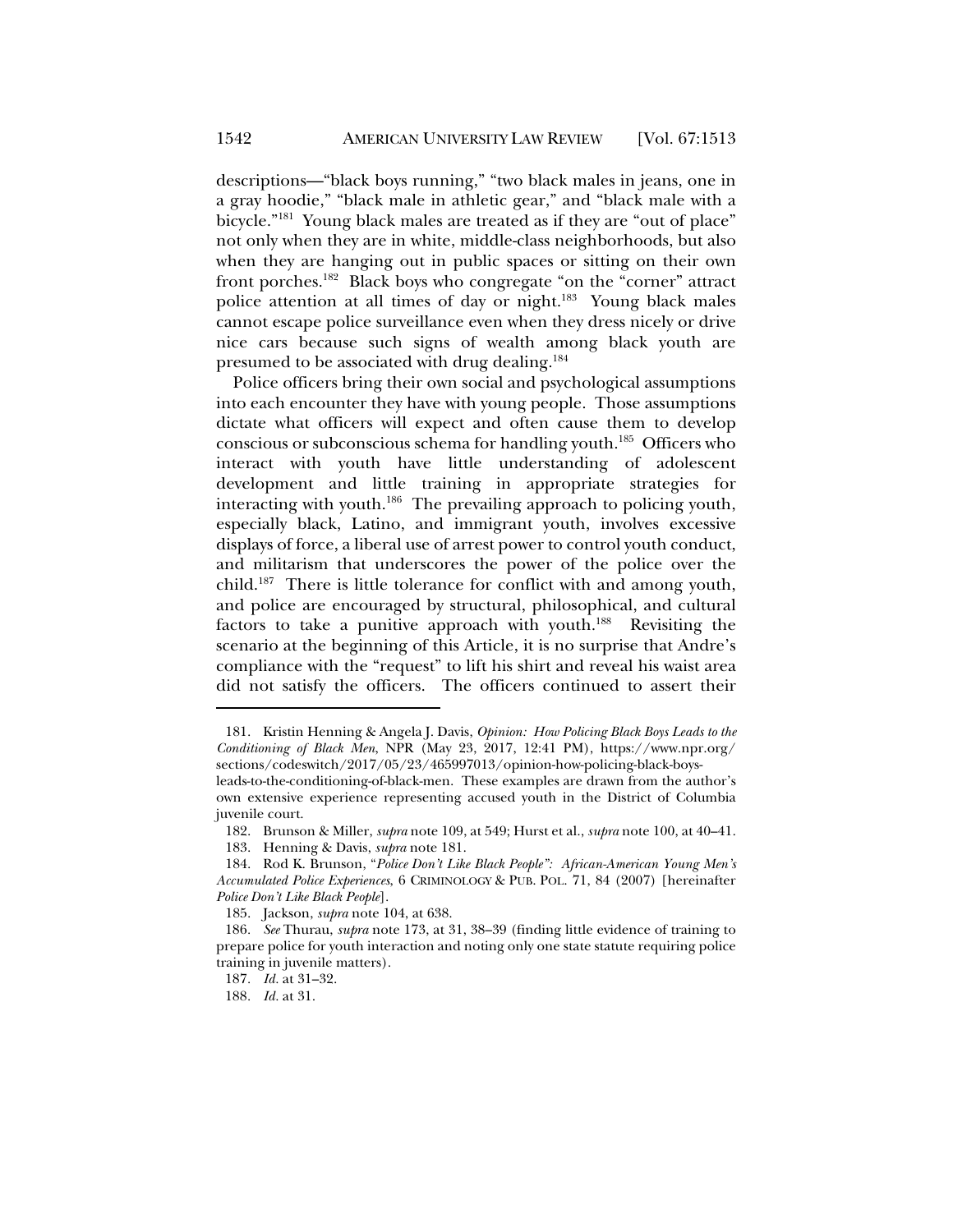descriptions—"black boys running," "two black males in jeans, one in a gray hoodie," "black male in athletic gear," and "black male with a bicycle."[181] Young black males are treated as if they are "out of place" not only when they are in white, middle-class neighborhoods, but also when they are hanging out in public spaces or sitting on their own front porches.[182] Black boys who congregate "on the "corner" attract police attention at all times of day or night.[183] Young black males cannot escape police surveillance even when they dress nicely or drive nice cars because such signs of wealth among black youth are presumed to be associated with drug dealing.[184]

Police officers bring their own social and psychological assumptions into each encounter they have with young people. Those assumptions dictate what officers will expect and often cause them to develop conscious or subconscious schema for handling youth.[185] Officers who interact with youth have little understanding of adolescent development and little training in appropriate strategies for interacting with youth.[186] The prevailing approach to policing youth, especially black, Latino, and immigrant youth, involves excessive displays of force, a liberal use of arrest power to control youth conduct, and militarism that underscores the power of the police over the child.[187] There is little tolerance for conflict with and among youth, and police are encouraged by structural, philosophical, and cultural factors to take a punitive approach with youth.[188] Revisiting the scenario at the beginning of this Article, it is no surprise that Andre's compliance with the "request" to lift his shirt and reveal his waist area did not satisfy the officers. The officers continued to assert their

---

181. Kristin Henning & Angela J. Davis, *Opinion: How Policing Black Boys Leads to the Conditioning of Black Men*, NPR (May 23, 2017, 12:41 PM), https://www.npr.org/sections/codeswitch/2017/05/23/465997013/opinion-how-policing-black-boys-leads-to-the-conditioning-of-black-men. These examples are drawn from the author's own extensive experience representing accused youth in the District of Columbia juvenile court.

182. Brunson & Miller, *supra* note 109, at 549; Hurst et al., *supra* note 100, at 40–41.

183. Henning & Davis, *supra* note 181.

184. Rod K. Brunson, "*Police Don't Like Black People": African-American Young Men's Accumulated Police Experiences*, 6 CRIMINOLOGY & PUB. POL. 71, 84 (2007) [hereinafter *Police Don't Like Black People*].

185. Jackson, *supra* note 104, at 638.

186. *See* Thurau, *supra* note 173, at 31, 38–39 (finding little evidence of training to prepare police for youth interaction and noting only one state statute requiring police training in juvenile matters).

187. *Id.* at 31–32.

188. *Id.* at 31.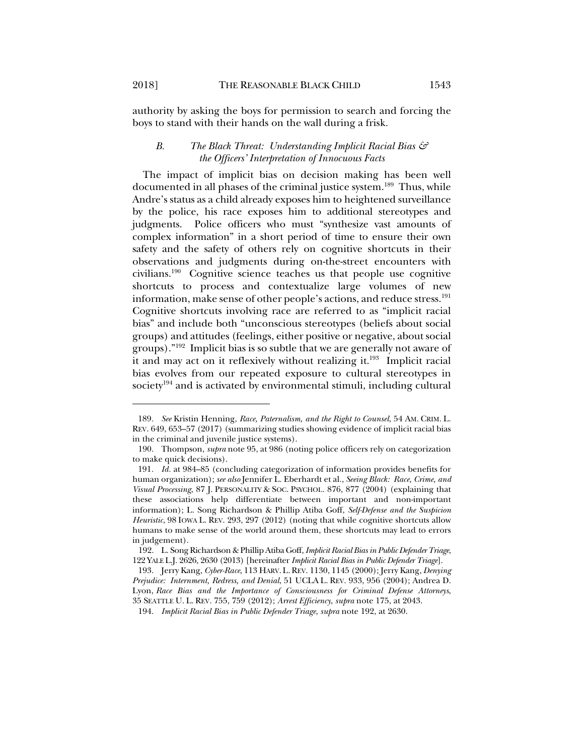authority by asking the boys for permission to search and forcing the boys to stand with their hands on the wall during a frisk.

### *B. The Black Threat: Understanding Implicit Racial Bias & the Officers' Interpretation of Innocuous Facts*

The impact of implicit bias on decision making has been well documented in all phases of the criminal justice system.[189] Thus, while Andre's status as a child already exposes him to heightened surveillance by the police, his race exposes him to additional stereotypes and judgments. Police officers who must "synthesize vast amounts of complex information" in a short period of time to ensure their own safety and the safety of others rely on cognitive shortcuts in their observations and judgments during on-the-street encounters with civilians.[190] Cognitive science teaches us that people use cognitive shortcuts to process and contextualize large volumes of new information, make sense of other people's actions, and reduce stress.[191] Cognitive shortcuts involving race are referred to as "implicit racial bias" and include both "unconscious stereotypes (beliefs about social groups) and attitudes (feelings, either positive or negative, about social groups)."[192] Implicit bias is so subtle that we are generally not aware of it and may act on it reflexively without realizing it.[193] Implicit racial bias evolves from our repeated exposure to cultural stereotypes in society[194] and is activated by environmental stimuli, including cultural

---

189. *See* Kristin Henning, *Race, Paternalism, and the Right to Counsel*, 54 AM. CRIM. L. REV. 649, 653–57 (2017) (summarizing studies showing evidence of implicit racial bias in the criminal and juvenile justice systems).

190. Thompson, *supra* note 95, at 986 (noting police officers rely on categorization to make quick decisions).

191. *Id.* at 984–85 (concluding categorization of information provides benefits for human organization); *see also* Jennifer L. Eberhardt et al., *Seeing Black: Race, Crime, and Visual Processing*, 87 J. PERSONALITY & SOC. PSYCHOL. 876, 877 (2004) (explaining that these associations help differentiate between important and non-important information); L. Song Richardson & Phillip Atiba Goff, *Self-Defense and the Suspicion Heuristic*, 98 IOWA L. REV. 293, 297 (2012) (noting that while cognitive shortcuts allow humans to make sense of the world around them, these shortcuts may lead to errors in judgement).

192. L. Song Richardson & Phillip Atiba Goff, *Implicit Racial Bias in Public Defender Triage*, 122 YALE L.J. 2626, 2630 (2013) [hereinafter *Implicit Racial Bias in Public Defender Triage*].

193. Jerry Kang, *Cyber-Race*, 113 HARV. L. REV. 1130, 1145 (2000); Jerry Kang, *Denying Prejudice: Internment, Redress, and Denial*, 51 UCLA L. REV. 933, 956 (2004); Andrea D. Lyon, *Race Bias and the Importance of Consciousness for Criminal Defense Attorneys*, 35 SEATTLE U. L. REV. 755, 759 (2012); *Arrest Efficiency*, *supra* note 175, at 2043.

194. *Implicit Racial Bias in Public Defender Triage*, *supra* note 192, at 2630.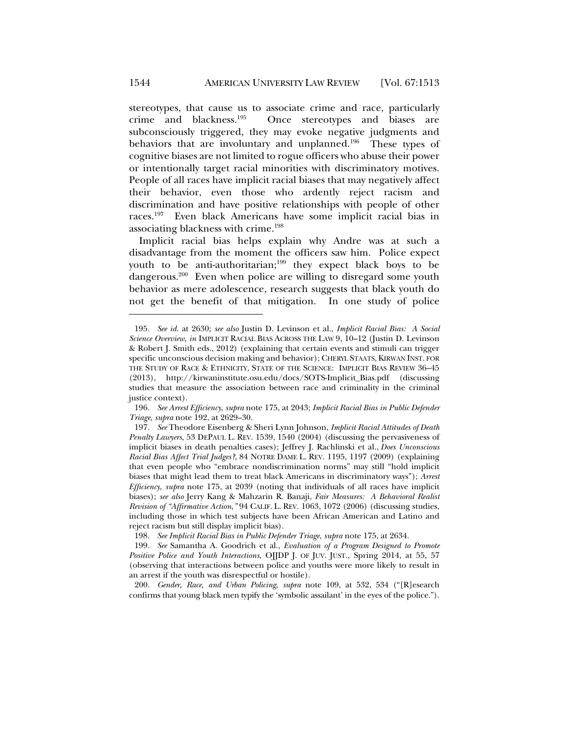stereotypes, that cause us to associate crime and race, particularly crime and blackness.[195] Once stereotypes and biases are subconsciously triggered, they may evoke negative judgments and behaviors that are involuntary and unplanned.[196] These types of cognitive biases are not limited to rogue officers who abuse their power or intentionally target racial minorities with discriminatory motives. People of all races have implicit racial biases that may negatively affect their behavior, even those who ardently reject racism and discrimination and have positive relationships with people of other races.[197] Even black Americans have some implicit racial bias in associating blackness with crime.[198]

Implicit racial bias helps explain why Andre was at such a disadvantage from the moment the officers saw him. Police expect youth to be anti-authoritarian;[199] they expect black boys to be dangerous.[200] Even when police are willing to disregard some youth behavior as mere adolescence, research suggests that black youth do not get the benefit of that mitigation. In one study of police

---

195. *See id.* at 2630; *see also* Justin D. Levinson et al., *Implicit Racial Bias: A Social Science Overview*, *in* IMPLICIT RACIAL BIAS ACROSS THE LAW 9, 10–12 (Justin D. Levinson & Robert J. Smith eds., 2012) (explaining that certain events and stimuli can trigger specific unconscious decision making and behavior); CHERYL STAATS, KIRWAN INST. FOR THE STUDY OF RACE & ETHNICITY, STATE OF THE SCIENCE: IMPLICIT BIAS REVIEW 36–45 (2013), http://kirwaninstitute.osu.edu/docs/SOTS-Implicit_Bias.pdf (discussing studies that measure the association between race and criminality in the criminal justice context).

196. *See Arrest Efficiency*, *supra* note 175, at 2043; *Implicit Racial Bias in Public Defender Triage*, *supra* note 192, at 2629–30.

197. *See* Theodore Eisenberg & Sheri Lynn Johnson, *Implicit Racial Attitudes of Death Penalty Lawyers*, 53 DEPAUL L. REV. 1539, 1540 (2004) (discussing the pervasiveness of implicit biases in death penalties cases); Jeffrey J. Rachlinski et al., *Does Unconscious Racial Bias Affect Trial Judges?*, 84 NOTRE DAME L. REV. 1195, 1197 (2009) (explaining that even people who "embrace nondiscrimination norms" may still "hold implicit biases that might lead them to treat black Americans in discriminatory ways"); *Arrest Efficiency*, *supra* note 175, at 2039 (noting that individuals of all races have implicit biases); *see also* Jerry Kang & Mahzarin R. Banaji, *Fair Measures: A Behavioral Realist Revision of "Affirmative Action*,*"* 94 CALIF. L. REV. 1063, 1072 (2006) (discussing studies, including those in which test subjects have been African American and Latino and reject racism but still display implicit bias).

198. *See Implicit Racial Bias in Public Defender Triage*, *supra* note 175, at 2634.

199. *See* Samantha A. Goodrich et al., *Evaluation of a Program Designed to Promote Positive Police and Youth Interactions*, OJJDP J. OF JUV. JUST., Spring 2014, at 55, 57 (observing that interactions between police and youths were more likely to result in an arrest if the youth was disrespectful or hostile).

200. *Gender, Race, and Urban Policing*, *supra* note 109, at 532, 534 ("[R]esearch confirms that young black men typify the 'symbolic assailant' in the eyes of the police.").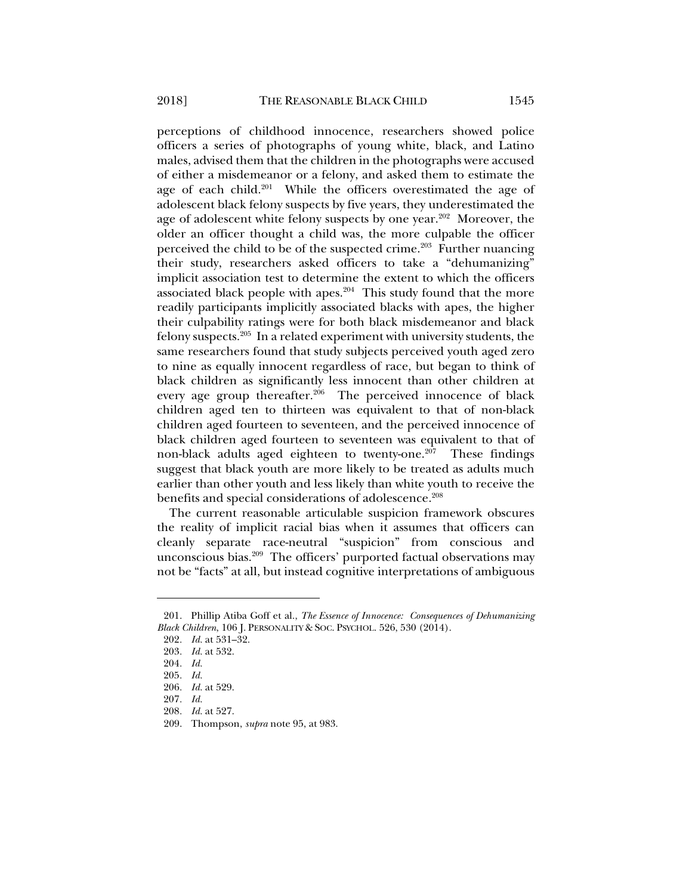perceptions of childhood innocence, researchers showed police officers a series of photographs of young white, black, and Latino males, advised them that the children in the photographs were accused of either a misdemeanor or a felony, and asked them to estimate the age of each child.[201] While the officers overestimated the age of adolescent black felony suspects by five years, they underestimated the age of adolescent white felony suspects by one year.[202] Moreover, the older an officer thought a child was, the more culpable the officer perceived the child to be of the suspected crime.[203] Further nuancing their study, researchers asked officers to take a "dehumanizing" implicit association test to determine the extent to which the officers associated black people with apes.[204] This study found that the more readily participants implicitly associated blacks with apes, the higher their culpability ratings were for both black misdemeanor and black felony suspects.[205] In a related experiment with university students, the same researchers found that study subjects perceived youth aged zero to nine as equally innocent regardless of race, but began to think of black children as significantly less innocent than other children at every age group thereafter.[206] The perceived innocence of black children aged ten to thirteen was equivalent to that of non-black children aged fourteen to seventeen, and the perceived innocence of black children aged fourteen to seventeen was equivalent to that of non-black adults aged eighteen to twenty-one.[207] These findings suggest that black youth are more likely to be treated as adults much earlier than other youth and less likely than white youth to receive the benefits and special considerations of adolescence.[208]

The current reasonable articulable suspicion framework obscures the reality of implicit racial bias when it assumes that officers can cleanly separate race-neutral "suspicion" from conscious and unconscious bias.[209] The officers' purported factual observations may not be "facts" at all, but instead cognitive interpretations of ambiguous

---

201. Phillip Atiba Goff et al., *The Essence of Innocence: Consequences of Dehumanizing Black Children*, 106 J. PERSONALITY & SOC. PSYCHOL. 526, 530 (2014).

202. *Id.* at 531–32.

203. *Id.* at 532.

204. *Id.*

205. *Id.*

206. *Id.* at 529.

207. *Id.*

208. *Id.* at 527.

209. Thompson, *supra* note 95, at 983.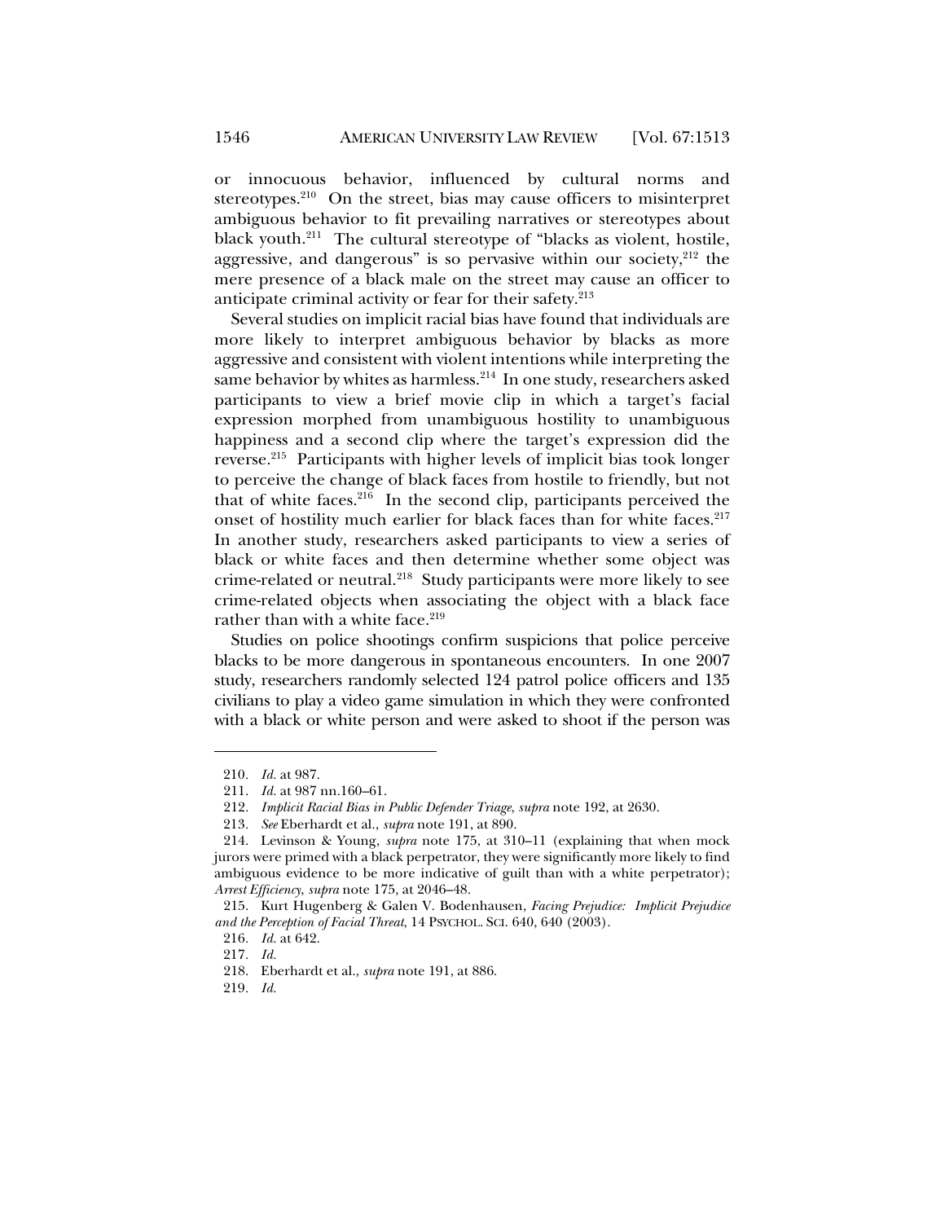or innocuous behavior, influenced by cultural norms and stereotypes.[210] On the street, bias may cause officers to misinterpret ambiguous behavior to fit prevailing narratives or stereotypes about black youth.[211] The cultural stereotype of "blacks as violent, hostile, aggressive, and dangerous" is so pervasive within our society,[212] the mere presence of a black male on the street may cause an officer to anticipate criminal activity or fear for their safety.[213]

Several studies on implicit racial bias have found that individuals are more likely to interpret ambiguous behavior by blacks as more aggressive and consistent with violent intentions while interpreting the same behavior by whites as harmless.[214] In one study, researchers asked participants to view a brief movie clip in which a target's facial expression morphed from unambiguous hostility to unambiguous happiness and a second clip where the target's expression did the reverse.[215] Participants with higher levels of implicit bias took longer to perceive the change of black faces from hostile to friendly, but not that of white faces.[216] In the second clip, participants perceived the onset of hostility much earlier for black faces than for white faces.[217] In another study, researchers asked participants to view a series of black or white faces and then determine whether some object was crime-related or neutral.[218] Study participants were more likely to see crime-related objects when associating the object with a black face rather than with a white face.[219]

Studies on police shootings confirm suspicions that police perceive blacks to be more dangerous in spontaneous encounters. In one 2007 study, researchers randomly selected 124 patrol police officers and 135 civilians to play a video game simulation in which they were confronted with a black or white person and were asked to shoot if the person was

---

210. *Id.* at 987.

211. *Id.* at 987 nn.160–61.

212. *Implicit Racial Bias in Public Defender Triage*, *supra* note 192, at 2630.

213. *See* Eberhardt et al., *supra* note 191, at 890.

214. Levinson & Young, *supra* note 175, at 310–11 (explaining that when mock jurors were primed with a black perpetrator, they were significantly more likely to find ambiguous evidence to be more indicative of guilt than with a white perpetrator); *Arrest Efficiency*, *supra* note 175, at 2046–48.

215. Kurt Hugenberg & Galen V. Bodenhausen, *Facing Prejudice: Implicit Prejudice and the Perception of Facial Threat*, 14 PSYCHOL. SCI. 640, 640 (2003).

216. *Id.* at 642.

217. *Id.*

218. Eberhardt et al., *supra* note 191, at 886.

219. *Id.*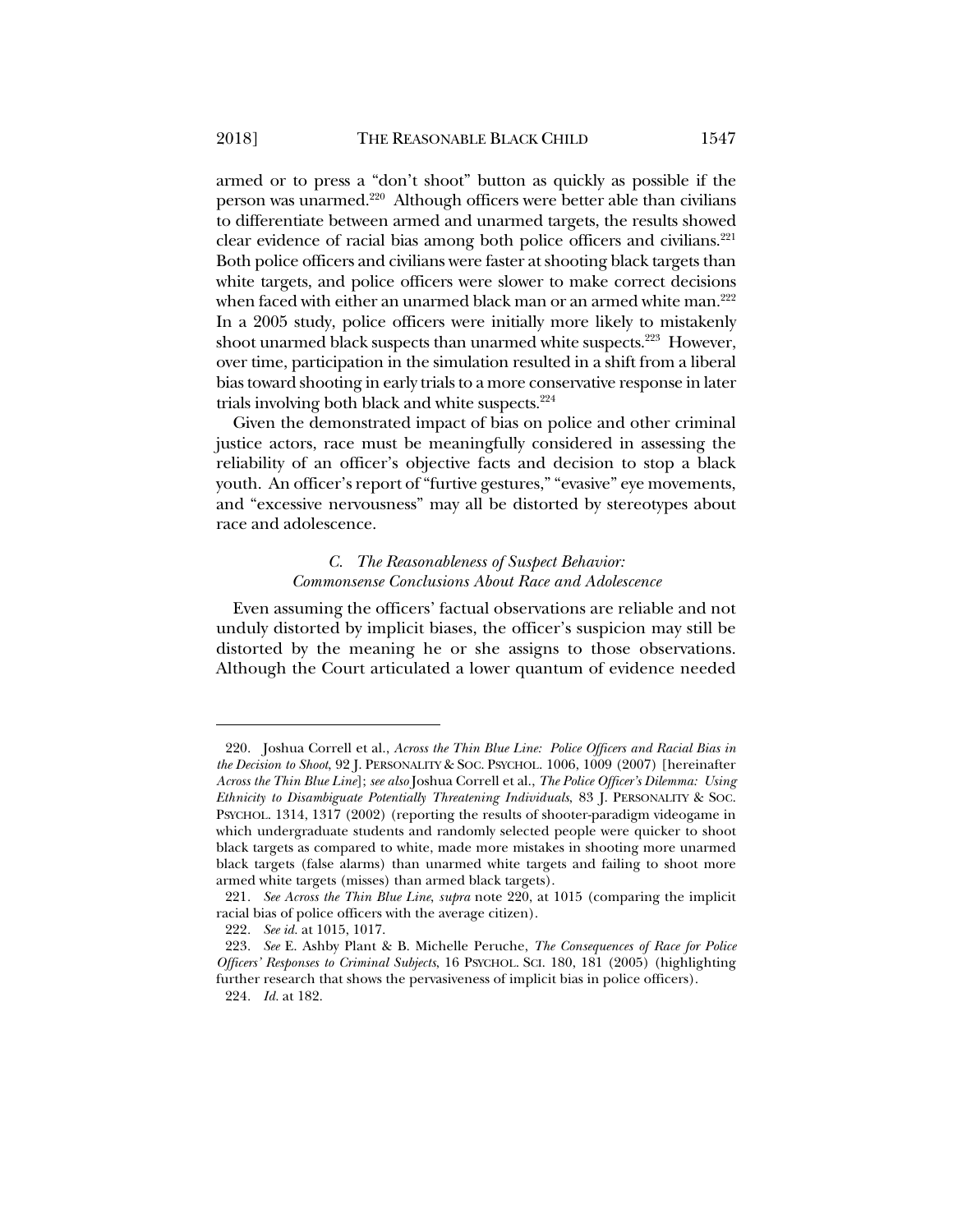armed or to press a "don't shoot" button as quickly as possible if the person was unarmed.[220] Although officers were better able than civilians to differentiate between armed and unarmed targets, the results showed clear evidence of racial bias among both police officers and civilians.[221] Both police officers and civilians were faster at shooting black targets than white targets, and police officers were slower to make correct decisions when faced with either an unarmed black man or an armed white man.[222] In a 2005 study, police officers were initially more likely to mistakenly shoot unarmed black suspects than unarmed white suspects.[223] However, over time, participation in the simulation resulted in a shift from a liberal bias toward shooting in early trials to a more conservative response in later trials involving both black and white suspects.[224]

Given the demonstrated impact of bias on police and other criminal justice actors, race must be meaningfully considered in assessing the reliability of an officer's objective facts and decision to stop a black youth. An officer's report of "furtive gestures," "evasive" eye movements, and "excessive nervousness" may all be distorted by stereotypes about race and adolescence.

### *C. The Reasonableness of Suspect Behavior: Commonsense Conclusions About Race and Adolescence*

Even assuming the officers' factual observations are reliable and not unduly distorted by implicit biases, the officer's suspicion may still be distorted by the meaning he or she assigns to those observations. Although the Court articulated a lower quantum of evidence needed

---

220. Joshua Correll et al., *Across the Thin Blue Line: Police Officers and Racial Bias in the Decision to Shoot*, 92 J. PERSONALITY & SOC. PSYCHOL. 1006, 1009 (2007) [hereinafter *Across the Thin Blue Line*]; *see also* Joshua Correll et al., *The Police Officer's Dilemma: Using Ethnicity to Disambiguate Potentially Threatening Individuals*, 83 J. PERSONALITY & SOC. PSYCHOL. 1314, 1317 (2002) (reporting the results of shooter-paradigm videogame in which undergraduate students and randomly selected people were quicker to shoot black targets as compared to white, made more mistakes in shooting more unarmed black targets (false alarms) than unarmed white targets and failing to shoot more armed white targets (misses) than armed black targets).

221. *See Across the Thin Blue Line*, *supra* note 220, at 1015 (comparing the implicit racial bias of police officers with the average citizen).

222. *See id.* at 1015, 1017.

223. *See* E. Ashby Plant & B. Michelle Peruche, *The Consequences of Race for Police Officers' Responses to Criminal Subjects*, 16 PSYCHOL. SCI. 180, 181 (2005) (highlighting further research that shows the pervasiveness of implicit bias in police officers).

224. *Id.* at 182.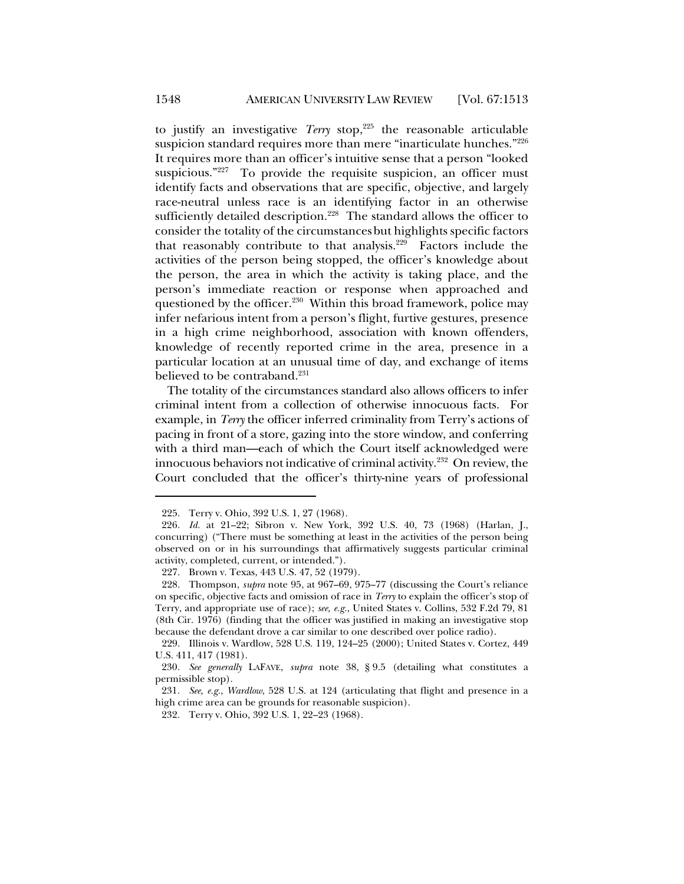to justify an investigative *Terry* stop,[225] the reasonable articulable suspicion standard requires more than mere "inarticulate hunches."[226] It requires more than an officer's intuitive sense that a person "looked suspicious."[227] To provide the requisite suspicion, an officer must identify facts and observations that are specific, objective, and largely race-neutral unless race is an identifying factor in an otherwise sufficiently detailed description.[228] The standard allows the officer to consider the totality of the circumstances but highlights specific factors that reasonably contribute to that analysis.[229] Factors include the activities of the person being stopped, the officer's knowledge about the person, the area in which the activity is taking place, and the person's immediate reaction or response when approached and questioned by the officer.[230] Within this broad framework, police may infer nefarious intent from a person's flight, furtive gestures, presence in a high crime neighborhood, association with known offenders, knowledge of recently reported crime in the area, presence in a particular location at an unusual time of day, and exchange of items believed to be contraband.[231]

The totality of the circumstances standard also allows officers to infer criminal intent from a collection of otherwise innocuous facts. For example, in *Terry* the officer inferred criminality from Terry's actions of pacing in front of a store, gazing into the store window, and conferring with a third man—each of which the Court itself acknowledged were innocuous behaviors not indicative of criminal activity.[232] On review, the Court concluded that the officer's thirty-nine years of professional

---

225. Terry v. Ohio, 392 U.S. 1, 27 (1968).

226. *Id.* at 21–22; Sibron v. New York, 392 U.S. 40, 73 (1968) (Harlan, J., concurring) ("There must be something at least in the activities of the person being observed on or in his surroundings that affirmatively suggests particular criminal activity, completed, current, or intended.").

227. Brown v. Texas, 443 U.S. 47, 52 (1979).

228. Thompson, *supra* note 95, at 967–69, 975–77 (discussing the Court's reliance on specific, objective facts and omission of race in *Terry* to explain the officer's stop of Terry, and appropriate use of race); *see, e.g.*, United States v. Collins, 532 F.2d 79, 81 (8th Cir. 1976) (finding that the officer was justified in making an investigative stop because the defendant drove a car similar to one described over police radio).

229. Illinois v. Wardlow, 528 U.S. 119, 124–25 (2000); United States v. Cortez, 449 U.S. 411, 417 (1981).

230. *See generally* LAFAVE, *supra* note 38, § 9.5 (detailing what constitutes a permissible stop).

231. *See, e.g.*, *Wardlow*, 528 U.S. at 124 (articulating that flight and presence in a high crime area can be grounds for reasonable suspicion).

232. Terry v. Ohio, 392 U.S. 1, 22–23 (1968).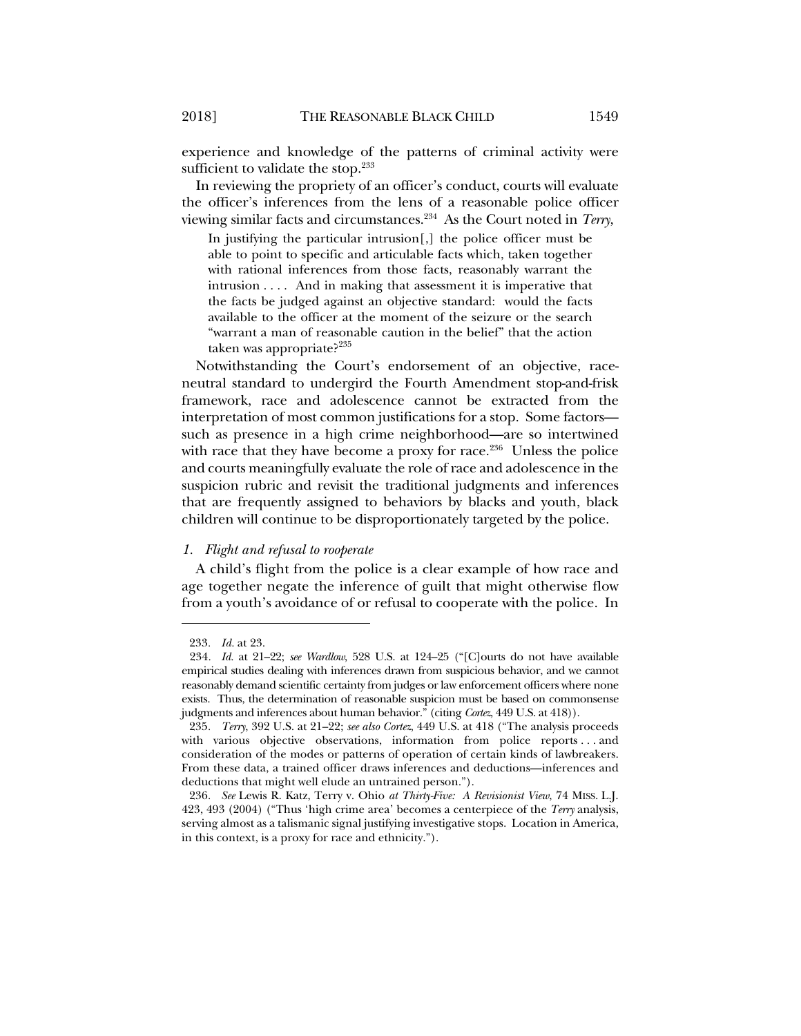experience and knowledge of the patterns of criminal activity were sufficient to validate the stop.[233]

In reviewing the propriety of an officer's conduct, courts will evaluate the officer's inferences from the lens of a reasonable police officer viewing similar facts and circumstances.[234] As the Court noted in *Terry*,

> In justifying the particular intrusion[,] the police officer must be able to point to specific and articulable facts which, taken together with rational inferences from those facts, reasonably warrant the intrusion . . . . And in making that assessment it is imperative that the facts be judged against an objective standard: would the facts available to the officer at the moment of the seizure or the search "warrant a man of reasonable caution in the belief" that the action taken was appropriate?[235]

Notwithstanding the Court's endorsement of an objective, race-neutral standard to undergird the Fourth Amendment stop-and-frisk framework, race and adolescence cannot be extracted from the interpretation of most common justifications for a stop. Some factors—such as presence in a high crime neighborhood—are so intertwined with race that they have become a proxy for race.[236] Unless the police and courts meaningfully evaluate the role of race and adolescence in the suspicion rubric and revisit the traditional judgments and inferences that are frequently assigned to behaviors by blacks and youth, black children will continue to be disproportionately targeted by the police.

*1. Flight and refusal to rooperate*

A child's flight from the police is a clear example of how race and age together negate the inference of guilt that might otherwise flow from a youth's avoidance of or refusal to cooperate with the police. In

---

233. *Id.* at 23.

234. *Id.* at 21–22; *see Wardlow*, 528 U.S. at 124–25 ("[C]ourts do not have available empirical studies dealing with inferences drawn from suspicious behavior, and we cannot reasonably demand scientific certainty from judges or law enforcement officers where none exists. Thus, the determination of reasonable suspicion must be based on commonsense judgments and inferences about human behavior." (citing *Cortez*, 449 U.S. at 418)).

235. *Terry*, 392 U.S. at 21–22; *see also Cortez*, 449 U.S. at 418 ("The analysis proceeds with various objective observations, information from police reports . . . and consideration of the modes or patterns of operation of certain kinds of lawbreakers. From these data, a trained officer draws inferences and deductions—inferences and deductions that might well elude an untrained person.").

236. *See* Lewis R. Katz, Terry v. Ohio *at Thirty-Five: A Revisionist View*, 74 MISS. L.J. 423, 493 (2004) ("Thus 'high crime area' becomes a centerpiece of the *Terry* analysis, serving almost as a talismanic signal justifying investigative stops. Location in America, in this context, is a proxy for race and ethnicity.").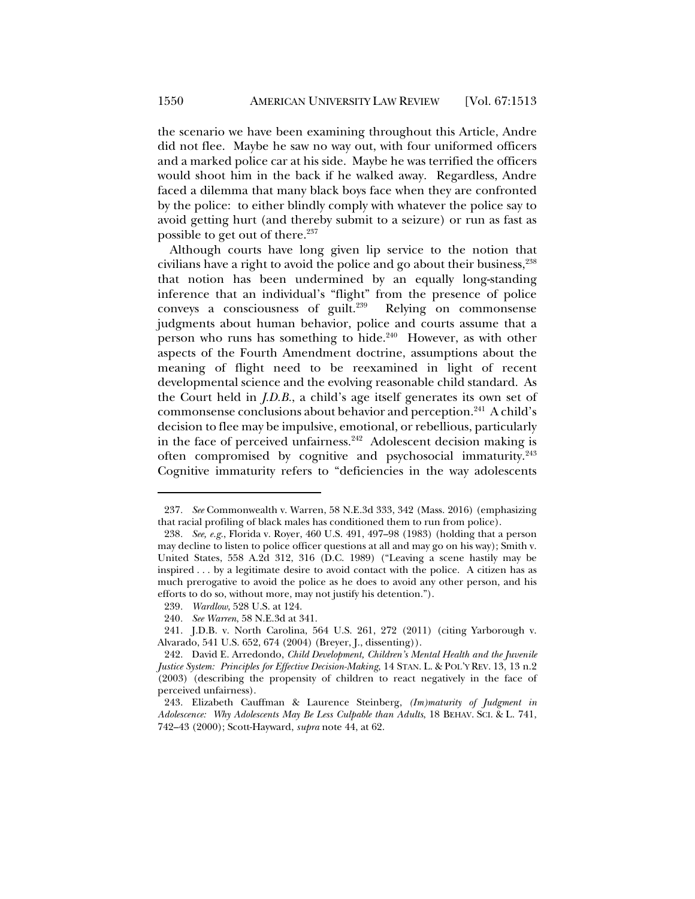the scenario we have been examining throughout this Article, Andre did not flee. Maybe he saw no way out, with four uniformed officers and a marked police car at his side. Maybe he was terrified the officers would shoot him in the back if he walked away. Regardless, Andre faced a dilemma that many black boys face when they are confronted by the police: to either blindly comply with whatever the police say to avoid getting hurt (and thereby submit to a seizure) or run as fast as possible to get out of there.[237]

Although courts have long given lip service to the notion that civilians have a right to avoid the police and go about their business,[238] that notion has been undermined by an equally long-standing inference that an individual's "flight" from the presence of police conveys a consciousness of guilt.[239] Relying on commonsense judgments about human behavior, police and courts assume that a person who runs has something to hide.[240] However, as with other aspects of the Fourth Amendment doctrine, assumptions about the meaning of flight need to be reexamined in light of recent developmental science and the evolving reasonable child standard. As the Court held in *J.D.B.*, a child's age itself generates its own set of commonsense conclusions about behavior and perception.[241] A child's decision to flee may be impulsive, emotional, or rebellious, particularly in the face of perceived unfairness.[242] Adolescent decision making is often compromised by cognitive and psychosocial immaturity.[243] Cognitive immaturity refers to "deficiencies in the way adolescents

---

237. *See* Commonwealth v. Warren, 58 N.E.3d 333, 342 (Mass. 2016) (emphasizing that racial profiling of black males has conditioned them to run from police).

238. *See, e.g.*, Florida v. Royer, 460 U.S. 491, 497–98 (1983) (holding that a person may decline to listen to police officer questions at all and may go on his way); Smith v. United States, 558 A.2d 312, 316 (D.C. 1989) ("Leaving a scene hastily may be inspired . . . by a legitimate desire to avoid contact with the police. A citizen has as much prerogative to avoid the police as he does to avoid any other person, and his efforts to do so, without more, may not justify his detention.").

239. *Wardlow*, 528 U.S. at 124.

240. *See Warren*, 58 N.E.3d at 341.

241. J.D.B. v. North Carolina, 564 U.S. 261, 272 (2011) (citing Yarborough v. Alvarado, 541 U.S. 652, 674 (2004) (Breyer, J., dissenting)).

242. David E. Arredondo, *Child Development, Children's Mental Health and the Juvenile Justice System: Principles for Effective Decision-Making*, 14 STAN. L. & POL'Y REV. 13, 13 n.2 (2003) (describing the propensity of children to react negatively in the face of perceived unfairness).

243. Elizabeth Cauffman & Laurence Steinberg, *(Im)maturity of Judgment in Adolescence: Why Adolescents May Be Less Culpable than Adults*, 18 BEHAV. SCI. & L. 741, 742–43 (2000); Scott-Hayward, *supra* note 44, at 62.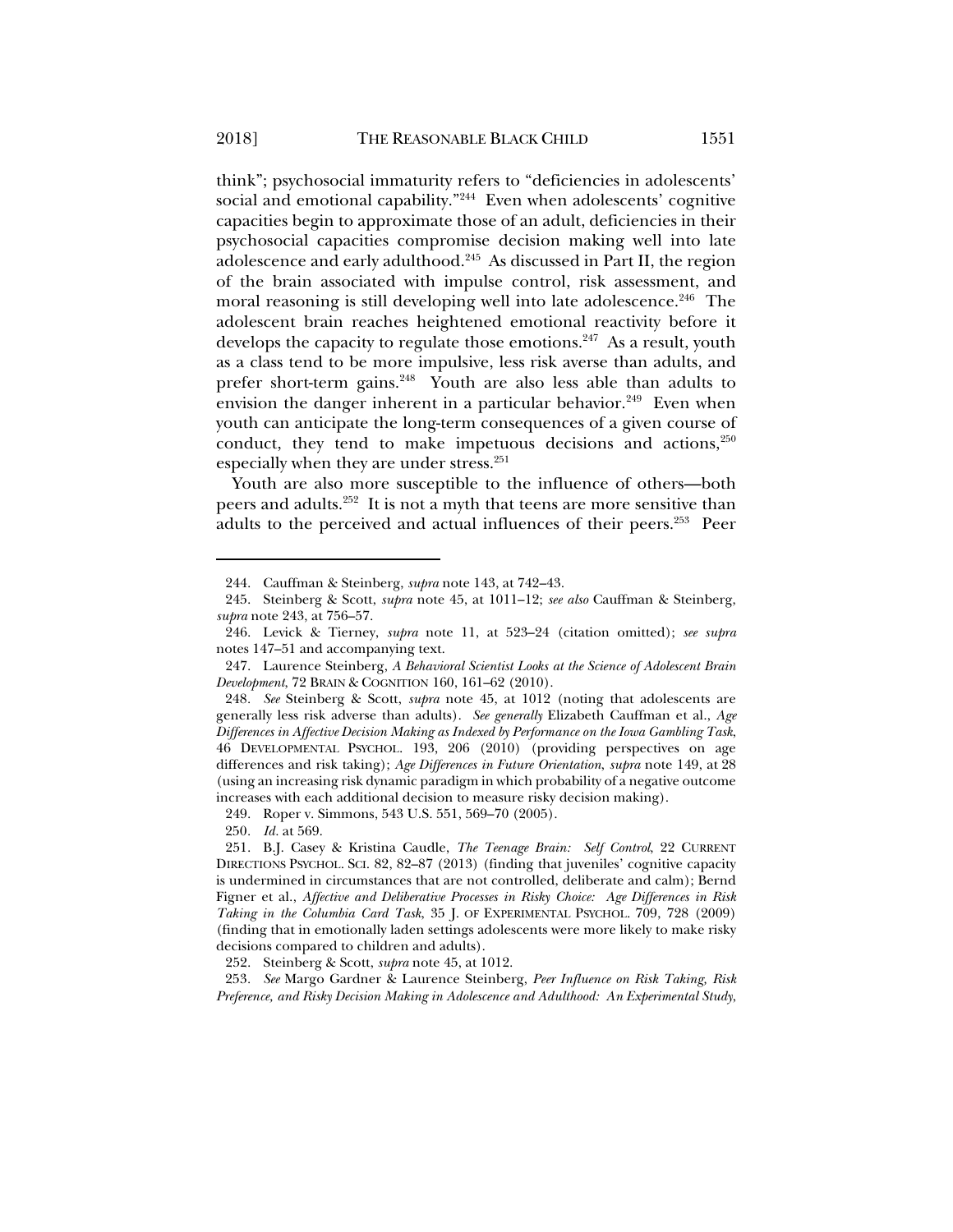think"; psychosocial immaturity refers to "deficiencies in adolescents' social and emotional capability."[244] Even when adolescents' cognitive capacities begin to approximate those of an adult, deficiencies in their psychosocial capacities compromise decision making well into late adolescence and early adulthood.[245] As discussed in Part II, the region of the brain associated with impulse control, risk assessment, and moral reasoning is still developing well into late adolescence.[246] The adolescent brain reaches heightened emotional reactivity before it develops the capacity to regulate those emotions.[247] As a result, youth as a class tend to be more impulsive, less risk averse than adults, and prefer short-term gains.[248] Youth are also less able than adults to envision the danger inherent in a particular behavior.[249] Even when youth can anticipate the long-term consequences of a given course of conduct, they tend to make impetuous decisions and actions,[250] especially when they are under stress.[251]

Youth are also more susceptible to the influence of others—both peers and adults.[252] It is not a myth that teens are more sensitive than adults to the perceived and actual influences of their peers.[253] Peer

---

244. Cauffman & Steinberg, *supra* note 143, at 742–43.

245. Steinberg & Scott, *supra* note 45, at 1011–12; *see also* Cauffman & Steinberg, *supra* note 243, at 756–57.

246. Levick & Tierney, *supra* note 11, at 523–24 (citation omitted); *see supra* notes 147–51 and accompanying text.

247. Laurence Steinberg, *A Behavioral Scientist Looks at the Science of Adolescent Brain Development*, 72 BRAIN & COGNITION 160, 161–62 (2010).

248. *See* Steinberg & Scott, *supra* note 45, at 1012 (noting that adolescents are generally less risk adverse than adults). *See generally* Elizabeth Cauffman et al., *Age Differences in Affective Decision Making as Indexed by Performance on the Iowa Gambling Task*, 46 DEVELOPMENTAL PSYCHOL. 193, 206 (2010) (providing perspectives on age differences and risk taking); *Age Differences in Future Orientation*, *supra* note 149, at 28 (using an increasing risk dynamic paradigm in which probability of a negative outcome increases with each additional decision to measure risky decision making).

249. Roper v. Simmons, 543 U.S. 551, 569–70 (2005).

250. *Id.* at 569.

251. B.J. Casey & Kristina Caudle, *The Teenage Brain: Self Control*, 22 CURRENT DIRECTIONS PSYCHOL. SCI. 82, 82–87 (2013) (finding that juveniles' cognitive capacity is undermined in circumstances that are not controlled, deliberate and calm); Bernd Figner et al., *Affective and Deliberative Processes in Risky Choice: Age Differences in Risk Taking in the Columbia Card Task*, 35 J. OF EXPERIMENTAL PSYCHOL. 709, 728 (2009) (finding that in emotionally laden settings adolescents were more likely to make risky decisions compared to children and adults).

252. Steinberg & Scott, *supra* note 45, at 1012.

253. *See* Margo Gardner & Laurence Steinberg, *Peer Influence on Risk Taking, Risk Preference, and Risky Decision Making in Adolescence and Adulthood: An Experimental Study*,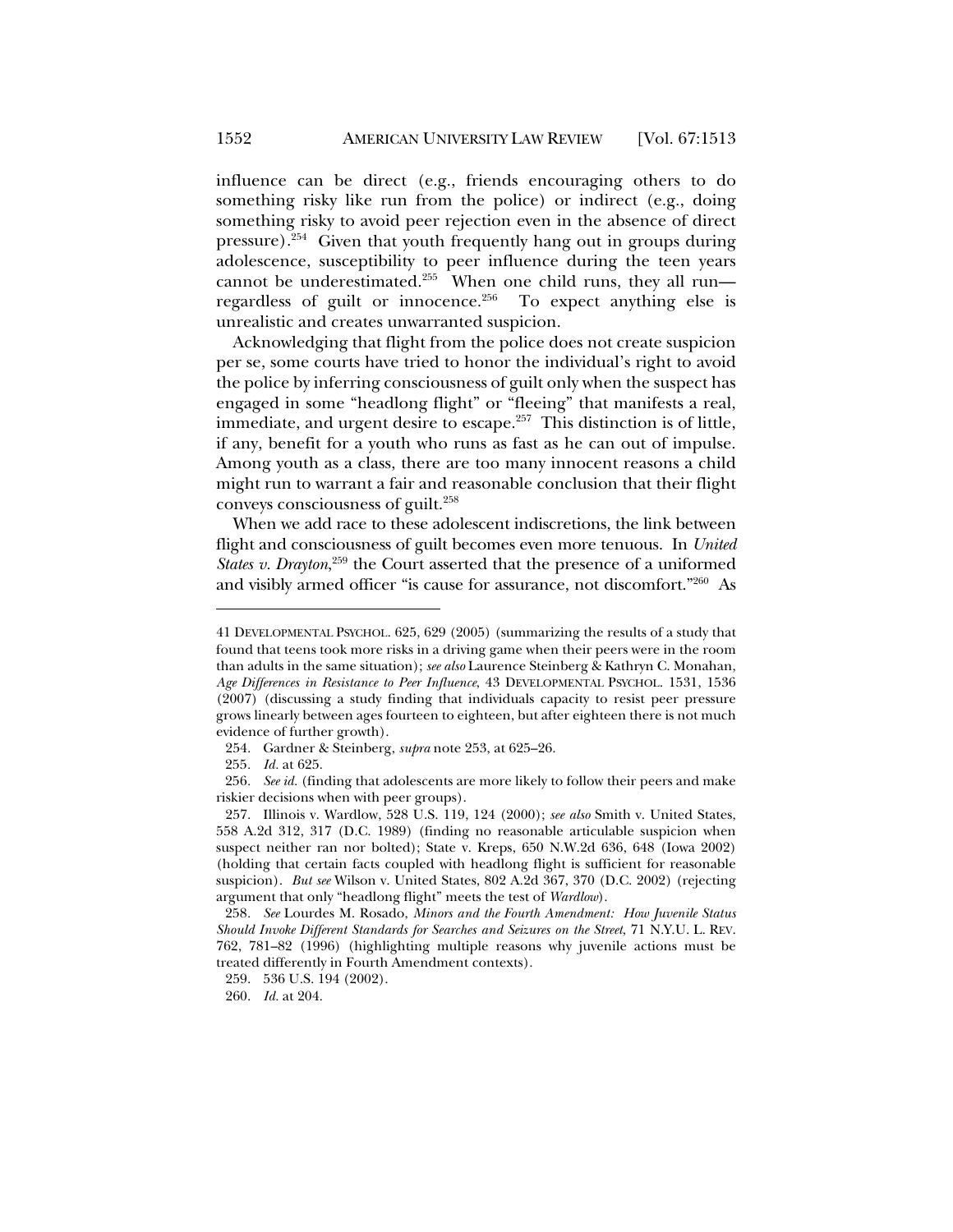influence can be direct (e.g., friends encouraging others to do something risky like run from the police) or indirect (e.g., doing something risky to avoid peer rejection even in the absence of direct pressure).[254] Given that youth frequently hang out in groups during adolescence, susceptibility to peer influence during the teen years cannot be underestimated.[255] When one child runs, they all run—regardless of guilt or innocence.[256] To expect anything else is unrealistic and creates unwarranted suspicion.

Acknowledging that flight from the police does not create suspicion per se, some courts have tried to honor the individual's right to avoid the police by inferring consciousness of guilt only when the suspect has engaged in some "headlong flight" or "fleeing" that manifests a real, immediate, and urgent desire to escape.[257] This distinction is of little, if any, benefit for a youth who runs as fast as he can out of impulse. Among youth as a class, there are too many innocent reasons a child might run to warrant a fair and reasonable conclusion that their flight conveys consciousness of guilt.[258]

When we add race to these adolescent indiscretions, the link between flight and consciousness of guilt becomes even more tenuous. In *United States v. Drayton*,[259] the Court asserted that the presence of a uniformed and visibly armed officer "is cause for assurance, not discomfort."[260] As

---

41 DEVELOPMENTAL PSYCHOL. 625, 629 (2005) (summarizing the results of a study that found that teens took more risks in a driving game when their peers were in the room than adults in the same situation); *see also* Laurence Steinberg & Kathryn C. Monahan, *Age Differences in Resistance to Peer Influence*, 43 DEVELOPMENTAL PSYCHOL. 1531, 1536 (2007) (discussing a study finding that individuals capacity to resist peer pressure grows linearly between ages fourteen to eighteen, but after eighteen there is not much evidence of further growth).

254. Gardner & Steinberg, *supra* note 253, at 625–26.

255. *Id.* at 625.

256. *See id.* (finding that adolescents are more likely to follow their peers and make riskier decisions when with peer groups).

257. Illinois v. Wardlow, 528 U.S. 119, 124 (2000); *see also* Smith v. United States, 558 A.2d 312, 317 (D.C. 1989) (finding no reasonable articulable suspicion when suspect neither ran nor bolted); State v. Kreps, 650 N.W.2d 636, 648 (Iowa 2002) (holding that certain facts coupled with headlong flight is sufficient for reasonable suspicion). *But see* Wilson v. United States, 802 A.2d 367, 370 (D.C. 2002) (rejecting argument that only "headlong flight" meets the test of *Wardlow*).

258. *See* Lourdes M. Rosado, *Minors and the Fourth Amendment: How Juvenile Status Should Invoke Different Standards for Searches and Seizures on the Street*, 71 N.Y.U. L. REV. 762, 781–82 (1996) (highlighting multiple reasons why juvenile actions must be treated differently in Fourth Amendment contexts).

259. 536 U.S. 194 (2002).

260. *Id.* at 204.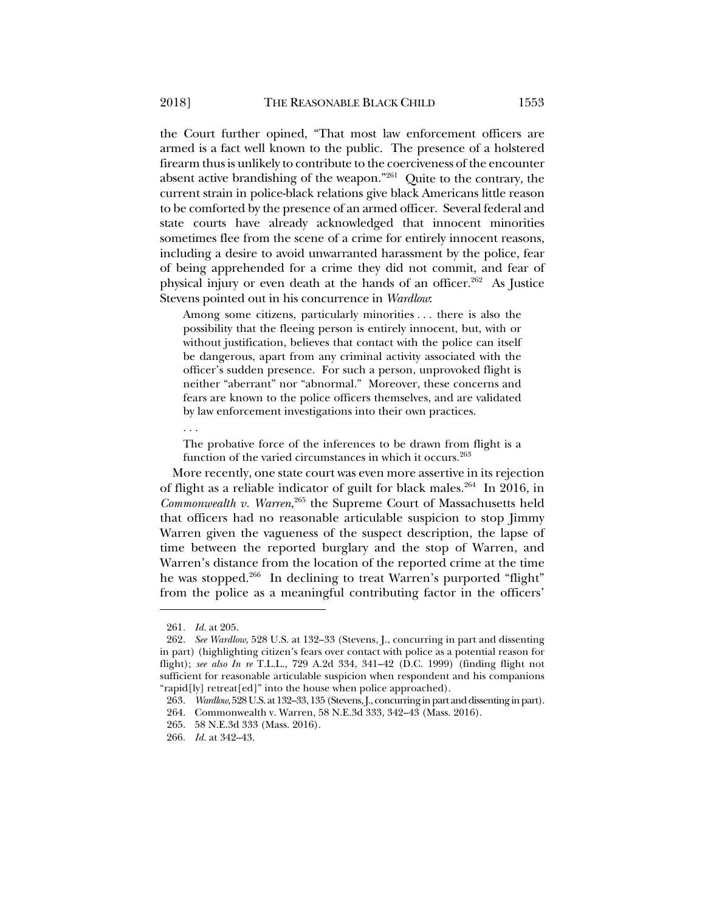the Court further opined, "That most law enforcement officers are armed is a fact well known to the public. The presence of a holstered firearm thus is unlikely to contribute to the coerciveness of the encounter absent active brandishing of the weapon."[261] Quite to the contrary, the current strain in police-black relations give black Americans little reason to be comforted by the presence of an armed officer. Several federal and state courts have already acknowledged that innocent minorities sometimes flee from the scene of a crime for entirely innocent reasons, including a desire to avoid unwarranted harassment by the police, fear of being apprehended for a crime they did not commit, and fear of physical injury or even death at the hands of an officer.[262] As Justice Stevens pointed out in his concurrence in *Wardlow*:

> Among some citizens, particularly minorities . . . there is also the possibility that the fleeing person is entirely innocent, but, with or without justification, believes that contact with the police can itself be dangerous, apart from any criminal activity associated with the officer's sudden presence. For such a person, unprovoked flight is neither "aberrant" nor "abnormal." Moreover, these concerns and fears are known to the police officers themselves, and are validated by law enforcement investigations into their own practices.
>
> . . .
>
> The probative force of the inferences to be drawn from flight is a function of the varied circumstances in which it occurs.[263]

More recently, one state court was even more assertive in its rejection of flight as a reliable indicator of guilt for black males.[264] In 2016, in *Commonwealth v. Warren*,[265] the Supreme Court of Massachusetts held that officers had no reasonable articulable suspicion to stop Jimmy Warren given the vagueness of the suspect description, the lapse of time between the reported burglary and the stop of Warren, and Warren's distance from the location of the reported crime at the time he was stopped.[266] In declining to treat Warren's purported "flight" from the police as a meaningful contributing factor in the officers'

---

261. *Id.* at 205.

262. *See Wardlow*, 528 U.S. at 132–33 (Stevens, J., concurring in part and dissenting in part) (highlighting citizen's fears over contact with police as a potential reason for flight); *see also In re* T.L.L., 729 A.2d 334, 341–42 (D.C. 1999) (finding flight not sufficient for reasonable articulable suspicion when respondent and his companions "rapid[ly] retreat[ed]" into the house when police approached).

263. *Wardlow*, 528 U.S. at 132–33, 135 (Stevens, J., concurring in part and dissenting in part).

264. Commonwealth v. Warren, 58 N.E.3d 333, 342–43 (Mass. 2016).

265. 58 N.E.3d 333 (Mass. 2016).

266. *Id.* at 342–43.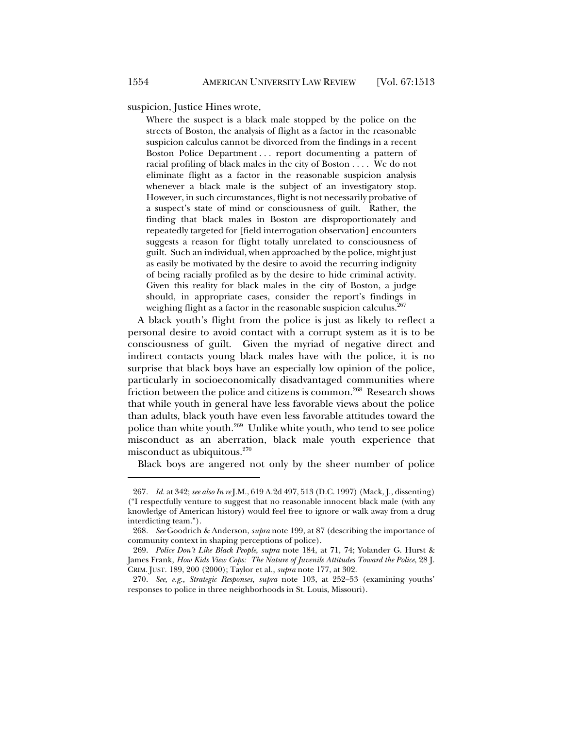suspicion, Justice Hines wrote,

> Where the suspect is a black male stopped by the police on the streets of Boston, the analysis of flight as a factor in the reasonable suspicion calculus cannot be divorced from the findings in a recent Boston Police Department . . . report documenting a pattern of racial profiling of black males in the city of Boston . . . . We do not eliminate flight as a factor in the reasonable suspicion analysis whenever a black male is the subject of an investigatory stop. However, in such circumstances, flight is not necessarily probative of a suspect's state of mind or consciousness of guilt. Rather, the finding that black males in Boston are disproportionately and repeatedly targeted for [field interrogation observation] encounters suggests a reason for flight totally unrelated to consciousness of guilt. Such an individual, when approached by the police, might just as easily be motivated by the desire to avoid the recurring indignity of being racially profiled as by the desire to hide criminal activity. Given this reality for black males in the city of Boston, a judge should, in appropriate cases, consider the report's findings in weighing flight as a factor in the reasonable suspicion calculus.[267]

A black youth's flight from the police is just as likely to reflect a personal desire to avoid contact with a corrupt system as it is to be consciousness of guilt. Given the myriad of negative direct and indirect contacts young black males have with the police, it is no surprise that black boys have an especially low opinion of the police, particularly in socioeconomically disadvantaged communities where friction between the police and citizens is common.[268] Research shows that while youth in general have less favorable views about the police than adults, black youth have even less favorable attitudes toward the police than white youth.[269] Unlike white youth, who tend to see police misconduct as an aberration, black male youth experience that misconduct as ubiquitous.[270]

Black boys are angered not only by the sheer number of police

---

267. *Id.* at 342; *see also In re* J.M., 619 A.2d 497, 513 (D.C. 1997) (Mack, J., dissenting) ("I respectfully venture to suggest that no reasonable innocent black male (with any knowledge of American history) would feel free to ignore or walk away from a drug interdicting team.").

268. *See* Goodrich & Anderson, *supra* note 199, at 87 (describing the importance of community context in shaping perceptions of police).

269. *Police Don't Like Black People*, *supra* note 184, at 71, 74; Yolander G. Hurst & James Frank, *How Kids View Cops: The Nature of Juvenile Attitudes Toward the Police*, 28 J. CRIM. JUST. 189, 200 (2000); Taylor et al., *supra* note 177, at 302.

270. *See, e.g.*, *Strategic Responses*, *supra* note 103, at 252–53 (examining youths' responses to police in three neighborhoods in St. Louis, Missouri).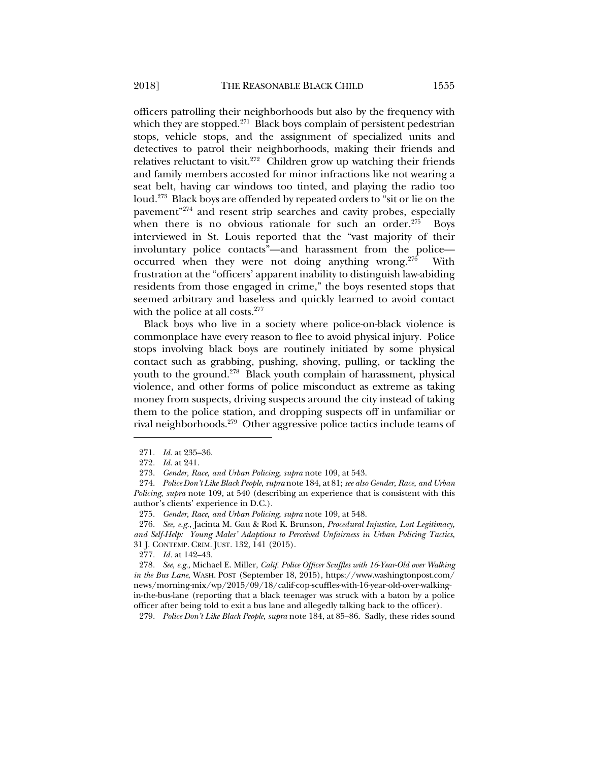officers patrolling their neighborhoods but also by the frequency with which they are stopped.[271] Black boys complain of persistent pedestrian stops, vehicle stops, and the assignment of specialized units and detectives to patrol their neighborhoods, making their friends and relatives reluctant to visit.[272] Children grow up watching their friends and family members accosted for minor infractions like not wearing a seat belt, having car windows too tinted, and playing the radio too loud.[273] Black boys are offended by repeated orders to "sit or lie on the pavement"[274] and resent strip searches and cavity probes, especially when there is no obvious rationale for such an order.[275] Boys interviewed in St. Louis reported that the "vast majority of their involuntary police contacts"—and harassment from the police—occurred when they were not doing anything wrong.[276] With frustration at the "officers' apparent inability to distinguish law-abiding residents from those engaged in crime," the boys resented stops that seemed arbitrary and baseless and quickly learned to avoid contact with the police at all costs.[277]

Black boys who live in a society where police-on-black violence is commonplace have every reason to flee to avoid physical injury. Police stops involving black boys are routinely initiated by some physical contact such as grabbing, pushing, shoving, pulling, or tackling the youth to the ground.[278] Black youth complain of harassment, physical violence, and other forms of police misconduct as extreme as taking money from suspects, driving suspects around the city instead of taking them to the police station, and dropping suspects off in unfamiliar or rival neighborhoods.[279] Other aggressive police tactics include teams of

---

271. *Id.* at 235–36.

272. *Id.* at 241.

273. *Gender, Race, and Urban Policing*, *supra* note 109, at 543.

274. *Police Don't Like Black People*, *supra* note 184, at 81; *see also Gender, Race, and Urban Policing*, *supra* note 109, at 540 (describing an experience that is consistent with this author's clients' experience in D.C.).

275. *Gender, Race, and Urban Policing*, *supra* note 109, at 548.

276. *See, e.g.*, Jacinta M. Gau & Rod K. Brunson, *Procedural Injustice, Lost Legitimacy, and Self-Help: Young Males' Adaptions to Perceived Unfairness in Urban Policing Tactics*, 31 J. CONTEMP. CRIM. JUST. 132, 141 (2015).

277. *Id.* at 142–43.

278. *See, e.g.*, Michael E. Miller, *Calif. Police Officer Scuffles with 16-Year-Old over Walking in the Bus Lane*, WASH. POST (September 18, 2015), https://www.washingtonpost.com/news/morning-mix/wp/2015/09/18/calif-cop-scuffles-with-16-year-old-over-walking-in-the-bus-lane (reporting that a black teenager was struck with a baton by a police officer after being told to exit a bus lane and allegedly talking back to the officer).

279. *Police Don't Like Black People*, *supra* note 184, at 85–86. Sadly, these rides sound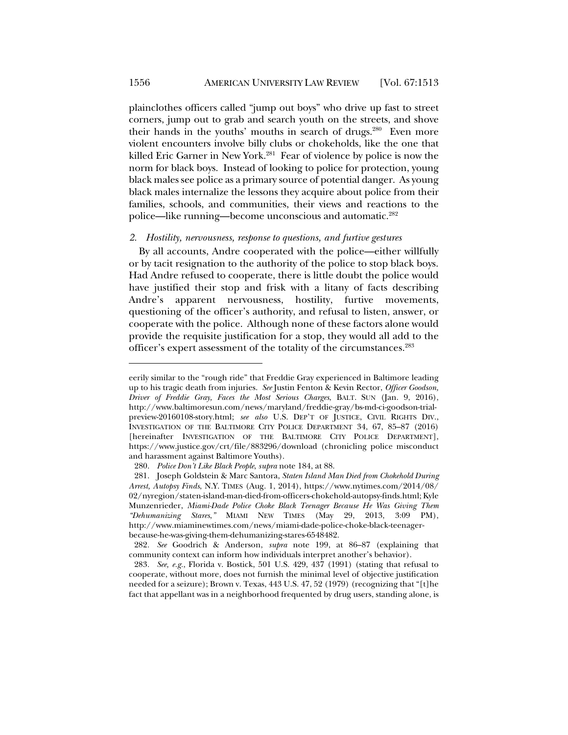plainclothes officers called "jump out boys" who drive up fast to street corners, jump out to grab and search youth on the streets, and shove their hands in the youths' mouths in search of drugs.[280] Even more violent encounters involve billy clubs or chokeholds, like the one that killed Eric Garner in New York.[281] Fear of violence by police is now the norm for black boys. Instead of looking to police for protection, young black males see police as a primary source of potential danger. As young black males internalize the lessons they acquire about police from their families, schools, and communities, their views and reactions to the police—like running—become unconscious and automatic.[282]

### 2. *Hostility, nervousness, response to questions, and furtive gestures*

By all accounts, Andre cooperated with the police—either willfully or by tacit resignation to the authority of the police to stop black boys. Had Andre refused to cooperate, there is little doubt the police would have justified their stop and frisk with a litany of facts describing Andre's apparent nervousness, hostility, furtive movements, questioning of the officer's authority, and refusal to listen, answer, or cooperate with the police. Although none of these factors alone would provide the requisite justification for a stop, they would all add to the officer's expert assessment of the totality of the circumstances.[283]

---

eerily similar to the "rough ride" that Freddie Gray experienced in Baltimore leading up to his tragic death from injuries. *See* Justin Fenton & Kevin Rector, *Officer Goodson, Driver of Freddie Gray, Faces the Most Serious Charges*, BALT. SUN (Jan. 9, 2016), http://www.baltimoresun.com/news/maryland/freddie-gray/bs-md-ci-goodson-trial-preview-20160108-story.html; *see also* U.S. DEP'T OF JUSTICE, CIVIL RIGHTS DIV., INVESTIGATION OF THE BALTIMORE CITY POLICE DEPARTMENT 34, 67, 85–87 (2016) [hereinafter INVESTIGATION OF THE BALTIMORE CITY POLICE DEPARTMENT], https://www.justice.gov/crt/file/883296/download (chronicling police misconduct and harassment against Baltimore Youths).

280. *Police Don't Like Black People*, *supra* note 184, at 88.

281. Joseph Goldstein & Marc Santora, *Staten Island Man Died from Chokehold During Arrest, Autopsy Finds*, N.Y. TIMES (Aug. 1, 2014), https://www.nytimes.com/2014/08/02/nyregion/staten-island-man-died-from-officers-chokehold-autopsy-finds.html; Kyle Munzenrieder, *Miami-Dade Police Choke Black Teenager Because He Was Giving Them "Dehumanizing Stares*,*"* MIAMI NEW TIMES (May 29, 2013, 3:09 PM), http://www.miaminewtimes.com/news/miami-dade-police-choke-black-teenager-because-he-was-giving-them-dehumanizing-stares-6548482.

282. *See* Goodrich & Anderson, *supra* note 199, at 86–87 (explaining that community context can inform how individuals interpret another's behavior).

283. *See, e.g.*, Florida v. Bostick, 501 U.S. 429, 437 (1991) (stating that refusal to cooperate, without more, does not furnish the minimal level of objective justification needed for a seizure); Brown v. Texas, 443 U.S. 47, 52 (1979) (recognizing that "[t]he fact that appellant was in a neighborhood frequented by drug users, standing alone, is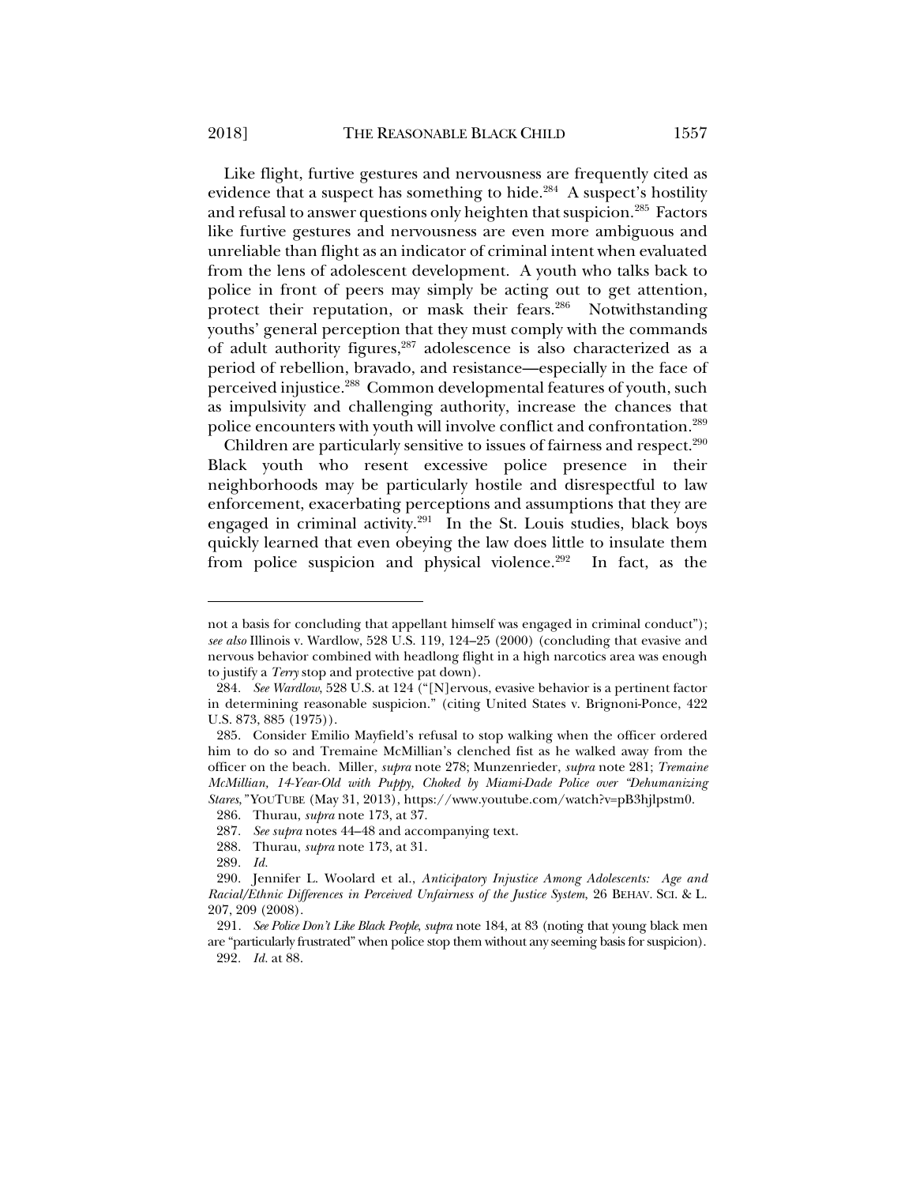Like flight, furtive gestures and nervousness are frequently cited as evidence that a suspect has something to hide.[284] A suspect's hostility and refusal to answer questions only heighten that suspicion.[285] Factors like furtive gestures and nervousness are even more ambiguous and unreliable than flight as an indicator of criminal intent when evaluated from the lens of adolescent development. A youth who talks back to police in front of peers may simply be acting out to get attention, protect their reputation, or mask their fears.[286] Notwithstanding youths' general perception that they must comply with the commands of adult authority figures,[287] adolescence is also characterized as a period of rebellion, bravado, and resistance—especially in the face of perceived injustice.[288] Common developmental features of youth, such as impulsivity and challenging authority, increase the chances that police encounters with youth will involve conflict and confrontation.[289]

Children are particularly sensitive to issues of fairness and respect.[290] Black youth who resent excessive police presence in their neighborhoods may be particularly hostile and disrespectful to law enforcement, exacerbating perceptions and assumptions that they are engaged in criminal activity.[291] In the St. Louis studies, black boys quickly learned that even obeying the law does little to insulate them from police suspicion and physical violence.[292] In fact, as the

---

not a basis for concluding that appellant himself was engaged in criminal conduct"); *see also* Illinois v. Wardlow, 528 U.S. 119, 124–25 (2000) (concluding that evasive and nervous behavior combined with headlong flight in a high narcotics area was enough to justify a *Terry* stop and protective pat down).

284. *See Wardlow*, 528 U.S. at 124 ("[N]ervous, evasive behavior is a pertinent factor in determining reasonable suspicion." (citing United States v. Brignoni-Ponce, 422 U.S. 873, 885 (1975)).

285. Consider Emilio Mayfield's refusal to stop walking when the officer ordered him to do so and Tremaine McMillian's clenched fist as he walked away from the officer on the beach. Miller, *supra* note 278; Munzenrieder, *supra* note 281; *Tremaine McMillian, 14-Year-Old with Puppy, Choked by Miami-Dade Police over "Dehumanizing Stares*,*"* YOUTUBE (May 31, 2013), https://www.youtube.com/watch?v=pB3hjlpstm0.

286. Thurau, *supra* note 173, at 37.

287. *See supra* notes 44–48 and accompanying text.

288. Thurau, *supra* note 173, at 31.

289. *Id.*

290. Jennifer L. Woolard et al., *Anticipatory Injustice Among Adolescents: Age and Racial/Ethnic Differences in Perceived Unfairness of the Justice System*, 26 BEHAV. SCI. & L. 207, 209 (2008).

291. *See Police Don't Like Black People*, *supra* note 184, at 83 (noting that young black men are "particularly frustrated" when police stop them without any seeming basis for suspicion).

292. *Id.* at 88.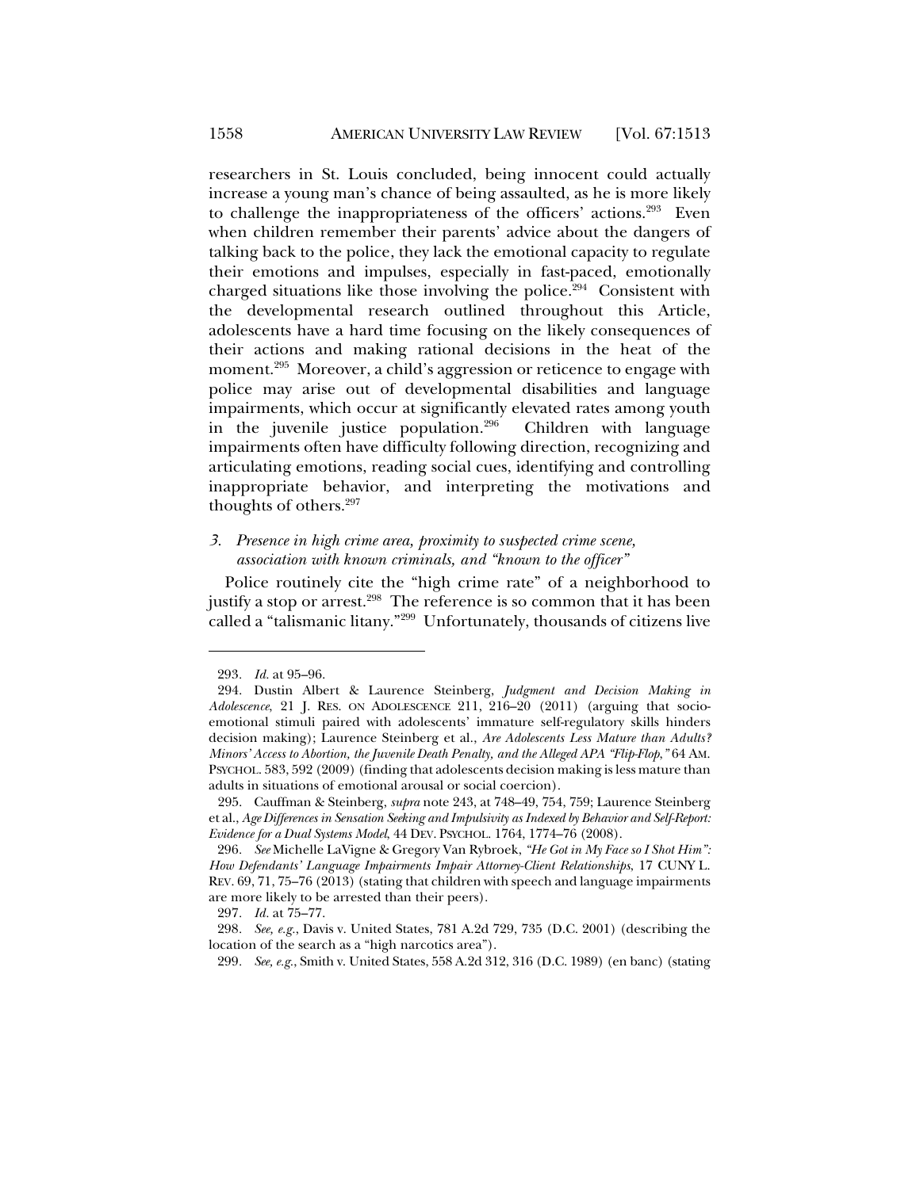researchers in St. Louis concluded, being innocent could actually increase a young man's chance of being assaulted, as he is more likely to challenge the inappropriateness of the officers' actions.[293] Even when children remember their parents' advice about the dangers of talking back to the police, they lack the emotional capacity to regulate their emotions and impulses, especially in fast-paced, emotionally charged situations like those involving the police.[294] Consistent with the developmental research outlined throughout this Article, adolescents have a hard time focusing on the likely consequences of their actions and making rational decisions in the heat of the moment.[295] Moreover, a child's aggression or reticence to engage with police may arise out of developmental disabilities and language impairments, which occur at significantly elevated rates among youth in the juvenile justice population.[296] Children with language impairments often have difficulty following direction, recognizing and articulating emotions, reading social cues, identifying and controlling inappropriate behavior, and interpreting the motivations and thoughts of others.[297]

### *3. Presence in high crime area, proximity to suspected crime scene, association with known criminals, and "known to the officer"*

Police routinely cite the "high crime rate" of a neighborhood to justify a stop or arrest.[298] The reference is so common that it has been called a "talismanic litany."[299] Unfortunately, thousands of citizens live

---

293. *Id.* at 95–96.

294. Dustin Albert & Laurence Steinberg, *Judgment and Decision Making in Adolescence*, 21 J. RES. ON ADOLESCENCE 211, 216–20 (2011) (arguing that socio-emotional stimuli paired with adolescents' immature self-regulatory skills hinders decision making); Laurence Steinberg et al., *Are Adolescents Less Mature than Adults? Minors' Access to Abortion, the Juvenile Death Penalty, and the Alleged APA "Flip-Flop,"* 64 AM. PSYCHOL. 583, 592 (2009) (finding that adolescents decision making is less mature than adults in situations of emotional arousal or social coercion).

295. Cauffman & Steinberg, *supra* note 243, at 748–49, 754, 759; Laurence Steinberg et al., *Age Differences in Sensation Seeking and Impulsivity as Indexed by Behavior and Self-Report: Evidence for a Dual Systems Model*, 44 DEV. PSYCHOL. 1764, 1774–76 (2008).

296. *See* Michelle LaVigne & Gregory Van Rybroek, *"He Got in My Face so I Shot Him": How Defendants' Language Impairments Impair Attorney-Client Relationships*, 17 CUNY L. REV. 69, 71, 75–76 (2013) (stating that children with speech and language impairments are more likely to be arrested than their peers).

297. *Id.* at 75–77.

298. *See, e.g.*, Davis v. United States, 781 A.2d 729, 735 (D.C. 2001) (describing the location of the search as a "high narcotics area").

299. *See, e.g.*, Smith v. United States, 558 A.2d 312, 316 (D.C. 1989) (en banc) (stating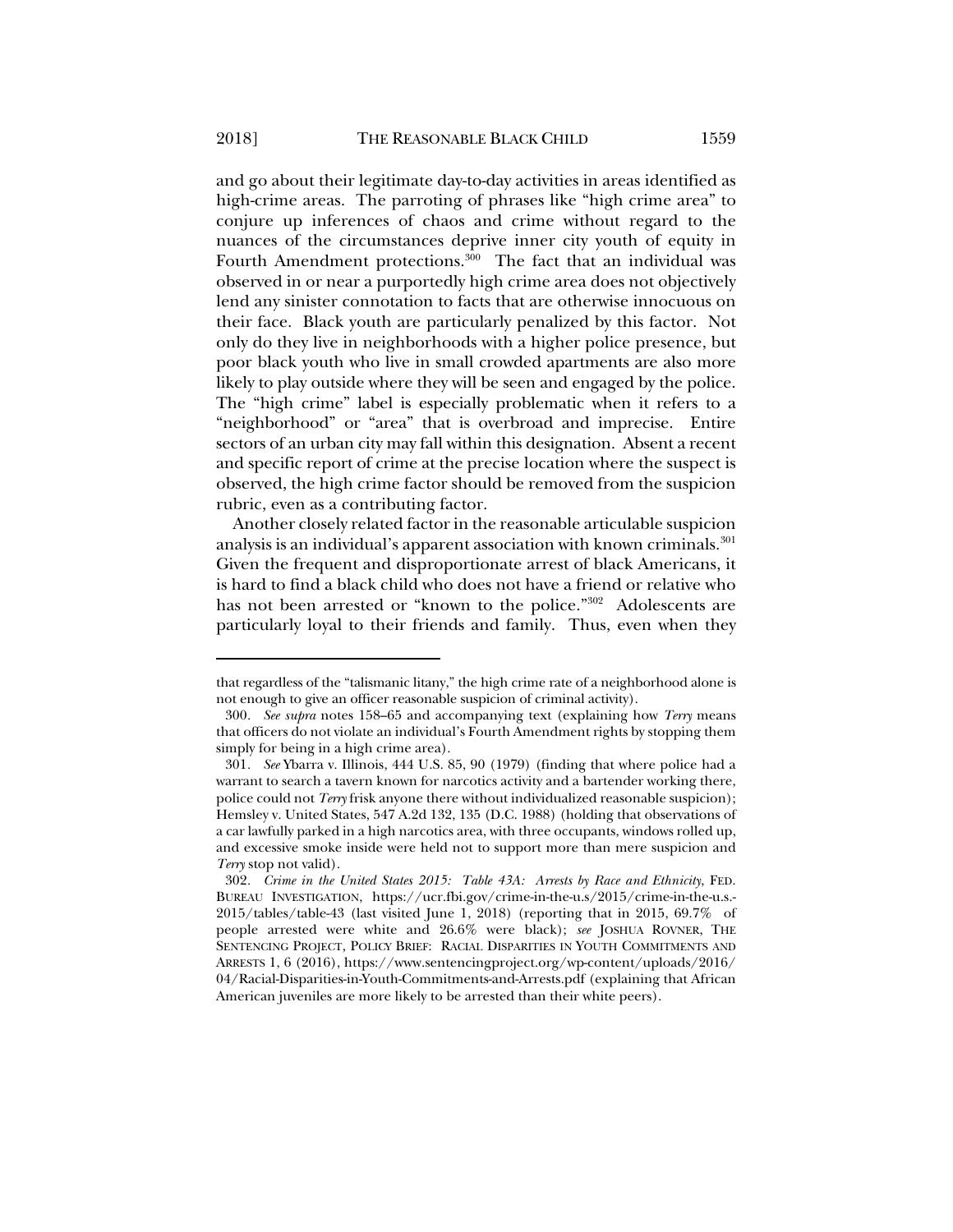and go about their legitimate day-to-day activities in areas identified as high-crime areas. The parroting of phrases like "high crime area" to conjure up inferences of chaos and crime without regard to the nuances of the circumstances deprive inner city youth of equity in Fourth Amendment protections.[300] The fact that an individual was observed in or near a purportedly high crime area does not objectively lend any sinister connotation to facts that are otherwise innocuous on their face. Black youth are particularly penalized by this factor. Not only do they live in neighborhoods with a higher police presence, but poor black youth who live in small crowded apartments are also more likely to play outside where they will be seen and engaged by the police. The "high crime" label is especially problematic when it refers to a "neighborhood" or "area" that is overbroad and imprecise. Entire sectors of an urban city may fall within this designation. Absent a recent and specific report of crime at the precise location where the suspect is observed, the high crime factor should be removed from the suspicion rubric, even as a contributing factor.

Another closely related factor in the reasonable articulable suspicion analysis is an individual's apparent association with known criminals.[301] Given the frequent and disproportionate arrest of black Americans, it is hard to find a black child who does not have a friend or relative who has not been arrested or "known to the police."[302] Adolescents are particularly loyal to their friends and family. Thus, even when they

---

that regardless of the "talismanic litany," the high crime rate of a neighborhood alone is not enough to give an officer reasonable suspicion of criminal activity).

300. *See supra* notes 158–65 and accompanying text (explaining how *Terry* means that officers do not violate an individual's Fourth Amendment rights by stopping them simply for being in a high crime area).

301. *See* Ybarra v. Illinois, 444 U.S. 85, 90 (1979) (finding that where police had a warrant to search a tavern known for narcotics activity and a bartender working there, police could not *Terry* frisk anyone there without individualized reasonable suspicion); Hemsley v. United States, 547 A.2d 132, 135 (D.C. 1988) (holding that observations of a car lawfully parked in a high narcotics area, with three occupants, windows rolled up, and excessive smoke inside were held not to support more than mere suspicion and *Terry* stop not valid).

302. *Crime in the United States 2015: Table 43A: Arrests by Race and Ethnicity*, FED. BUREAU INVESTIGATION, https://ucr.fbi.gov/crime-in-the-u.s/2015/crime-in-the-u.s.-2015/tables/table-43 (last visited June 1, 2018) (reporting that in 2015, 69.7% of people arrested were white and 26.6% were black); *see* JOSHUA ROVNER, THE SENTENCING PROJECT, POLICY BRIEF: RACIAL DISPARITIES IN YOUTH COMMITMENTS AND ARRESTS 1, 6 (2016), https://www.sentencingproject.org/wp-content/uploads/2016/04/Racial-Disparities-in-Youth-Commitments-and-Arrests.pdf (explaining that African American juveniles are more likely to be arrested than their white peers).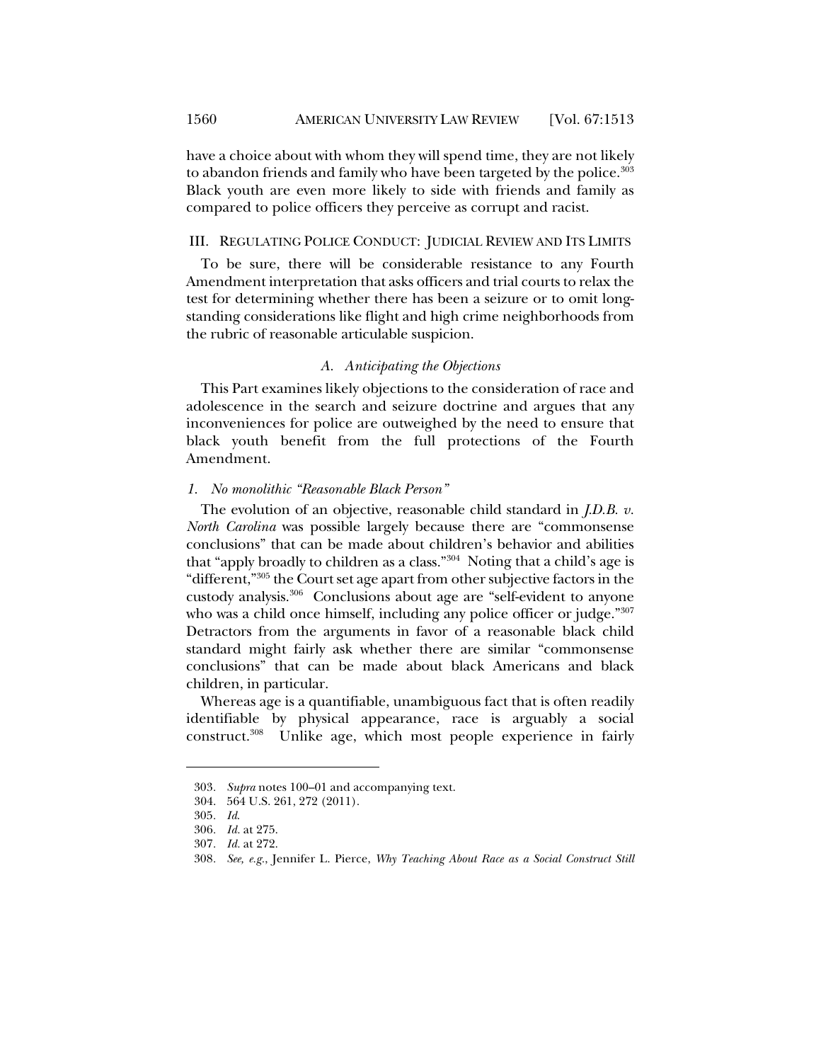have a choice about with whom they will spend time, they are not likely to abandon friends and family who have been targeted by the police.[303] Black youth are even more likely to side with friends and family as compared to police officers they perceive as corrupt and racist.

## III. REGULATING POLICE CONDUCT: JUDICIAL REVIEW AND ITS LIMITS

To be sure, there will be considerable resistance to any Fourth Amendment interpretation that asks officers and trial courts to relax the test for determining whether there has been a seizure or to omit long-standing considerations like flight and high crime neighborhoods from the rubric of reasonable articulable suspicion.

### *A. Anticipating the Objections*

This Part examines likely objections to the consideration of race and adolescence in the search and seizure doctrine and argues that any inconveniences for police are outweighed by the need to ensure that black youth benefit from the full protections of the Fourth Amendment.

#### *1. No monolithic "Reasonable Black Person"*

The evolution of an objective, reasonable child standard in *J.D.B. v. North Carolina* was possible largely because there are "commonsense conclusions" that can be made about children's behavior and abilities that "apply broadly to children as a class."[304] Noting that a child's age is "different,"[305] the Court set age apart from other subjective factors in the custody analysis.[306] Conclusions about age are "self-evident to anyone who was a child once himself, including any police officer or judge."[307] Detractors from the arguments in favor of a reasonable black child standard might fairly ask whether there are similar "commonsense conclusions" that can be made about black Americans and black children, in particular.

Whereas age is a quantifiable, unambiguous fact that is often readily identifiable by physical appearance, race is arguably a social construct.[308] Unlike age, which most people experience in fairly

---

303. *Supra* notes 100–01 and accompanying text.

304. 564 U.S. 261, 272 (2011).

305. *Id.*

306. *Id.* at 275.

307. *Id.* at 272.

308. *See, e.g.*, Jennifer L. Pierce, *Why Teaching About Race as a Social Construct Still*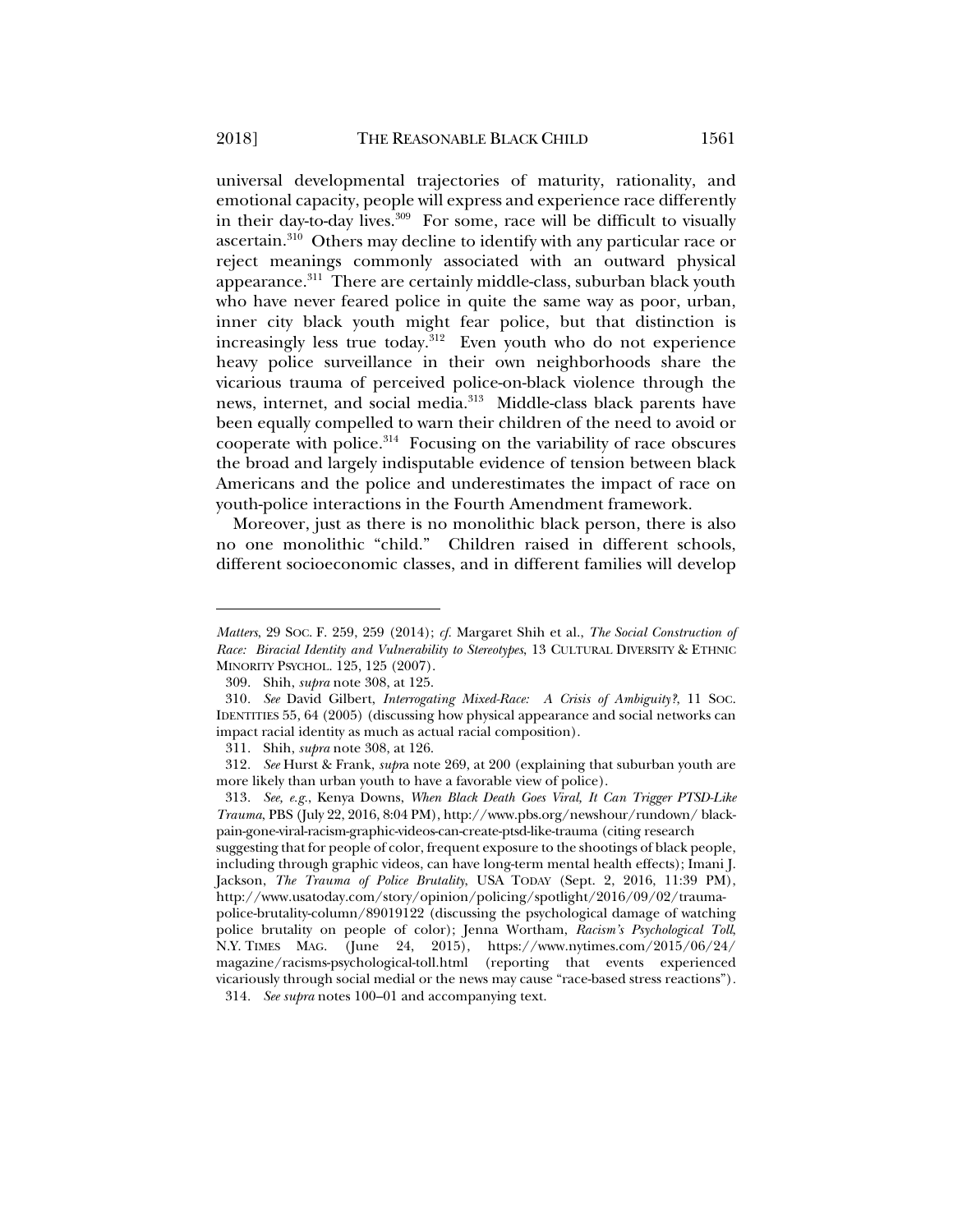universal developmental trajectories of maturity, rationality, and emotional capacity, people will express and experience race differently in their day-to-day lives.[309] For some, race will be difficult to visually ascertain.[310] Others may decline to identify with any particular race or reject meanings commonly associated with an outward physical appearance.[311] There are certainly middle-class, suburban black youth who have never feared police in quite the same way as poor, urban, inner city black youth might fear police, but that distinction is increasingly less true today.[312] Even youth who do not experience heavy police surveillance in their own neighborhoods share the vicarious trauma of perceived police-on-black violence through the news, internet, and social media.[313] Middle-class black parents have been equally compelled to warn their children of the need to avoid or cooperate with police.[314] Focusing on the variability of race obscures the broad and largely indisputable evidence of tension between black Americans and the police and underestimates the impact of race on youth-police interactions in the Fourth Amendment framework.

Moreover, just as there is no monolithic black person, there is also no one monolithic "child." Children raised in different schools, different socioeconomic classes, and in different families will develop

---

*Matters*, 29 SOC. F. 259, 259 (2014); *cf.* Margaret Shih et al., *The Social Construction of Race: Biracial Identity and Vulnerability to Stereotypes*, 13 CULTURAL DIVERSITY & ETHNIC MINORITY PSYCHOL. 125, 125 (2007).

309. Shih, *supra* note 308, at 125.

310. *See* David Gilbert, *Interrogating Mixed-Race: A Crisis of Ambiguity?*, 11 SOC. IDENTITIES 55, 64 (2005) (discussing how physical appearance and social networks can impact racial identity as much as actual racial composition).

311. Shih, *supra* note 308, at 126.

312. *See* Hurst & Frank, *supra* note 269, at 200 (explaining that suburban youth are more likely than urban youth to have a favorable view of police).

313. *See, e.g.*, Kenya Downs, *When Black Death Goes Viral, It Can Trigger PTSD-Like Trauma*, PBS (July 22, 2016, 8:04 PM), http://www.pbs.org/newshour/rundown/ black-pain-gone-viral-racism-graphic-videos-can-create-ptsd-like-trauma (citing research suggesting that for people of color, frequent exposure to the shootings of black people, including through graphic videos, can have long-term mental health effects); Imani J. Jackson, *The Trauma of Police Brutality*, USA TODAY (Sept. 2, 2016, 11:39 PM), http://www.usatoday.com/story/opinion/policing/spotlight/2016/09/02/trauma-police-brutality-column/89019122 (discussing the psychological damage of watching police brutality on people of color); Jenna Wortham, *Racism's Psychological Toll*, N.Y. TIMES MAG. (June 24, 2015), https://www.nytimes.com/2015/06/24/ magazine/racisms-psychological-toll.html (reporting that events experienced vicariously through social medial or the news may cause "race-based stress reactions").

314. *See supra* notes 100–01 and accompanying text.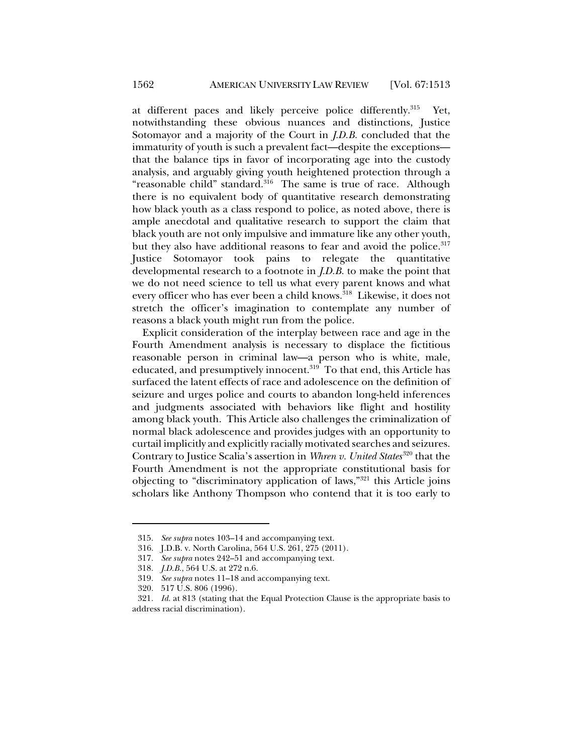at different paces and likely perceive police differently.[315] Yet, notwithstanding these obvious nuances and distinctions, Justice Sotomayor and a majority of the Court in *J.D.B.* concluded that the immaturity of youth is such a prevalent fact—despite the exceptions—that the balance tips in favor of incorporating age into the custody analysis, and arguably giving youth heightened protection through a "reasonable child" standard.[316] The same is true of race. Although there is no equivalent body of quantitative research demonstrating how black youth as a class respond to police, as noted above, there is ample anecdotal and qualitative research to support the claim that black youth are not only impulsive and immature like any other youth, but they also have additional reasons to fear and avoid the police.[317] Justice Sotomayor took pains to relegate the quantitative developmental research to a footnote in *J.D.B.* to make the point that we do not need science to tell us what every parent knows and what every officer who has ever been a child knows.[318] Likewise, it does not stretch the officer's imagination to contemplate any number of reasons a black youth might run from the police.

Explicit consideration of the interplay between race and age in the Fourth Amendment analysis is necessary to displace the fictitious reasonable person in criminal law—a person who is white, male, educated, and presumptively innocent.[319] To that end, this Article has surfaced the latent effects of race and adolescence on the definition of seizure and urges police and courts to abandon long-held inferences and judgments associated with behaviors like flight and hostility among black youth. This Article also challenges the criminalization of normal black adolescence and provides judges with an opportunity to curtail implicitly and explicitly racially motivated searches and seizures. Contrary to Justice Scalia's assertion in *Whren v. United States*[320] that the Fourth Amendment is not the appropriate constitutional basis for objecting to "discriminatory application of laws,"[321] this Article joins scholars like Anthony Thompson who contend that it is too early to

---

315. *See supra* notes 103–14 and accompanying text.

316. J.D.B. v. North Carolina, 564 U.S. 261, 275 (2011).

317. *See supra* notes 242–51 and accompanying text.

318. *J.D.B.*, 564 U.S. at 272 n.6.

319. *See supra* notes 11–18 and accompanying text.

320. 517 U.S. 806 (1996).

321. *Id.* at 813 (stating that the Equal Protection Clause is the appropriate basis to address racial discrimination).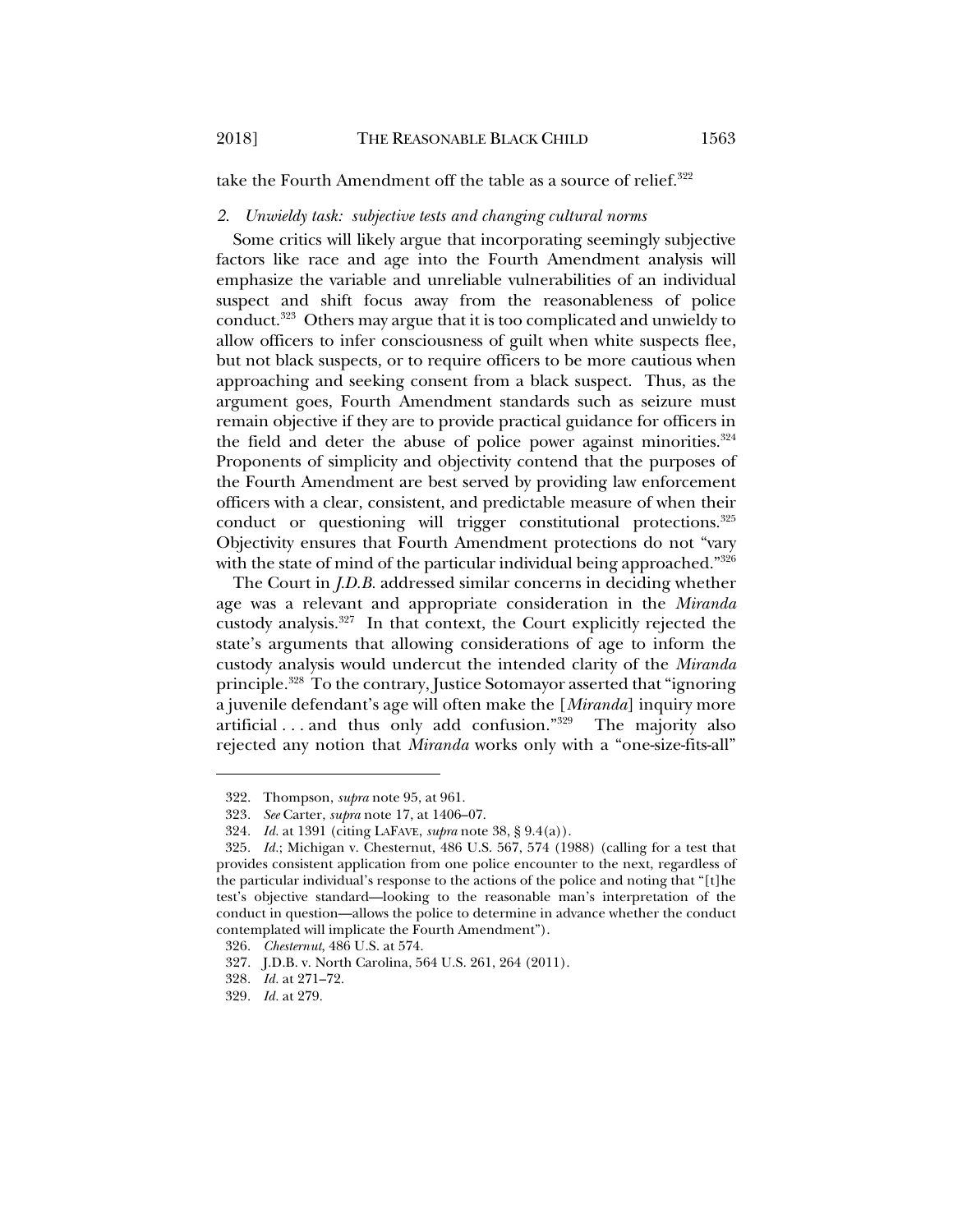take the Fourth Amendment off the table as a source of relief.[322]

### *2. Unwieldy task: subjective tests and changing cultural norms*

Some critics will likely argue that incorporating seemingly subjective factors like race and age into the Fourth Amendment analysis will emphasize the variable and unreliable vulnerabilities of an individual suspect and shift focus away from the reasonableness of police conduct.[323] Others may argue that it is too complicated and unwieldy to allow officers to infer consciousness of guilt when white suspects flee, but not black suspects, or to require officers to be more cautious when approaching and seeking consent from a black suspect. Thus, as the argument goes, Fourth Amendment standards such as seizure must remain objective if they are to provide practical guidance for officers in the field and deter the abuse of police power against minorities.[324] Proponents of simplicity and objectivity contend that the purposes of the Fourth Amendment are best served by providing law enforcement officers with a clear, consistent, and predictable measure of when their conduct or questioning will trigger constitutional protections.[325] Objectivity ensures that Fourth Amendment protections do not "vary with the state of mind of the particular individual being approached."[326]

The Court in *J.D.B.* addressed similar concerns in deciding whether age was a relevant and appropriate consideration in the *Miranda* custody analysis.[327] In that context, the Court explicitly rejected the state's arguments that allowing considerations of age to inform the custody analysis would undercut the intended clarity of the *Miranda* principle.[328] To the contrary, Justice Sotomayor asserted that "ignoring a juvenile defendant's age will often make the [*Miranda*] inquiry more artificial . . . and thus only add confusion."[329] The majority also rejected any notion that *Miranda* works only with a "one-size-fits-all"

---

322. Thompson, *supra* note 95, at 961.

323. *See* Carter, *supra* note 17, at 1406–07.

324. *Id.* at 1391 (citing LAFAVE, *supra* note 38, § 9.4(a)).

325. *Id.*; Michigan v. Chesternut, 486 U.S. 567, 574 (1988) (calling for a test that provides consistent application from one police encounter to the next, regardless of the particular individual's response to the actions of the police and noting that "[t]he test's objective standard—looking to the reasonable man's interpretation of the conduct in question—allows the police to determine in advance whether the conduct contemplated will implicate the Fourth Amendment").

326. *Chesternut*, 486 U.S. at 574.

327. J.D.B. v. North Carolina, 564 U.S. 261, 264 (2011).

328. *Id.* at 271–72.

329. *Id.* at 279.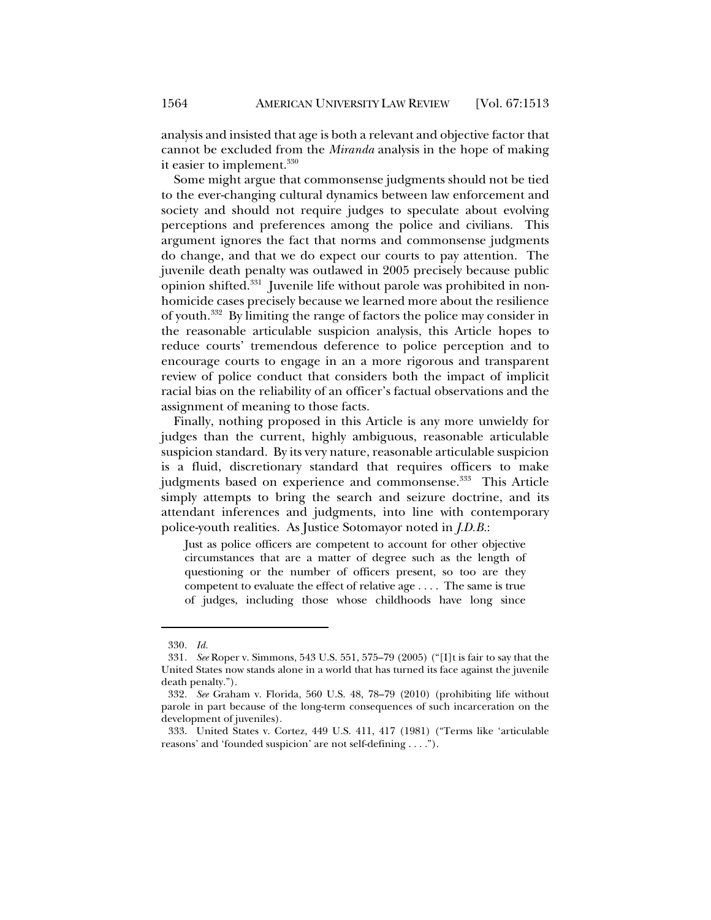analysis and insisted that age is both a relevant and objective factor that cannot be excluded from the *Miranda* analysis in the hope of making it easier to implement.[330]

Some might argue that commonsense judgments should not be tied to the ever-changing cultural dynamics between law enforcement and society and should not require judges to speculate about evolving perceptions and preferences among the police and civilians. This argument ignores the fact that norms and commonsense judgments do change, and that we do expect our courts to pay attention. The juvenile death penalty was outlawed in 2005 precisely because public opinion shifted.[331] Juvenile life without parole was prohibited in non-homicide cases precisely because we learned more about the resilience of youth.[332] By limiting the range of factors the police may consider in the reasonable articulable suspicion analysis, this Article hopes to reduce courts' tremendous deference to police perception and to encourage courts to engage in an a more rigorous and transparent review of police conduct that considers both the impact of implicit racial bias on the reliability of an officer's factual observations and the assignment of meaning to those facts.

Finally, nothing proposed in this Article is any more unwieldy for judges than the current, highly ambiguous, reasonable articulable suspicion standard. By its very nature, reasonable articulable suspicion is a fluid, discretionary standard that requires officers to make judgments based on experience and commonsense.[333] This Article simply attempts to bring the search and seizure doctrine, and its attendant inferences and judgments, into line with contemporary police-youth realities. As Justice Sotomayor noted in *J.D.B.*:

> Just as police officers are competent to account for other objective circumstances that are a matter of degree such as the length of questioning or the number of officers present, so too are they competent to evaluate the effect of relative age . . . . The same is true of judges, including those whose childhoods have long since

---

330. *Id.*

331. *See* Roper v. Simmons, 543 U.S. 551, 575–79 (2005) ("[I]t is fair to say that the United States now stands alone in a world that has turned its face against the juvenile death penalty.").

332. *See* Graham v. Florida, 560 U.S. 48, 78–79 (2010) (prohibiting life without parole in part because of the long-term consequences of such incarceration on the development of juveniles).

333. United States v. Cortez, 449 U.S. 411, 417 (1981) ("Terms like 'articulable reasons' and 'founded suspicion' are not self-defining . . . .").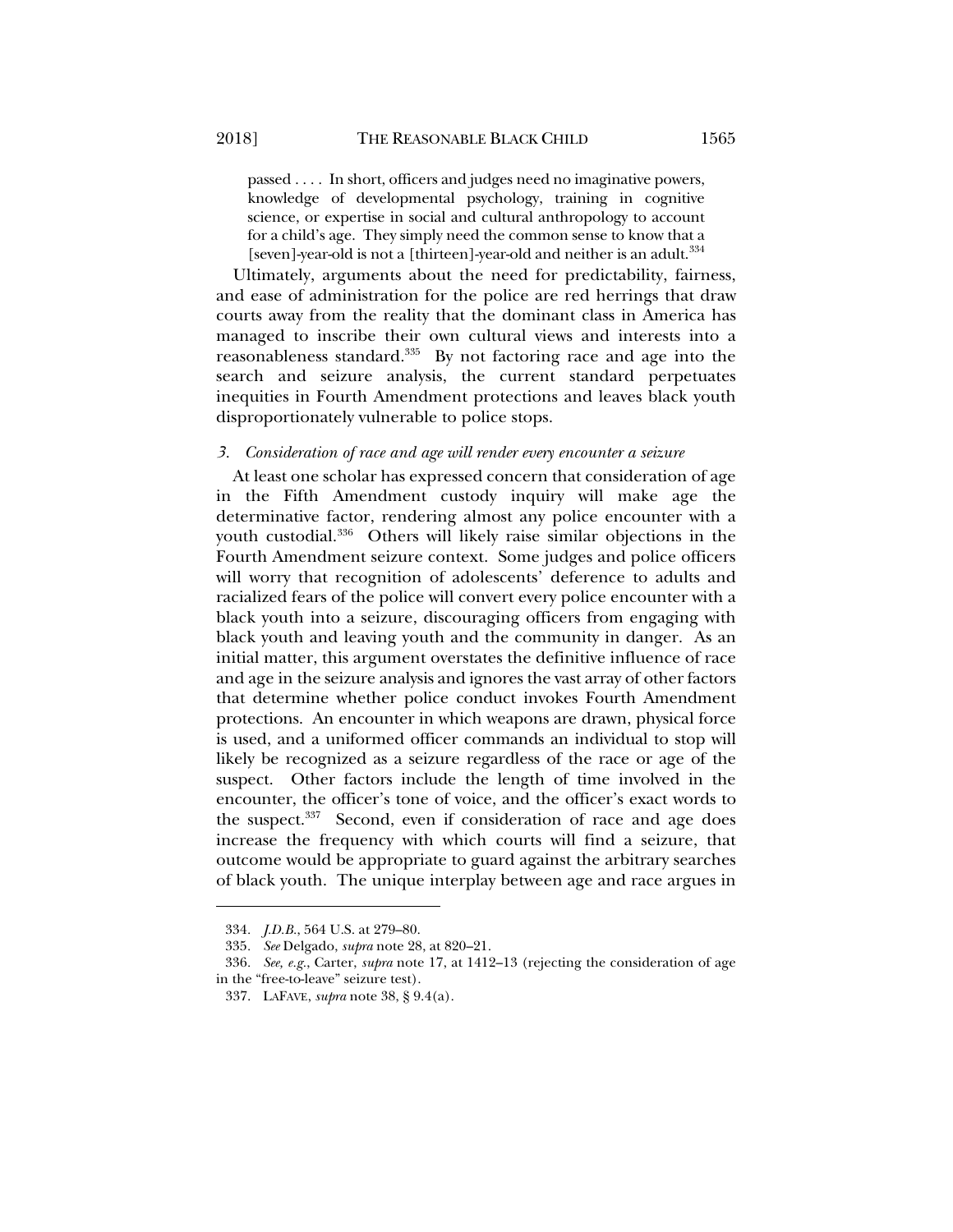> passed . . . . In short, officers and judges need no imaginative powers, knowledge of developmental psychology, training in cognitive science, or expertise in social and cultural anthropology to account for a child's age. They simply need the common sense to know that a [seven]-year-old is not a [thirteen]-year-old and neither is an adult.[334]

Ultimately, arguments about the need for predictability, fairness, and ease of administration for the police are red herrings that draw courts away from the reality that the dominant class in America has managed to inscribe their own cultural views and interests into a reasonableness standard.[335] By not factoring race and age into the search and seizure analysis, the current standard perpetuates inequities in Fourth Amendment protections and leaves black youth disproportionately vulnerable to police stops.

### 3. *Consideration of race and age will render every encounter a seizure*

At least one scholar has expressed concern that consideration of age in the Fifth Amendment custody inquiry will make age the determinative factor, rendering almost any police encounter with a youth custodial.[336] Others will likely raise similar objections in the Fourth Amendment seizure context. Some judges and police officers will worry that recognition of adolescents' deference to adults and racialized fears of the police will convert every police encounter with a black youth into a seizure, discouraging officers from engaging with black youth and leaving youth and the community in danger. As an initial matter, this argument overstates the definitive influence of race and age in the seizure analysis and ignores the vast array of other factors that determine whether police conduct invokes Fourth Amendment protections. An encounter in which weapons are drawn, physical force is used, and a uniformed officer commands an individual to stop will likely be recognized as a seizure regardless of the race or age of the suspect. Other factors include the length of time involved in the encounter, the officer's tone of voice, and the officer's exact words to the suspect.[337] Second, even if consideration of race and age does increase the frequency with which courts will find a seizure, that outcome would be appropriate to guard against the arbitrary searches of black youth. The unique interplay between age and race argues in

---

334. *J.D.B.*, 564 U.S. at 279–80.

335. *See* Delgado, *supra* note 28, at 820–21.

336. *See, e.g.*, Carter, *supra* note 17, at 1412–13 (rejecting the consideration of age in the "free-to-leave" seizure test).

337. LAFAVE, *supra* note 38, § 9.4(a).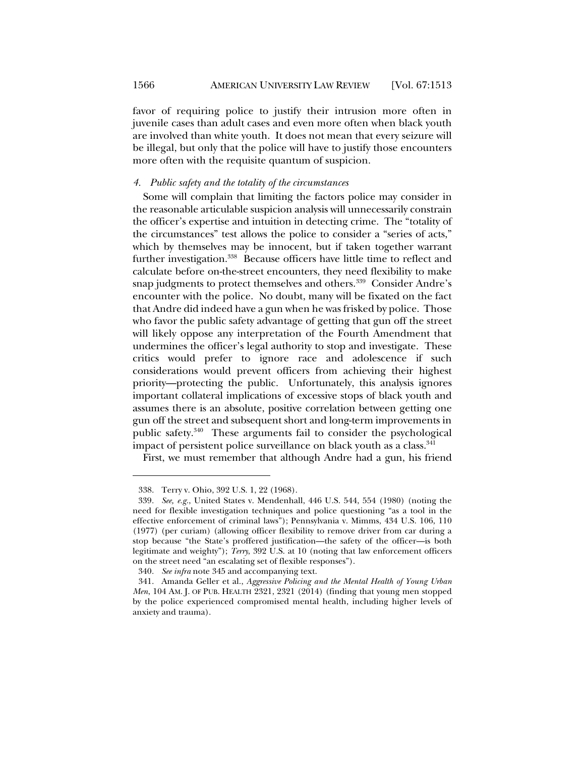favor of requiring police to justify their intrusion more often in juvenile cases than adult cases and even more often when black youth are involved than white youth. It does not mean that every seizure will be illegal, but only that the police will have to justify those encounters more often with the requisite quantum of suspicion.

#### *4. Public safety and the totality of the circumstances*

Some will complain that limiting the factors police may consider in the reasonable articulable suspicion analysis will unnecessarily constrain the officer's expertise and intuition in detecting crime. The "totality of the circumstances" test allows the police to consider a "series of acts," which by themselves may be innocent, but if taken together warrant further investigation.[338] Because officers have little time to reflect and calculate before on-the-street encounters, they need flexibility to make snap judgments to protect themselves and others.[339] Consider Andre's encounter with the police. No doubt, many will be fixated on the fact that Andre did indeed have a gun when he was frisked by police. Those who favor the public safety advantage of getting that gun off the street will likely oppose any interpretation of the Fourth Amendment that undermines the officer's legal authority to stop and investigate. These critics would prefer to ignore race and adolescence if such considerations would prevent officers from achieving their highest priority—protecting the public. Unfortunately, this analysis ignores important collateral implications of excessive stops of black youth and assumes there is an absolute, positive correlation between getting one gun off the street and subsequent short and long-term improvements in public safety.[340] These arguments fail to consider the psychological impact of persistent police surveillance on black youth as a class.[341]

First, we must remember that although Andre had a gun, his friend

---

338. Terry v. Ohio, 392 U.S. 1, 22 (1968).

339. *See, e.g.*, United States v. Mendenhall, 446 U.S. 544, 554 (1980) (noting the need for flexible investigation techniques and police questioning "as a tool in the effective enforcement of criminal laws"); Pennsylvania v. Mimms, 434 U.S. 106, 110 (1977) (per curiam) (allowing officer flexibility to remove driver from car during a stop because "the State's proffered justification—the safety of the officer—is both legitimate and weighty"); *Terry*, 392 U.S. at 10 (noting that law enforcement officers on the street need "an escalating set of flexible responses").

340. *See infra* note 345 and accompanying text.

341. Amanda Geller et al., *Aggressive Policing and the Mental Health of Young Urban Men*, 104 AM. J. OF PUB. HEALTH 2321, 2321 (2014) (finding that young men stopped by the police experienced compromised mental health, including higher levels of anxiety and trauma).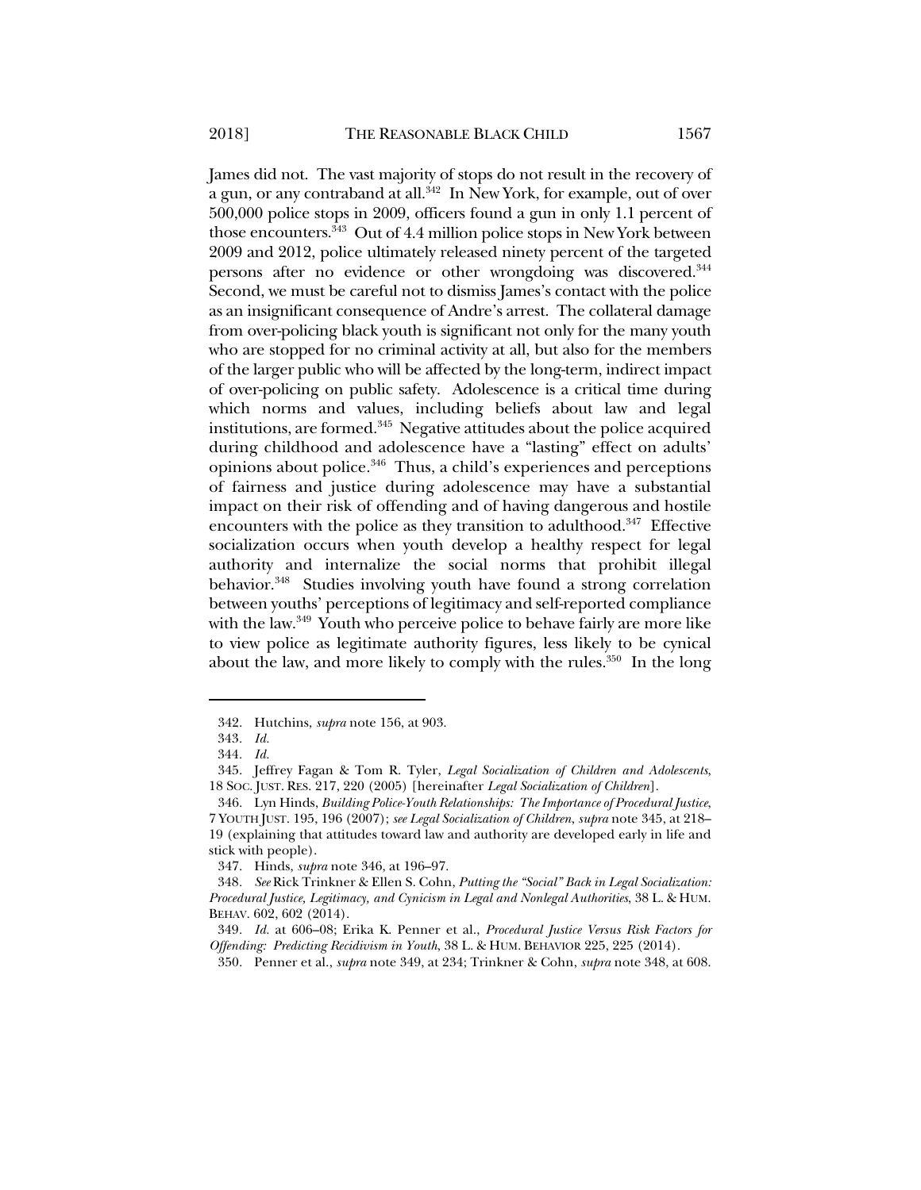James did not. The vast majority of stops do not result in the recovery of a gun, or any contraband at all.[342] In New York, for example, out of over 500,000 police stops in 2009, officers found a gun in only 1.1 percent of those encounters.[343] Out of 4.4 million police stops in New York between 2009 and 2012, police ultimately released ninety percent of the targeted persons after no evidence or other wrongdoing was discovered.[344] Second, we must be careful not to dismiss James's contact with the police as an insignificant consequence of Andre's arrest. The collateral damage from over-policing black youth is significant not only for the many youth who are stopped for no criminal activity at all, but also for the members of the larger public who will be affected by the long-term, indirect impact of over-policing on public safety. Adolescence is a critical time during which norms and values, including beliefs about law and legal institutions, are formed.[345] Negative attitudes about the police acquired during childhood and adolescence have a "lasting" effect on adults' opinions about police.[346] Thus, a child's experiences and perceptions of fairness and justice during adolescence may have a substantial impact on their risk of offending and of having dangerous and hostile encounters with the police as they transition to adulthood.[347] Effective socialization occurs when youth develop a healthy respect for legal authority and internalize the social norms that prohibit illegal behavior.[348] Studies involving youth have found a strong correlation between youths' perceptions of legitimacy and self-reported compliance with the law.[349] Youth who perceive police to behave fairly are more like to view police as legitimate authority figures, less likely to be cynical about the law, and more likely to comply with the rules.[350] In the long

---

342. Hutchins, *supra* note 156, at 903.

343. *Id.*

344. *Id.*

345. Jeffrey Fagan & Tom R. Tyler, *Legal Socialization of Children and Adolescents*, 18 SOC. JUST. RES. 217, 220 (2005) [hereinafter *Legal Socialization of Children*].

346. Lyn Hinds, *Building Police-Youth Relationships: The Importance of Procedural Justice*, 7 YOUTH JUST. 195, 196 (2007); *see Legal Socialization of Children*, *supra* note 345, at 218–19 (explaining that attitudes toward law and authority are developed early in life and stick with people).

347. Hinds, *supra* note 346, at 196–97.

348. *See* Rick Trinkner & Ellen S. Cohn, *Putting the "Social" Back in Legal Socialization: Procedural Justice, Legitimacy, and Cynicism in Legal and Nonlegal Authorities*, 38 L. & HUM. BEHAV. 602, 602 (2014).

349. *Id.* at 606–08; Erika K. Penner et al., *Procedural Justice Versus Risk Factors for Offending: Predicting Recidivism in Youth*, 38 L. & HUM. BEHAVIOR 225, 225 (2014).

350. Penner et al., *supra* note 349, at 234; Trinkner & Cohn, *supra* note 348, at 608.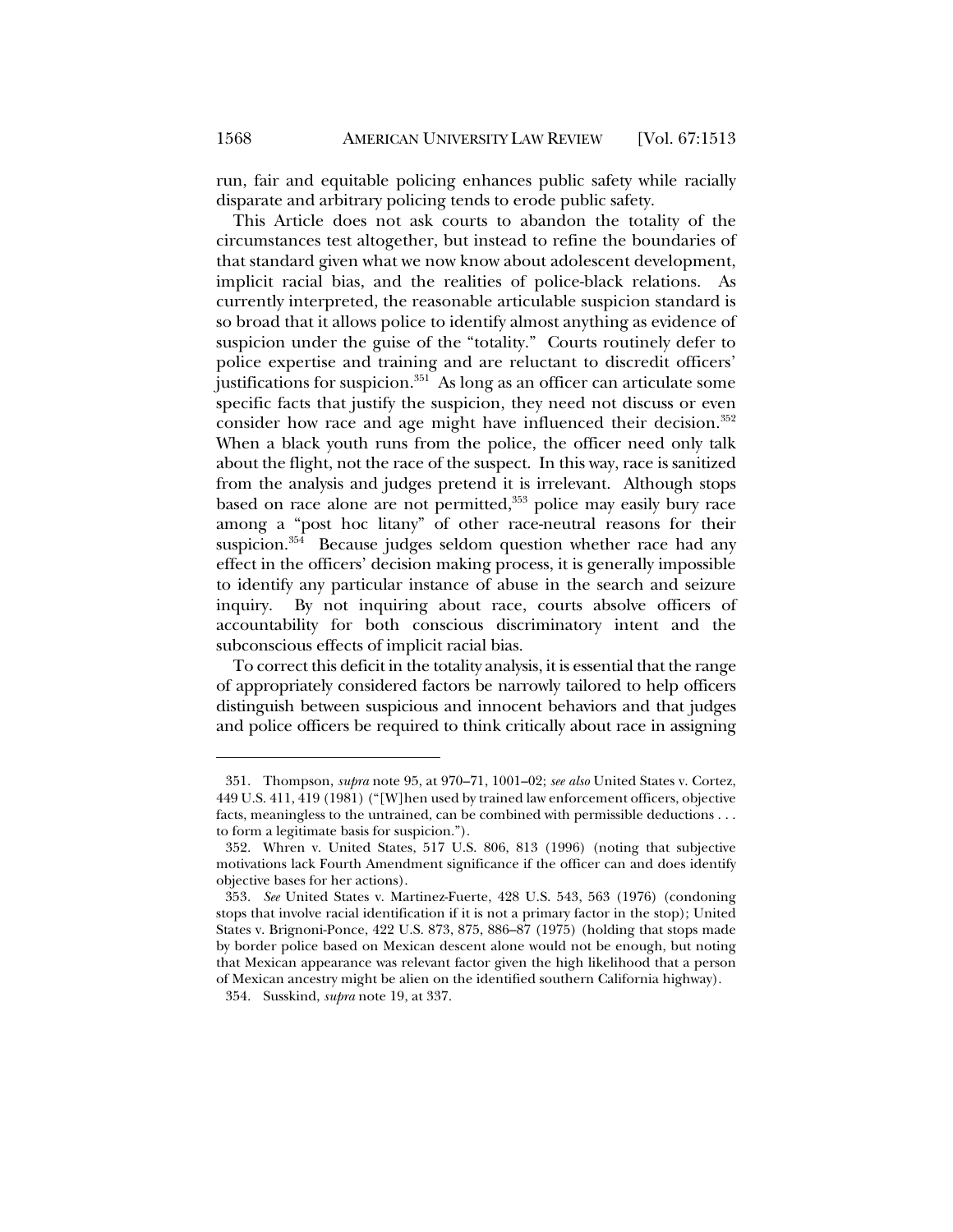run, fair and equitable policing enhances public safety while racially disparate and arbitrary policing tends to erode public safety.

This Article does not ask courts to abandon the totality of the circumstances test altogether, but instead to refine the boundaries of that standard given what we now know about adolescent development, implicit racial bias, and the realities of police-black relations. As currently interpreted, the reasonable articulable suspicion standard is so broad that it allows police to identify almost anything as evidence of suspicion under the guise of the "totality." Courts routinely defer to police expertise and training and are reluctant to discredit officers' justifications for suspicion.[351] As long as an officer can articulate some specific facts that justify the suspicion, they need not discuss or even consider how race and age might have influenced their decision.[352] When a black youth runs from the police, the officer need only talk about the flight, not the race of the suspect. In this way, race is sanitized from the analysis and judges pretend it is irrelevant. Although stops based on race alone are not permitted,[353] police may easily bury race among a "post hoc litany" of other race-neutral reasons for their suspicion.[354] Because judges seldom question whether race had any effect in the officers' decision making process, it is generally impossible to identify any particular instance of abuse in the search and seizure inquiry. By not inquiring about race, courts absolve officers of accountability for both conscious discriminatory intent and the subconscious effects of implicit racial bias.

To correct this deficit in the totality analysis, it is essential that the range of appropriately considered factors be narrowly tailored to help officers distinguish between suspicious and innocent behaviors and that judges and police officers be required to think critically about race in assigning

---

351. Thompson, *supra* note 95, at 970–71, 1001–02; *see also* United States v. Cortez, 449 U.S. 411, 419 (1981) ("[W]hen used by trained law enforcement officers, objective facts, meaningless to the untrained, can be combined with permissible deductions . . . to form a legitimate basis for suspicion.").

352. Whren v. United States, 517 U.S. 806, 813 (1996) (noting that subjective motivations lack Fourth Amendment significance if the officer can and does identify objective bases for her actions).

353. *See* United States v. Martinez-Fuerte, 428 U.S. 543, 563 (1976) (condoning stops that involve racial identification if it is not a primary factor in the stop); United States v. Brignoni-Ponce, 422 U.S. 873, 875, 886–87 (1975) (holding that stops made by border police based on Mexican descent alone would not be enough, but noting that Mexican appearance was relevant factor given the high likelihood that a person of Mexican ancestry might be alien on the identified southern California highway).

354. Susskind, *supra* note 19, at 337.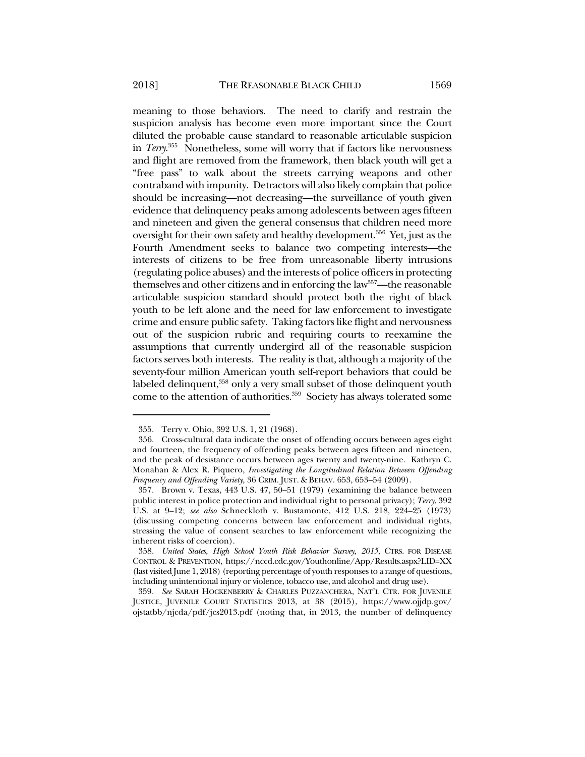meaning to those behaviors. The need to clarify and restrain the suspicion analysis has become even more important since the Court diluted the probable cause standard to reasonable articulable suspicion in *Terry*.[355] Nonetheless, some will worry that if factors like nervousness and flight are removed from the framework, then black youth will get a "free pass" to walk about the streets carrying weapons and other contraband with impunity. Detractors will also likely complain that police should be increasing—not decreasing—the surveillance of youth given evidence that delinquency peaks among adolescents between ages fifteen and nineteen and given the general consensus that children need more oversight for their own safety and healthy development.[356] Yet, just as the Fourth Amendment seeks to balance two competing interests—the interests of citizens to be free from unreasonable liberty intrusions (regulating police abuses) and the interests of police officers in protecting themselves and other citizens and in enforcing the law[357]—the reasonable articulable suspicion standard should protect both the right of black youth to be left alone and the need for law enforcement to investigate crime and ensure public safety. Taking factors like flight and nervousness out of the suspicion rubric and requiring courts to reexamine the assumptions that currently undergird all of the reasonable suspicion factors serves both interests. The reality is that, although a majority of the seventy-four million American youth self-report behaviors that could be labeled delinquent,[358] only a very small subset of those delinquent youth come to the attention of authorities.[359] Society has always tolerated some

---

355. Terry v. Ohio, 392 U.S. 1, 21 (1968).

356. Cross-cultural data indicate the onset of offending occurs between ages eight and fourteen, the frequency of offending peaks between ages fifteen and nineteen, and the peak of desistance occurs between ages twenty and twenty-nine. Kathryn C. Monahan & Alex R. Piquero, *Investigating the Longitudinal Relation Between Offending Frequency and Offending Variety*, 36 CRIM. JUST. & BEHAV. 653, 653–54 (2009).

357. Brown v. Texas, 443 U.S. 47, 50–51 (1979) (examining the balance between public interest in police protection and individual right to personal privacy); *Terry*, 392 U.S. at 9–12; *see also* Schneckloth v. Bustamonte, 412 U.S. 218, 224–25 (1973) (discussing competing concerns between law enforcement and individual rights, stressing the value of consent searches to law enforcement while recognizing the inherent risks of coercion).

358. *United States, High School Youth Risk Behavior Survey, 2015*, CTRS. FOR DISEASE CONTROL & PREVENTION, https://nccd.cdc.gov/Youthonline/App/Results.aspx?LID=XX (last visited June 1, 2018) (reporting percentage of youth responses to a range of questions, including unintentional injury or violence, tobacco use, and alcohol and drug use).

359. *See* SARAH HOCKENBERRY & CHARLES PUZZANCHERA, NAT'L CTR. FOR JUVENILE JUSTICE, JUVENILE COURT STATISTICS 2013, at 38 (2015), https://www.ojjdp.gov/ojstatbb/njcda/pdf/jcs2013.pdf (noting that, in 2013, the number of delinquency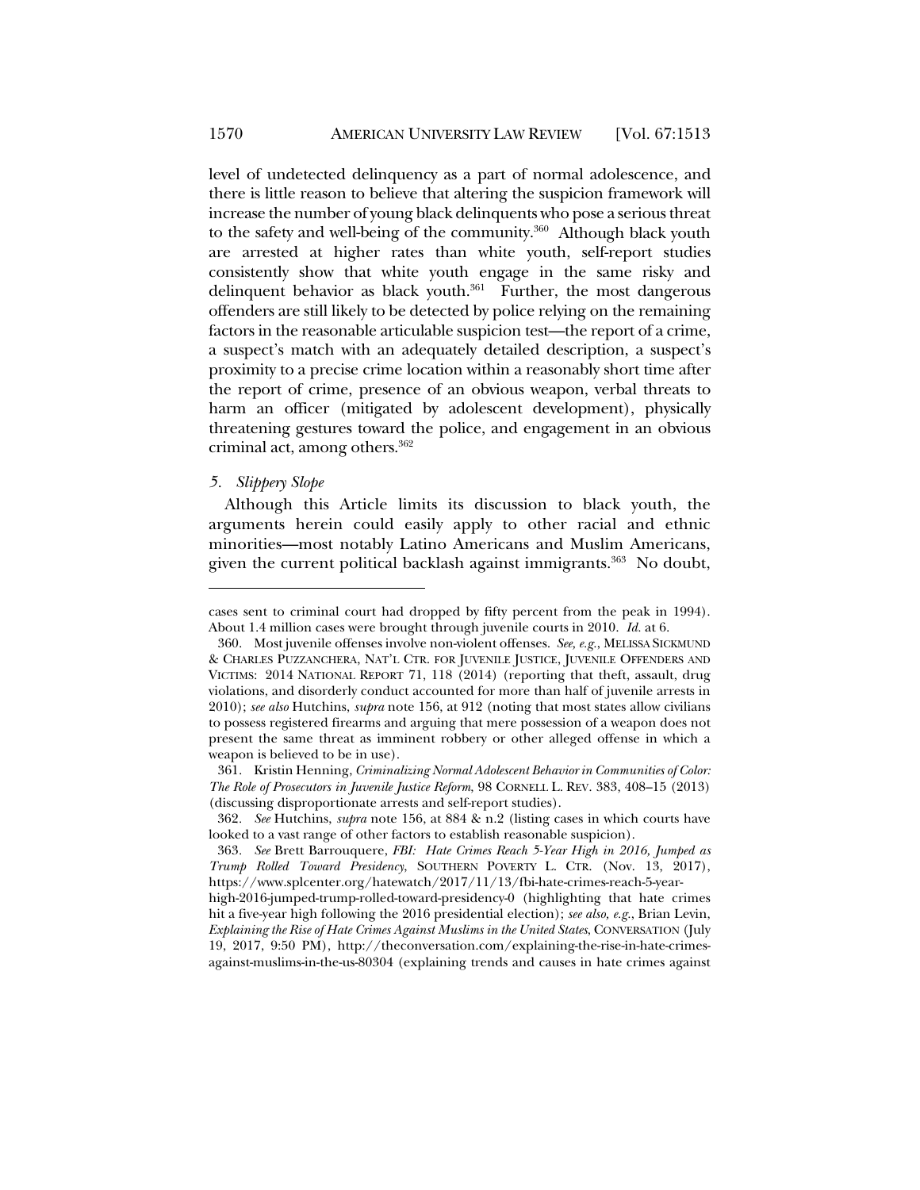level of undetected delinquency as a part of normal adolescence, and there is little reason to believe that altering the suspicion framework will increase the number of young black delinquents who pose a serious threat to the safety and well-being of the community.[360] Although black youth are arrested at higher rates than white youth, self-report studies consistently show that white youth engage in the same risky and delinquent behavior as black youth.[361] Further, the most dangerous offenders are still likely to be detected by police relying on the remaining factors in the reasonable articulable suspicion test—the report of a crime, a suspect's match with an adequately detailed description, a suspect's proximity to a precise crime location within a reasonably short time after the report of crime, presence of an obvious weapon, verbal threats to harm an officer (mitigated by adolescent development), physically threatening gestures toward the police, and engagement in an obvious criminal act, among others.[362]

*5. Slippery Slope*

Although this Article limits its discussion to black youth, the arguments herein could easily apply to other racial and ethnic minorities—most notably Latino Americans and Muslim Americans, given the current political backlash against immigrants.[363] No doubt,

---

cases sent to criminal court had dropped by fifty percent from the peak in 1994). About 1.4 million cases were brought through juvenile courts in 2010. *Id.* at 6.

360. Most juvenile offenses involve non-violent offenses. *See, e.g.*, MELISSA SICKMUND & CHARLES PUZZANCHERA, NAT'L CTR. FOR JUVENILE JUSTICE, JUVENILE OFFENDERS AND VICTIMS: 2014 NATIONAL REPORT 71, 118 (2014) (reporting that theft, assault, drug violations, and disorderly conduct accounted for more than half of juvenile arrests in 2010); *see also* Hutchins, *supra* note 156, at 912 (noting that most states allow civilians to possess registered firearms and arguing that mere possession of a weapon does not present the same threat as imminent robbery or other alleged offense in which a weapon is believed to be in use).

361. Kristin Henning, *Criminalizing Normal Adolescent Behavior in Communities of Color: The Role of Prosecutors in Juvenile Justice Reform*, 98 CORNELL L. REV. 383, 408–15 (2013) (discussing disproportionate arrests and self-report studies).

362. *See* Hutchins, *supra* note 156, at 884 & n.2 (listing cases in which courts have looked to a vast range of other factors to establish reasonable suspicion).

363. *See* Brett Barrouquere, *FBI: Hate Crimes Reach 5-Year High in 2016, Jumped as Trump Rolled Toward Presidency*, SOUTHERN POVERTY L. CTR. (Nov. 13, 2017), https://www.splcenter.org/hatewatch/2017/11/13/fbi-hate-crimes-reach-5-year-high-2016-jumped-trump-rolled-toward-presidency-0 (highlighting that hate crimes hit a five-year high following the 2016 presidential election); *see also, e.g.*, Brian Levin, *Explaining the Rise of Hate Crimes Against Muslims in the United States*, CONVERSATION (July 19, 2017, 9:50 PM), http://theconversation.com/explaining-the-rise-in-hate-crimes-against-muslims-in-the-us-80304 (explaining trends and causes in hate crimes against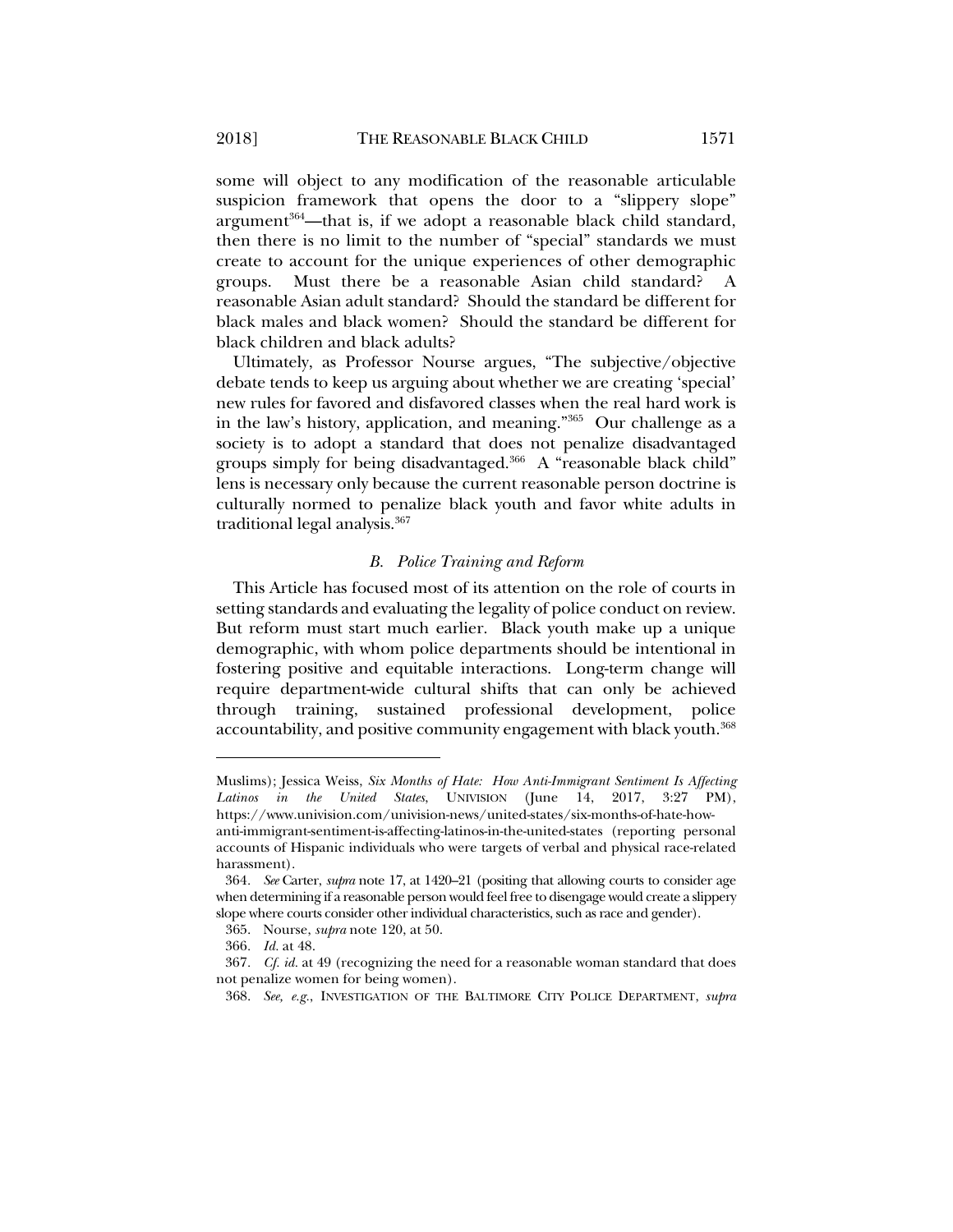some will object to any modification of the reasonable articulable suspicion framework that opens the door to a "slippery slope" argument[364]—that is, if we adopt a reasonable black child standard, then there is no limit to the number of "special" standards we must create to account for the unique experiences of other demographic groups. Must there be a reasonable Asian child standard? A reasonable Asian adult standard? Should the standard be different for black males and black women? Should the standard be different for black children and black adults?

Ultimately, as Professor Nourse argues, "The subjective/objective debate tends to keep us arguing about whether we are creating 'special' new rules for favored and disfavored classes when the real hard work is in the law's history, application, and meaning."[365] Our challenge as a society is to adopt a standard that does not penalize disadvantaged groups simply for being disadvantaged.[366] A "reasonable black child" lens is necessary only because the current reasonable person doctrine is culturally normed to penalize black youth and favor white adults in traditional legal analysis.[367]

### *B. Police Training and Reform*

This Article has focused most of its attention on the role of courts in setting standards and evaluating the legality of police conduct on review. But reform must start much earlier. Black youth make up a unique demographic, with whom police departments should be intentional in fostering positive and equitable interactions. Long-term change will require department-wide cultural shifts that can only be achieved through training, sustained professional development, police accountability, and positive community engagement with black youth.[368]

---

Muslims); Jessica Weiss, *Six Months of Hate: How Anti-Immigrant Sentiment Is Affecting Latinos in the United States*, UNIVISION (June 14, 2017, 3:27 PM), https://www.univision.com/univision-news/united-states/six-months-of-hate-how-anti-immigrant-sentiment-is-affecting-latinos-in-the-united-states (reporting personal accounts of Hispanic individuals who were targets of verbal and physical race-related harassment).

364. *See* Carter, *supra* note 17, at 1420–21 (positing that allowing courts to consider age when determining if a reasonable person would feel free to disengage would create a slippery slope where courts consider other individual characteristics, such as race and gender).

365. Nourse, *supra* note 120, at 50.

366. *Id.* at 48.

367. *Cf. id.* at 49 (recognizing the need for a reasonable woman standard that does not penalize women for being women).

368. *See, e.g.*, INVESTIGATION OF THE BALTIMORE CITY POLICE DEPARTMENT, *supra*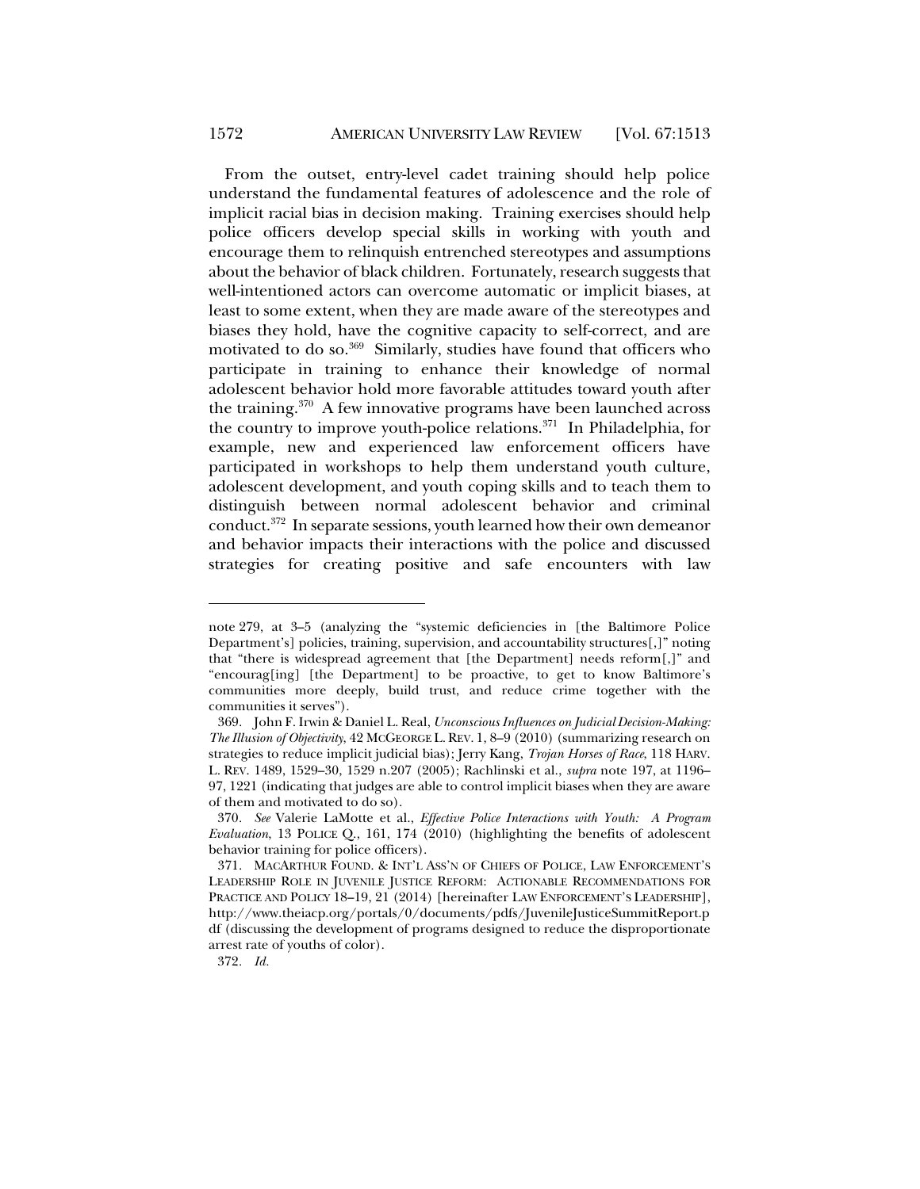From the outset, entry-level cadet training should help police understand the fundamental features of adolescence and the role of implicit racial bias in decision making. Training exercises should help police officers develop special skills in working with youth and encourage them to relinquish entrenched stereotypes and assumptions about the behavior of black children. Fortunately, research suggests that well-intentioned actors can overcome automatic or implicit biases, at least to some extent, when they are made aware of the stereotypes and biases they hold, have the cognitive capacity to self-correct, and are motivated to do so.[369] Similarly, studies have found that officers who participate in training to enhance their knowledge of normal adolescent behavior hold more favorable attitudes toward youth after the training.[370] A few innovative programs have been launched across the country to improve youth-police relations.[371] In Philadelphia, for example, new and experienced law enforcement officers have participated in workshops to help them understand youth culture, adolescent development, and youth coping skills and to teach them to distinguish between normal adolescent behavior and criminal conduct.[372] In separate sessions, youth learned how their own demeanor and behavior impacts their interactions with the police and discussed strategies for creating positive and safe encounters with law

---

note 279, at 3–5 (analyzing the "systemic deficiencies in [the Baltimore Police Department's] policies, training, supervision, and accountability structures[,]" noting that "there is widespread agreement that [the Department] needs reform[,]" and "encourag[ing] [the Department] to be proactive, to get to know Baltimore's communities more deeply, build trust, and reduce crime together with the communities it serves").

369. John F. Irwin & Daniel L. Real, *Unconscious Influences on Judicial Decision-Making: The Illusion of Objectivity*, 42 MCGEORGE L. REV. 1, 8–9 (2010) (summarizing research on strategies to reduce implicit judicial bias); Jerry Kang, *Trojan Horses of Race*, 118 HARV. L. REV. 1489, 1529–30, 1529 n.207 (2005); Rachlinski et al., *supra* note 197, at 1196–97, 1221 (indicating that judges are able to control implicit biases when they are aware of them and motivated to do so).

370. *See* Valerie LaMotte et al., *Effective Police Interactions with Youth: A Program Evaluation*, 13 POLICE Q., 161, 174 (2010) (highlighting the benefits of adolescent behavior training for police officers).

371. MACARTHUR FOUND. & INT'L ASS'N OF CHIEFS OF POLICE, LAW ENFORCEMENT'S LEADERSHIP ROLE IN JUVENILE JUSTICE REFORM: ACTIONABLE RECOMMENDATIONS FOR PRACTICE AND POLICY 18–19, 21 (2014) [hereinafter LAW ENFORCEMENT'S LEADERSHIP], http://www.theiacp.org/portals/0/documents/pdfs/JuvenileJusticeSummitReport.pdf (discussing the development of programs designed to reduce the disproportionate arrest rate of youths of color).

372. *Id.*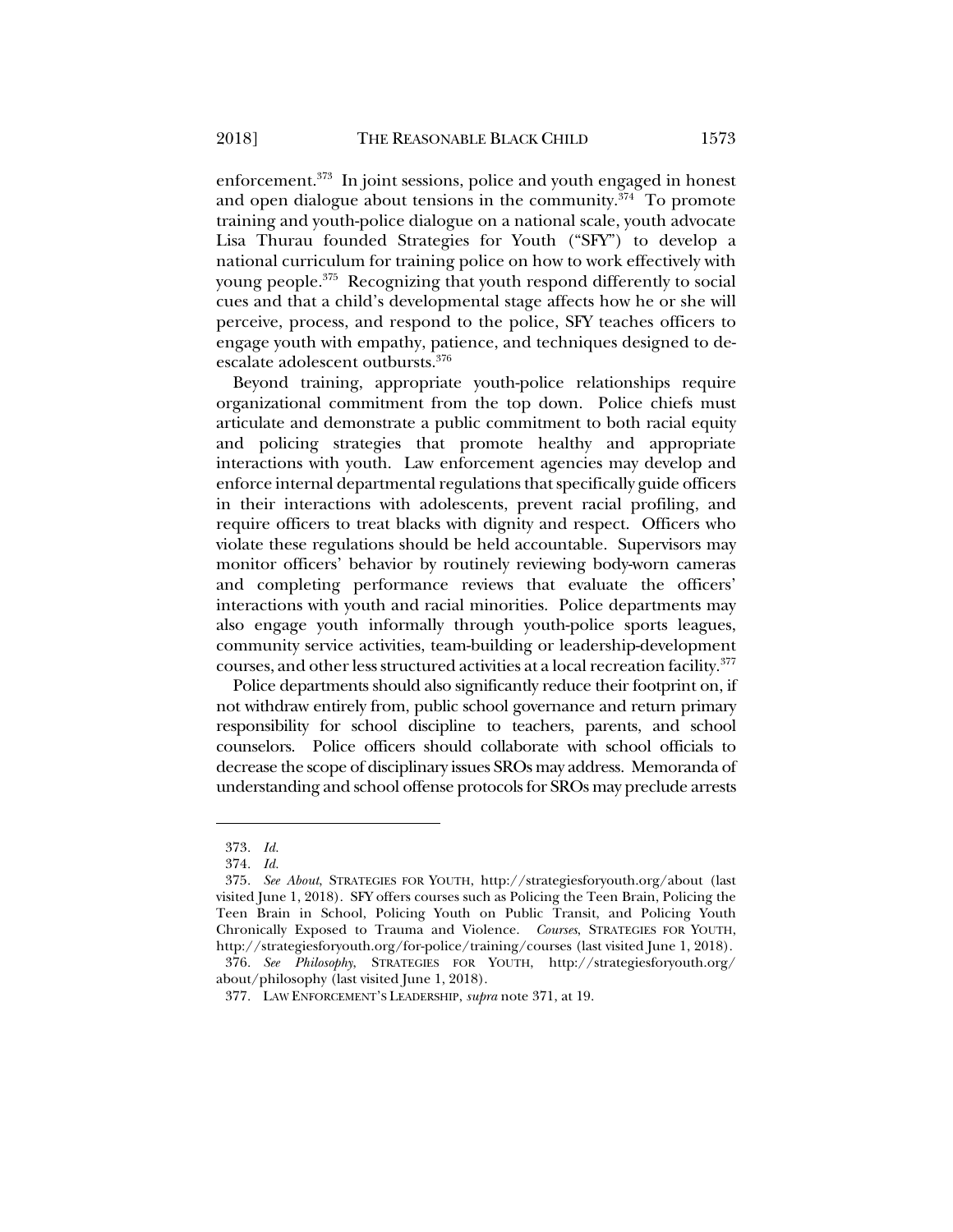enforcement.[373] In joint sessions, police and youth engaged in honest and open dialogue about tensions in the community.[374] To promote training and youth-police dialogue on a national scale, youth advocate Lisa Thurau founded Strategies for Youth ("SFY") to develop a national curriculum for training police on how to work effectively with young people.[375] Recognizing that youth respond differently to social cues and that a child's developmental stage affects how he or she will perceive, process, and respond to the police, SFY teaches officers to engage youth with empathy, patience, and techniques designed to de-escalate adolescent outbursts.[376]

Beyond training, appropriate youth-police relationships require organizational commitment from the top down. Police chiefs must articulate and demonstrate a public commitment to both racial equity and policing strategies that promote healthy and appropriate interactions with youth. Law enforcement agencies may develop and enforce internal departmental regulations that specifically guide officers in their interactions with adolescents, prevent racial profiling, and require officers to treat blacks with dignity and respect. Officers who violate these regulations should be held accountable. Supervisors may monitor officers' behavior by routinely reviewing body-worn cameras and completing performance reviews that evaluate the officers' interactions with youth and racial minorities. Police departments may also engage youth informally through youth-police sports leagues, community service activities, team-building or leadership-development courses, and other less structured activities at a local recreation facility.[377]

Police departments should also significantly reduce their footprint on, if not withdraw entirely from, public school governance and return primary responsibility for school discipline to teachers, parents, and school counselors. Police officers should collaborate with school officials to decrease the scope of disciplinary issues SROs may address. Memoranda of understanding and school offense protocols for SROs may preclude arrests

---

373. *Id.*

374. *Id.*

375. *See About*, STRATEGIES FOR YOUTH, http://strategiesforyouth.org/about (last visited June 1, 2018). SFY offers courses such as Policing the Teen Brain, Policing the Teen Brain in School, Policing Youth on Public Transit, and Policing Youth Chronically Exposed to Trauma and Violence. *Courses*, STRATEGIES FOR YOUTH, http://strategiesforyouth.org/for-police/training/courses (last visited June 1, 2018).

376. *See Philosophy*, STRATEGIES FOR YOUTH, http://strategiesforyouth.org/about/philosophy (last visited June 1, 2018).

377. LAW ENFORCEMENT'S LEADERSHIP, *supra* note 371, at 19.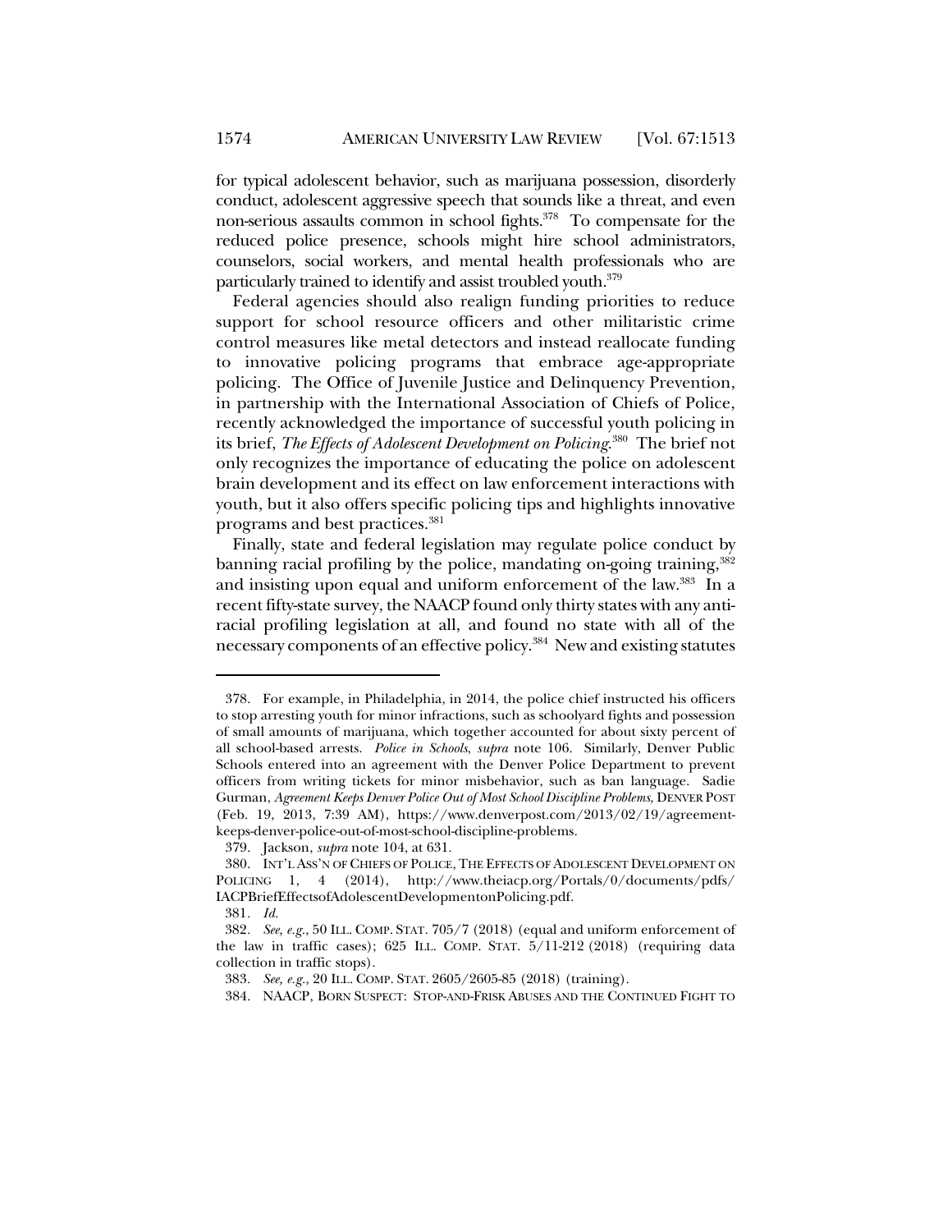for typical adolescent behavior, such as marijuana possession, disorderly conduct, adolescent aggressive speech that sounds like a threat, and even non-serious assaults common in school fights.[378] To compensate for the reduced police presence, schools might hire school administrators, counselors, social workers, and mental health professionals who are particularly trained to identify and assist troubled youth.[379]

Federal agencies should also realign funding priorities to reduce support for school resource officers and other militaristic crime control measures like metal detectors and instead reallocate funding to innovative policing programs that embrace age-appropriate policing. The Office of Juvenile Justice and Delinquency Prevention, in partnership with the International Association of Chiefs of Police, recently acknowledged the importance of successful youth policing in its brief, *The Effects of Adolescent Development on Policing*.[380] The brief not only recognizes the importance of educating the police on adolescent brain development and its effect on law enforcement interactions with youth, but it also offers specific policing tips and highlights innovative programs and best practices.[381]

Finally, state and federal legislation may regulate police conduct by banning racial profiling by the police, mandating on-going training,[382] and insisting upon equal and uniform enforcement of the law.[383] In a recent fifty-state survey, the NAACP found only thirty states with any anti-racial profiling legislation at all, and found no state with all of the necessary components of an effective policy.[384] New and existing statutes

---

378. For example, in Philadelphia, in 2014, the police chief instructed his officers to stop arresting youth for minor infractions, such as schoolyard fights and possession of small amounts of marijuana, which together accounted for about sixty percent of all school-based arrests. *Police in Schools*, *supra* note 106. Similarly, Denver Public Schools entered into an agreement with the Denver Police Department to prevent officers from writing tickets for minor misbehavior, such as ban language. Sadie Gurman, *Agreement Keeps Denver Police Out of Most School Discipline Problems*, DENVER POST (Feb. 19, 2013, 7:39 AM), https://www.denverpost.com/2013/02/19/agreement-keeps-denver-police-out-of-most-school-discipline-problems.

379. Jackson, *supra* note 104, at 631.

380. INT'L ASS'N OF CHIEFS OF POLICE, THE EFFECTS OF ADOLESCENT DEVELOPMENT ON POLICING 1, 4 (2014), http://www.theiacp.org/Portals/0/documents/pdfs/IACPBriefEffectsofAdolescentDevelopmentonPolicing.pdf.

381. *Id.*

382. *See, e.g.*, 50 ILL. COMP. STAT. 705/7 (2018) (equal and uniform enforcement of the law in traffic cases); 625 ILL. COMP. STAT. 5/11-212 (2018) (requiring data collection in traffic stops).

383. *See, e.g.*, 20 ILL. COMP. STAT. 2605/2605-85 (2018) (training).

384. NAACP, BORN SUSPECT: STOP-AND-FRISK ABUSES AND THE CONTINUED FIGHT TO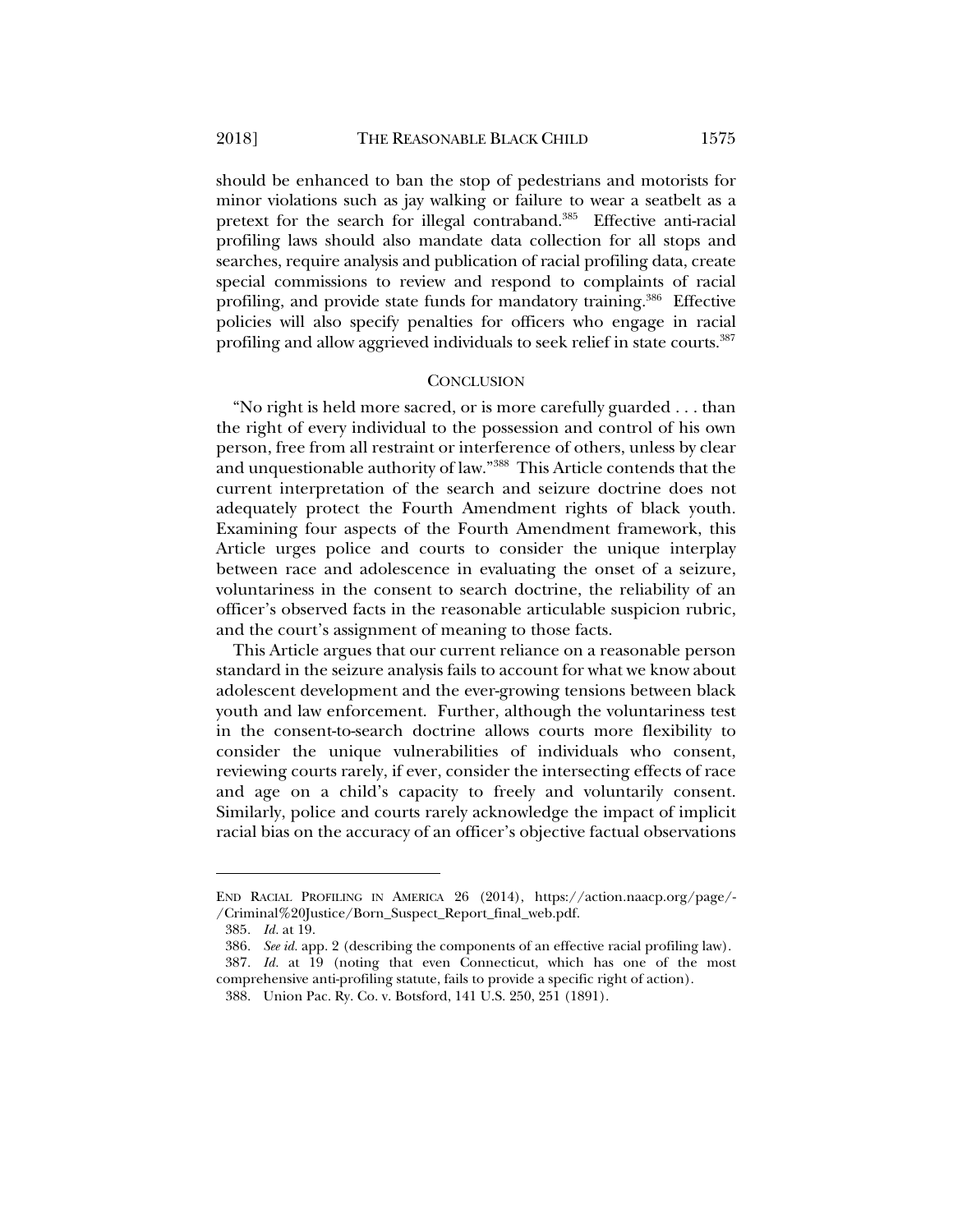should be enhanced to ban the stop of pedestrians and motorists for minor violations such as jay walking or failure to wear a seatbelt as a pretext for the search for illegal contraband.[385] Effective anti-racial profiling laws should also mandate data collection for all stops and searches, require analysis and publication of racial profiling data, create special commissions to review and respond to complaints of racial profiling, and provide state funds for mandatory training.[386] Effective policies will also specify penalties for officers who engage in racial profiling and allow aggrieved individuals to seek relief in state courts.[387]

## CONCLUSION

"No right is held more sacred, or is more carefully guarded . . . than the right of every individual to the possession and control of his own person, free from all restraint or interference of others, unless by clear and unquestionable authority of law."[388] This Article contends that the current interpretation of the search and seizure doctrine does not adequately protect the Fourth Amendment rights of black youth. Examining four aspects of the Fourth Amendment framework, this Article urges police and courts to consider the unique interplay between race and adolescence in evaluating the onset of a seizure, voluntariness in the consent to search doctrine, the reliability of an officer's observed facts in the reasonable articulable suspicion rubric, and the court's assignment of meaning to those facts.

This Article argues that our current reliance on a reasonable person standard in the seizure analysis fails to account for what we know about adolescent development and the ever-growing tensions between black youth and law enforcement. Further, although the voluntariness test in the consent-to-search doctrine allows courts more flexibility to consider the unique vulnerabilities of individuals who consent, reviewing courts rarely, if ever, consider the intersecting effects of race and age on a child's capacity to freely and voluntarily consent. Similarly, police and courts rarely acknowledge the impact of implicit racial bias on the accuracy of an officer's objective factual observations

---

END RACIAL PROFILING IN AMERICA 26 (2014), https://action.naacp.org/page/-/Criminal%20Justice/Born_Suspect_Report_final_web.pdf.

385. *Id.* at 19.

386. *See id.* app. 2 (describing the components of an effective racial profiling law).

387. *Id.* at 19 (noting that even Connecticut, which has one of the most comprehensive anti-profiling statute, fails to provide a specific right of action).

388. Union Pac. Ry. Co. v. Botsford, 141 U.S. 250, 251 (1891).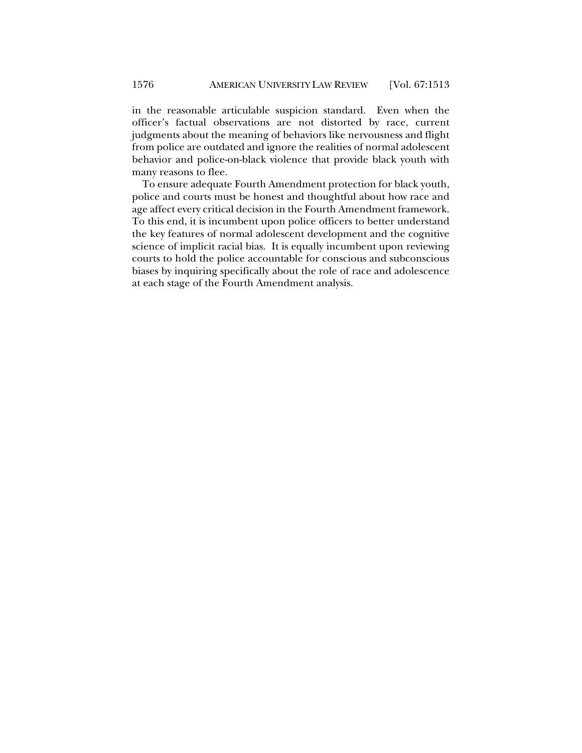in the reasonable articulable suspicion standard. Even when the officer's factual observations are not distorted by race, current judgments about the meaning of behaviors like nervousness and flight from police are outdated and ignore the realities of normal adolescent behavior and police-on-black violence that provide black youth with many reasons to flee.

To ensure adequate Fourth Amendment protection for black youth, police and courts must be honest and thoughtful about how race and age affect every critical decision in the Fourth Amendment framework. To this end, it is incumbent upon police officers to better understand the key features of normal adolescent development and the cognitive science of implicit racial bias. It is equally incumbent upon reviewing courts to hold the police accountable for conscious and subconscious biases by inquiring specifically about the role of race and adolescence at each stage of the Fourth Amendment analysis.